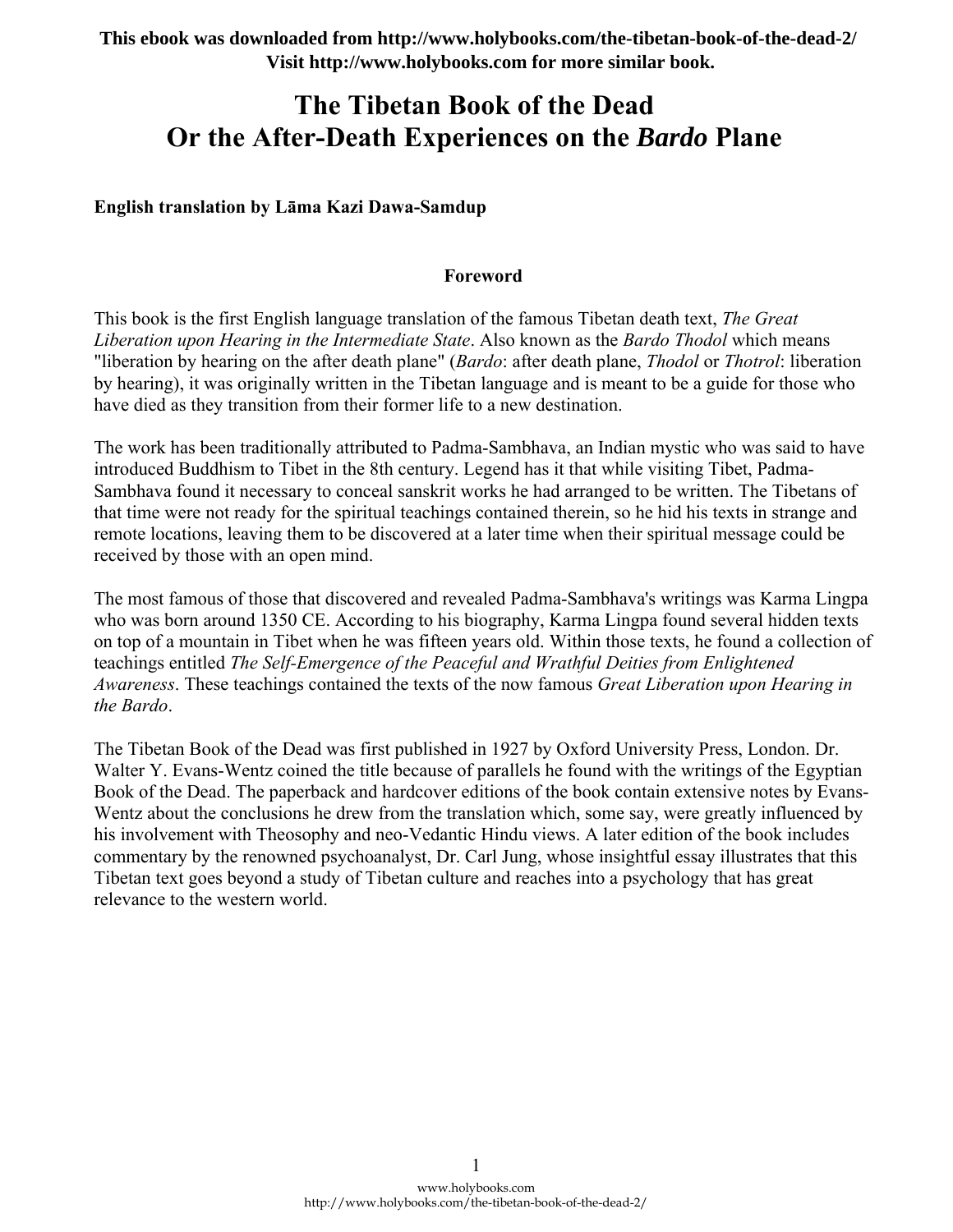This ebook was downloaded from http://www.holybooks.com/the-tibetan-book-of-the-dead-2/
Visit http://www.holybooks.com for more similar book.

# The Tibetan Book of the Dead
# Or the After-Death Experiences on the *Bardo* Plane

**English translation by Lāma Kazi Dawa-Samdup**

## Foreword

This book is the first English language translation of the famous Tibetan death text, *The Great Liberation upon Hearing in the Intermediate State*. Also known as the *Bardo Thodol* which means "liberation by hearing on the after death plane" (*Bardo*: after death plane, *Thodol* or *Thotrol*: liberation by hearing), it was originally written in the Tibetan language and is meant to be a guide for those who have died as they transition from their former life to a new destination.

The work has been traditionally attributed to Padma-Sambhava, an Indian mystic who was said to have introduced Buddhism to Tibet in the 8th century. Legend has it that while visiting Tibet, Padma-Sambhava found it necessary to conceal sanskrit works he had arranged to be written. The Tibetans of that time were not ready for the spiritual teachings contained therein, so he hid his texts in strange and remote locations, leaving them to be discovered at a later time when their spiritual message could be received by those with an open mind.

The most famous of those that discovered and revealed Padma-Sambhava's writings was Karma Lingpa who was born around 1350 CE. According to his biography, Karma Lingpa found several hidden texts on top of a mountain in Tibet when he was fifteen years old. Within those texts, he found a collection of teachings entitled *The Self-Emergence of the Peaceful and Wrathful Deities from Enlightened Awareness*. These teachings contained the texts of the now famous *Great Liberation upon Hearing in the Bardo*.

The Tibetan Book of the Dead was first published in 1927 by Oxford University Press, London. Dr. Walter Y. Evans-Wentz coined the title because of parallels he found with the writings of the Egyptian Book of the Dead. The paperback and hardcover editions of the book contain extensive notes by Evans-Wentz about the conclusions he drew from the translation which, some say, were greatly influenced by his involvement with Theosophy and neo-Vedantic Hindu views. A later edition of the book includes commentary by the renowned psychoanalyst, Dr. Carl Jung, whose insightful essay illustrates that this Tibetan text goes beyond a study of Tibetan culture and reaches into a psychology that has great relevance to the western world.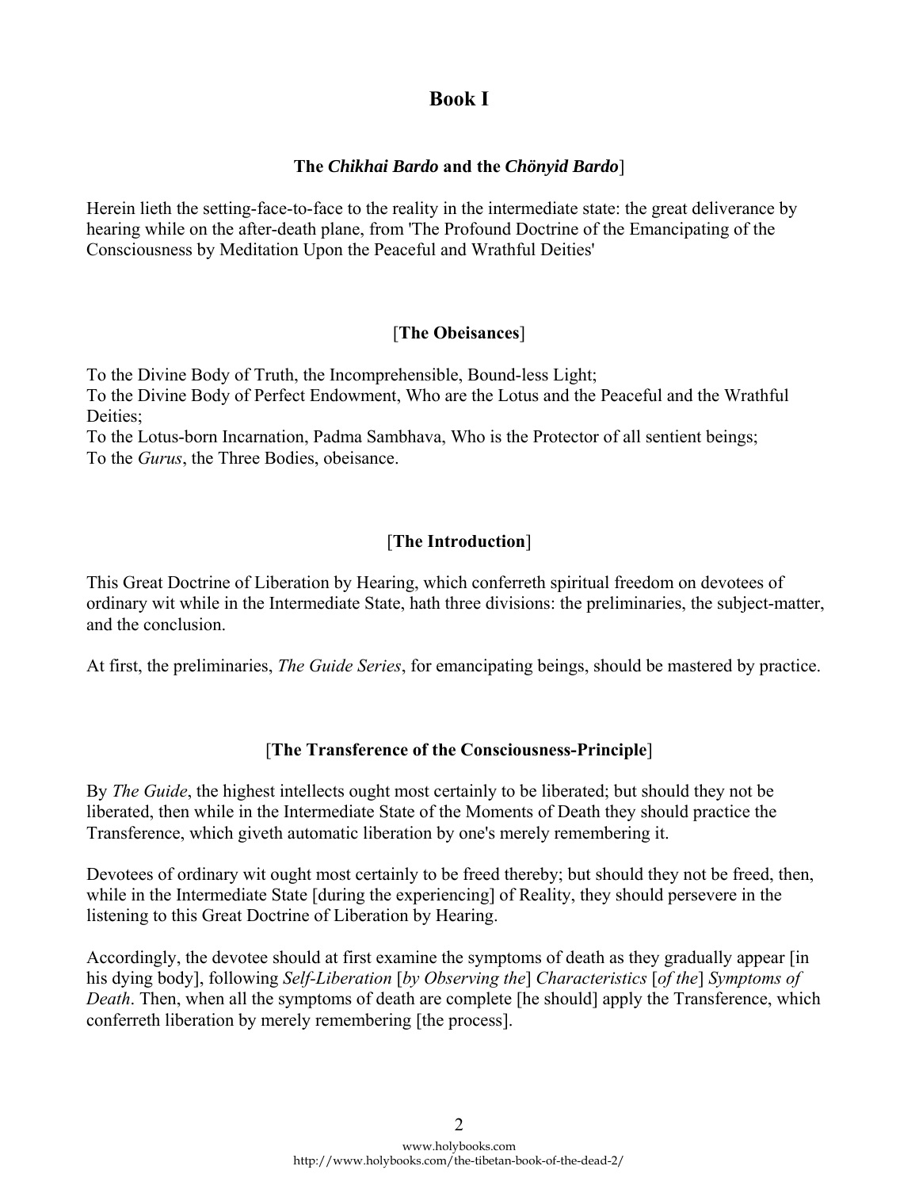# Book I

### The *Chikhai Bardo* and the *Chönyid Bardo*]

Herein lieth the setting-face-to-face to the reality in the intermediate state: the great deliverance by hearing while on the after-death plane, from 'The Profound Doctrine of the Emancipating of the Consciousness by Meditation Upon the Peaceful and Wrathful Deities'

### [**The Obeisances**]

To the Divine Body of Truth, the Incomprehensible, Bound-less Light;
To the Divine Body of Perfect Endowment, Who are the Lotus and the Peaceful and the Wrathful Deities;
To the Lotus-born Incarnation, Padma Sambhava, Who is the Protector of all sentient beings;
To the *Gurus*, the Three Bodies, obeisance.

### [**The Introduction**]

This Great Doctrine of Liberation by Hearing, which conferreth spiritual freedom on devotees of ordinary wit while in the Intermediate State, hath three divisions: the preliminaries, the subject-matter, and the conclusion.

At first, the preliminaries, *The Guide Series*, for emancipating beings, should be mastered by practice.

### [**The Transference of the Consciousness-Principle**]

By *The Guide*, the highest intellects ought most certainly to be liberated; but should they not be liberated, then while in the Intermediate State of the Moments of Death they should practice the Transference, which giveth automatic liberation by one's merely remembering it.

Devotees of ordinary wit ought most certainly to be freed thereby; but should they not be freed, then, while in the Intermediate State [during the experiencing] of Reality, they should persevere in the listening to this Great Doctrine of Liberation by Hearing.

Accordingly, the devotee should at first examine the symptoms of death as they gradually appear [in his dying body], following *Self-Liberation* [*by Observing the*] *Characteristics* [*of the*] *Symptoms of Death*. Then, when all the symptoms of death are complete [he should] apply the Transference, which conferreth liberation by merely remembering [the process].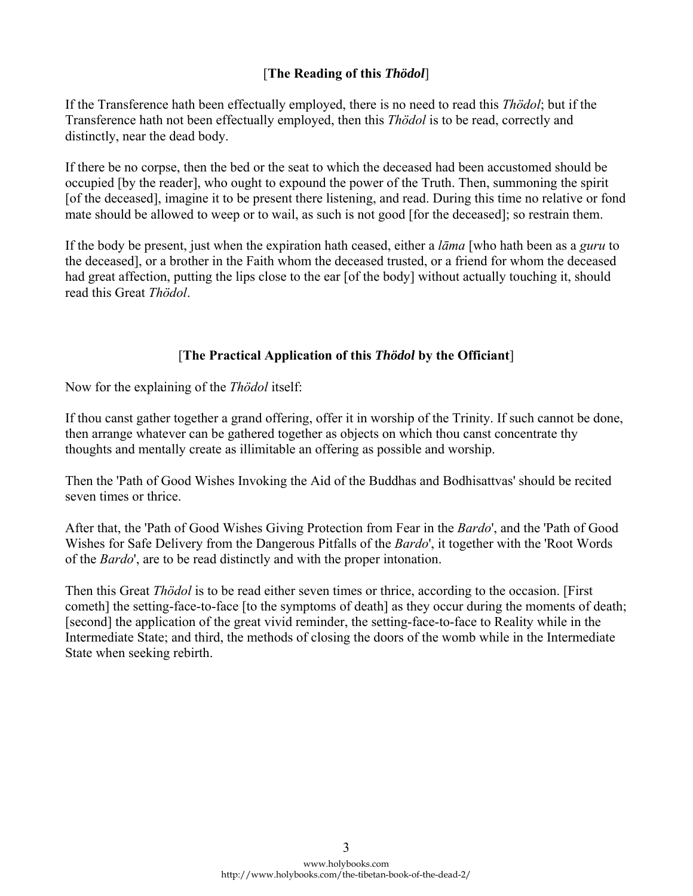## [**The Reading of this *Thödol***]

If the Transference hath been effectually employed, there is no need to read this *Thödol*; but if the Transference hath not been effectually employed, then this *Thödol* is to be read, correctly and distinctly, near the dead body.

If there be no corpse, then the bed or the seat to which the deceased had been accustomed should be occupied [by the reader], who ought to expound the power of the Truth. Then, summoning the spirit [of the deceased], imagine it to be present there listening, and read. During this time no relative or fond mate should be allowed to weep or to wail, as such is not good [for the deceased]; so restrain them.

If the body be present, just when the expiration hath ceased, either a *lāma* [who hath been as a *guru* to the deceased], or a brother in the Faith whom the deceased trusted, or a friend for whom the deceased had great affection, putting the lips close to the ear [of the body] without actually touching it, should read this Great *Thödol*.

## [**The Practical Application of this *Thödol* by the Officiant**]

Now for the explaining of the *Thödol* itself:

If thou canst gather together a grand offering, offer it in worship of the Trinity. If such cannot be done, then arrange whatever can be gathered together as objects on which thou canst concentrate thy thoughts and mentally create as illimitable an offering as possible and worship.

Then the 'Path of Good Wishes Invoking the Aid of the Buddhas and Bodhisattvas' should be recited seven times or thrice.

After that, the 'Path of Good Wishes Giving Protection from Fear in the *Bardo*', and the 'Path of Good Wishes for Safe Delivery from the Dangerous Pitfalls of the *Bardo*', it together with the 'Root Words of the *Bardo*', are to be read distinctly and with the proper intonation.

Then this Great *Thödol* is to be read either seven times or thrice, according to the occasion. [First cometh] the setting-face-to-face [to the symptoms of death] as they occur during the moments of death; [second] the application of the great vivid reminder, the setting-face-to-face to Reality while in the Intermediate State; and third, the methods of closing the doors of the womb while in the Intermediate State when seeking rebirth.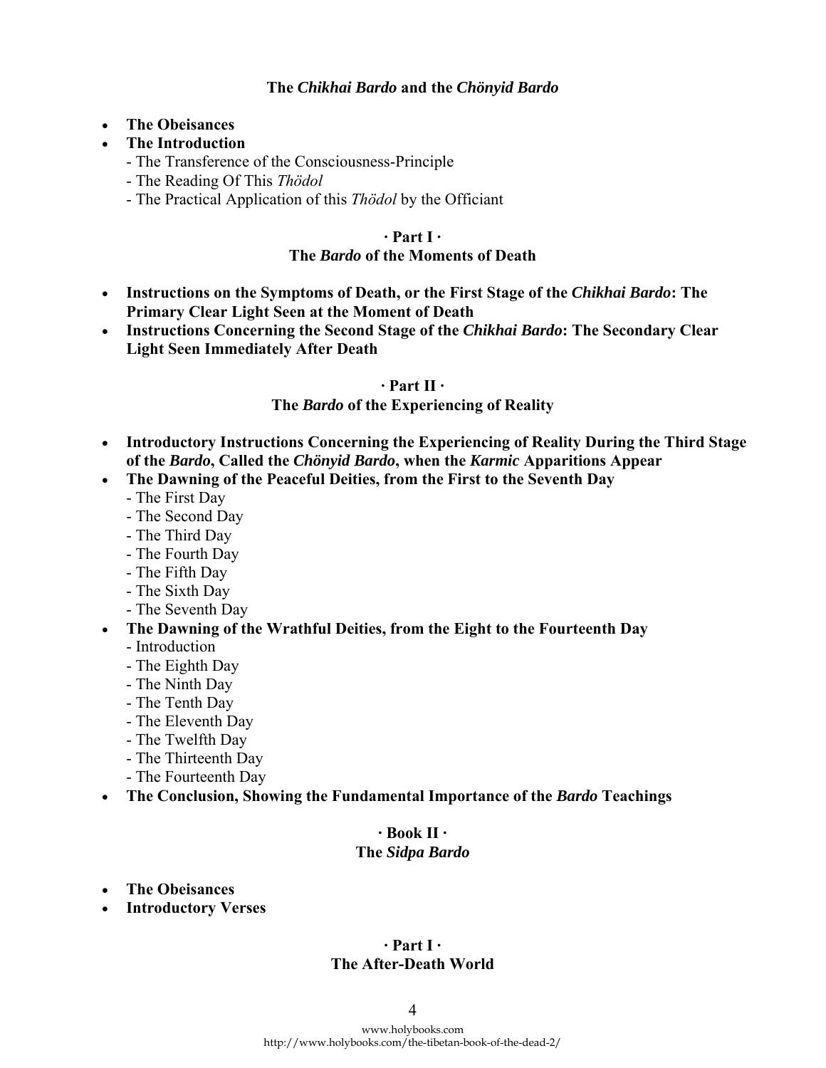**The *Chikhai Bardo* and the *Chönyid Bardo***

- **The Obeisances**
- **The Introduction**
  - The Transference of the Consciousness-Principle
  - The Reading Of This *Thödol*
  - The Practical Application of this *Thödol* by the Officiant

**· Part I ·**
**The *Bardo* of the Moments of Death**

- **Instructions on the Symptoms of Death, or the First Stage of the *Chikhai Bardo*: The Primary Clear Light Seen at the Moment of Death**
- **Instructions Concerning the Second Stage of the *Chikhai Bardo*: The Secondary Clear Light Seen Immediately After Death**

**· Part II ·**
**The *Bardo* of the Experiencing of Reality**

- **Introductory Instructions Concerning the Experiencing of Reality During the Third Stage of the *Bardo*, Called the *Chönyid Bardo*, when the *Karmic* Apparitions Appear**
- **The Dawning of the Peaceful Deities, from the First to the Seventh Day**
  - The First Day
  - The Second Day
  - The Third Day
  - The Fourth Day
  - The Fifth Day
  - The Sixth Day
  - The Seventh Day
- **The Dawning of the Wrathful Deities, from the Eight to the Fourteenth Day**
  - Introduction
  - The Eighth Day
  - The Ninth Day
  - The Tenth Day
  - The Eleventh Day
  - The Twelfth Day
  - The Thirteenth Day
  - The Fourteenth Day
- **The Conclusion, Showing the Fundamental Importance of the *Bardo* Teachings**

**· Book II ·**
**The *Sidpa Bardo***

- **The Obeisances**
- **Introductory Verses**

**· Part I ·**
**The After-Death World**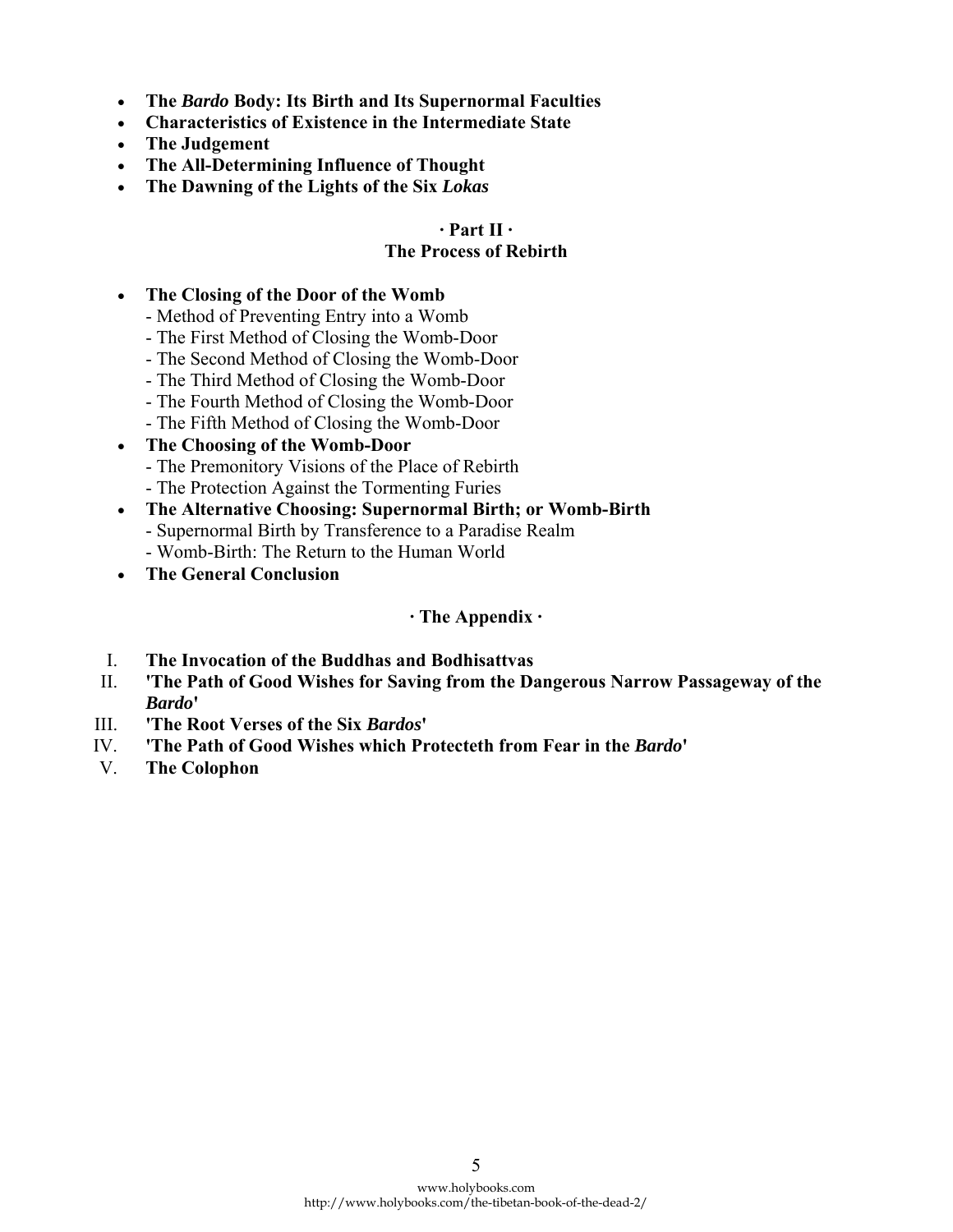- **The *Bardo* Body: Its Birth and Its Supernormal Faculties**
- **Characteristics of Existence in the Intermediate State**
- **The Judgement**
- **The All-Determining Influence of Thought**
- **The Dawning of the Lights of the Six *Lokas***

## · Part II ·
## The Process of Rebirth

- **The Closing of the Door of the Womb**
  - Method of Preventing Entry into a Womb
  - The First Method of Closing the Womb-Door
  - The Second Method of Closing the Womb-Door
  - The Third Method of Closing the Womb-Door
  - The Fourth Method of Closing the Womb-Door
  - The Fifth Method of Closing the Womb-Door
- **The Choosing of the Womb-Door**
  - The Premonitory Visions of the Place of Rebirth
  - The Protection Against the Tormenting Furies
- **The Alternative Choosing: Supernormal Birth; or Womb-Birth**
  - Supernormal Birth by Transference to a Paradise Realm
  - Womb-Birth: The Return to the Human World
- **The General Conclusion**

## · The Appendix ·

I. **The Invocation of the Buddhas and Bodhisattvas**
II. **'The Path of Good Wishes for Saving from the Dangerous Narrow Passageway of the *Bardo*'**
III. **'The Root Verses of the Six *Bardos*'**
IV. **'The Path of Good Wishes which Protecteth from Fear in the *Bardo*'**
V. **The Colophon**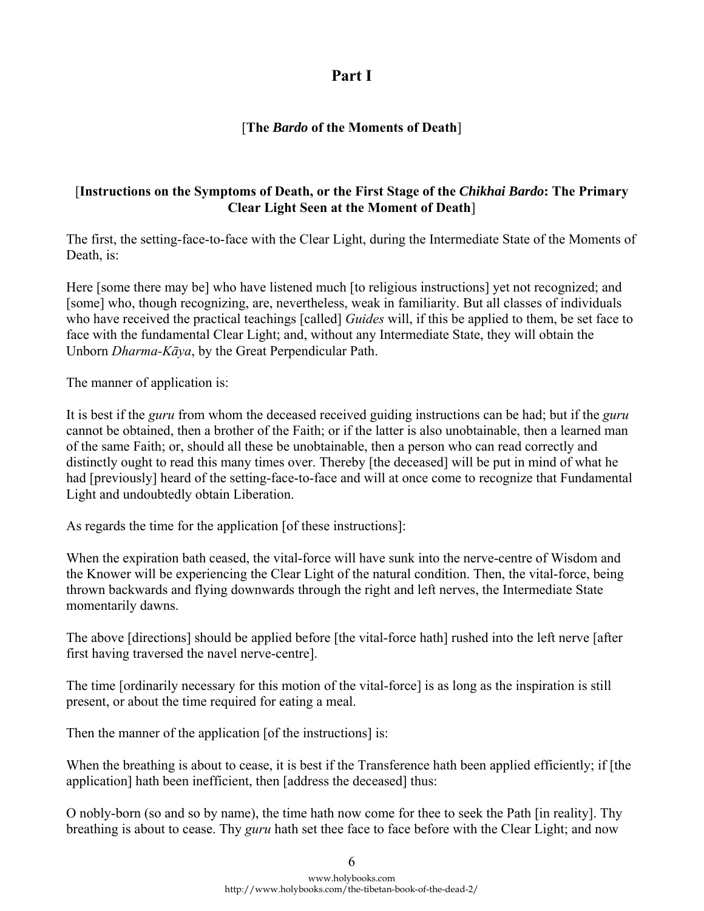# Part I

## [The *Bardo* of the Moments of Death]

### [Instructions on the Symptoms of Death, or the First Stage of the *Chikhai Bardo*: The Primary Clear Light Seen at the Moment of Death]

The first, the setting-face-to-face with the Clear Light, during the Intermediate State of the Moments of Death, is:

Here [some there may be] who have listened much [to religious instructions] yet not recognized; and [some] who, though recognizing, are, nevertheless, weak in familiarity. But all classes of individuals who have received the practical teachings [called] *Guides* will, if this be applied to them, be set face to face with the fundamental Clear Light; and, without any Intermediate State, they will obtain the Unborn *Dharma-Kāya*, by the Great Perpendicular Path.

The manner of application is:

It is best if the *guru* from whom the deceased received guiding instructions can be had; but if the *guru* cannot be obtained, then a brother of the Faith; or if the latter is also unobtainable, then a learned man of the same Faith; or, should all these be unobtainable, then a person who can read correctly and distinctly ought to read this many times over. Thereby [the deceased] will be put in mind of what he had [previously] heard of the setting-face-to-face and will at once come to recognize that Fundamental Light and undoubtedly obtain Liberation.

As regards the time for the application [of these instructions]:

When the expiration bath ceased, the vital-force will have sunk into the nerve-centre of Wisdom and the Knower will be experiencing the Clear Light of the natural condition. Then, the vital-force, being thrown backwards and flying downwards through the right and left nerves, the Intermediate State momentarily dawns.

The above [directions] should be applied before [the vital-force hath] rushed into the left nerve [after first having traversed the navel nerve-centre].

The time [ordinarily necessary for this motion of the vital-force] is as long as the inspiration is still present, or about the time required for eating a meal.

Then the manner of the application [of the instructions] is:

When the breathing is about to cease, it is best if the Transference hath been applied efficiently; if [the application] hath been inefficient, then [address the deceased] thus:

O nobly-born (so and so by name), the time hath now come for thee to seek the Path [in reality]. Thy breathing is about to cease. Thy *guru* hath set thee face to face before with the Clear Light; and now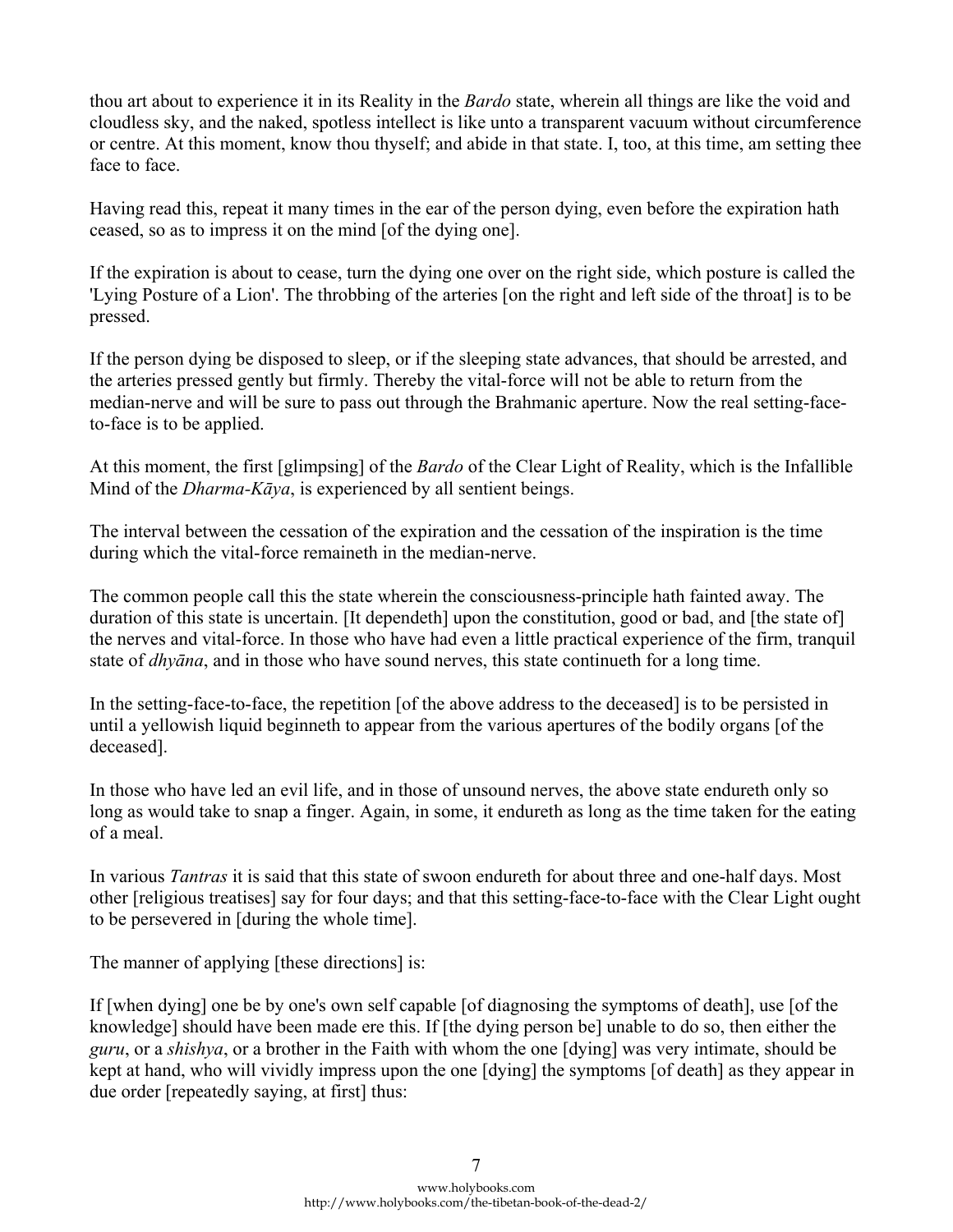thou art about to experience it in its Reality in the *Bardo* state, wherein all things are like the void and cloudless sky, and the naked, spotless intellect is like unto a transparent vacuum without circumference or centre. At this moment, know thou thyself; and abide in that state. I, too, at this time, am setting thee face to face.

Having read this, repeat it many times in the ear of the person dying, even before the expiration hath ceased, so as to impress it on the mind [of the dying one].

If the expiration is about to cease, turn the dying one over on the right side, which posture is called the 'Lying Posture of a Lion'. The throbbing of the arteries [on the right and left side of the throat] is to be pressed.

If the person dying be disposed to sleep, or if the sleeping state advances, that should be arrested, and the arteries pressed gently but firmly. Thereby the vital-force will not be able to return from the median-nerve and will be sure to pass out through the Brahmanic aperture. Now the real setting-face-to-face is to be applied.

At this moment, the first [glimpsing] of the *Bardo* of the Clear Light of Reality, which is the Infallible Mind of the *Dharma-Kāya*, is experienced by all sentient beings.

The interval between the cessation of the expiration and the cessation of the inspiration is the time during which the vital-force remaineth in the median-nerve.

The common people call this the state wherein the consciousness-principle hath fainted away. The duration of this state is uncertain. [It dependeth] upon the constitution, good or bad, and [the state of] the nerves and vital-force. In those who have had even a little practical experience of the firm, tranquil state of *dhyāna*, and in those who have sound nerves, this state continueth for a long time.

In the setting-face-to-face, the repetition [of the above address to the deceased] is to be persisted in until a yellowish liquid beginneth to appear from the various apertures of the bodily organs [of the deceased].

In those who have led an evil life, and in those of unsound nerves, the above state endureth only so long as would take to snap a finger. Again, in some, it endureth as long as the time taken for the eating of a meal.

In various *Tantras* it is said that this state of swoon endureth for about three and one-half days. Most other [religious treatises] say for four days; and that this setting-face-to-face with the Clear Light ought to be persevered in [during the whole time].

The manner of applying [these directions] is:

If [when dying] one be by one's own self capable [of diagnosing the symptoms of death], use [of the knowledge] should have been made ere this. If [the dying person be] unable to do so, then either the *guru*, or a *shishya*, or a brother in the Faith with whom the one [dying] was very intimate, should be kept at hand, who will vividly impress upon the one [dying] the symptoms [of death] as they appear in due order [repeatedly saying, at first] thus: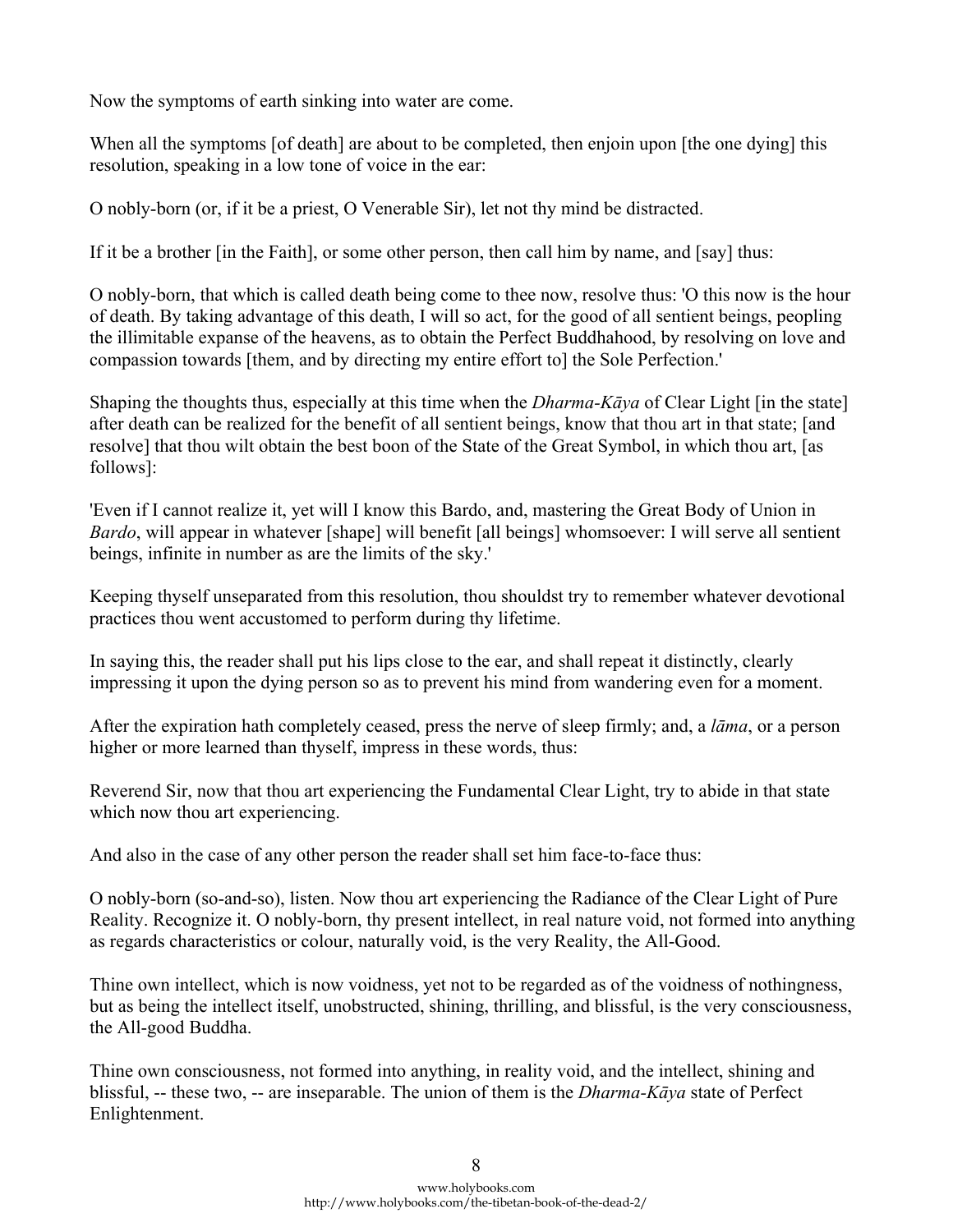Now the symptoms of earth sinking into water are come.

When all the symptoms [of death] are about to be completed, then enjoin upon [the one dying] this resolution, speaking in a low tone of voice in the ear:

O nobly-born (or, if it be a priest, O Venerable Sir), let not thy mind be distracted.

If it be a brother [in the Faith], or some other person, then call him by name, and [say] thus:

O nobly-born, that which is called death being come to thee now, resolve thus: 'O this now is the hour of death. By taking advantage of this death, I will so act, for the good of all sentient beings, peopling the illimitable expanse of the heavens, as to obtain the Perfect Buddhahood, by resolving on love and compassion towards [them, and by directing my entire effort to] the Sole Perfection.'

Shaping the thoughts thus, especially at this time when the *Dharma-Kāya* of Clear Light [in the state] after death can be realized for the benefit of all sentient beings, know that thou art in that state; [and resolve] that thou wilt obtain the best boon of the State of the Great Symbol, in which thou art, [as follows]:

'Even if I cannot realize it, yet will I know this Bardo, and, mastering the Great Body of Union in *Bardo*, will appear in whatever [shape] will benefit [all beings] whomsoever: I will serve all sentient beings, infinite in number as are the limits of the sky.'

Keeping thyself unseparated from this resolution, thou shouldst try to remember whatever devotional practices thou went accustomed to perform during thy lifetime.

In saying this, the reader shall put his lips close to the ear, and shall repeat it distinctly, clearly impressing it upon the dying person so as to prevent his mind from wandering even for a moment.

After the expiration hath completely ceased, press the nerve of sleep firmly; and, a *lāma*, or a person higher or more learned than thyself, impress in these words, thus:

Reverend Sir, now that thou art experiencing the Fundamental Clear Light, try to abide in that state which now thou art experiencing.

And also in the case of any other person the reader shall set him face-to-face thus:

O nobly-born (so-and-so), listen. Now thou art experiencing the Radiance of the Clear Light of Pure Reality. Recognize it. O nobly-born, thy present intellect, in real nature void, not formed into anything as regards characteristics or colour, naturally void, is the very Reality, the All-Good.

Thine own intellect, which is now voidness, yet not to be regarded as of the voidness of nothingness, but as being the intellect itself, unobstructed, shining, thrilling, and blissful, is the very consciousness, the All-good Buddha.

Thine own consciousness, not formed into anything, in reality void, and the intellect, shining and blissful, -- these two, -- are inseparable. The union of them is the *Dharma-Kāya* state of Perfect Enlightenment.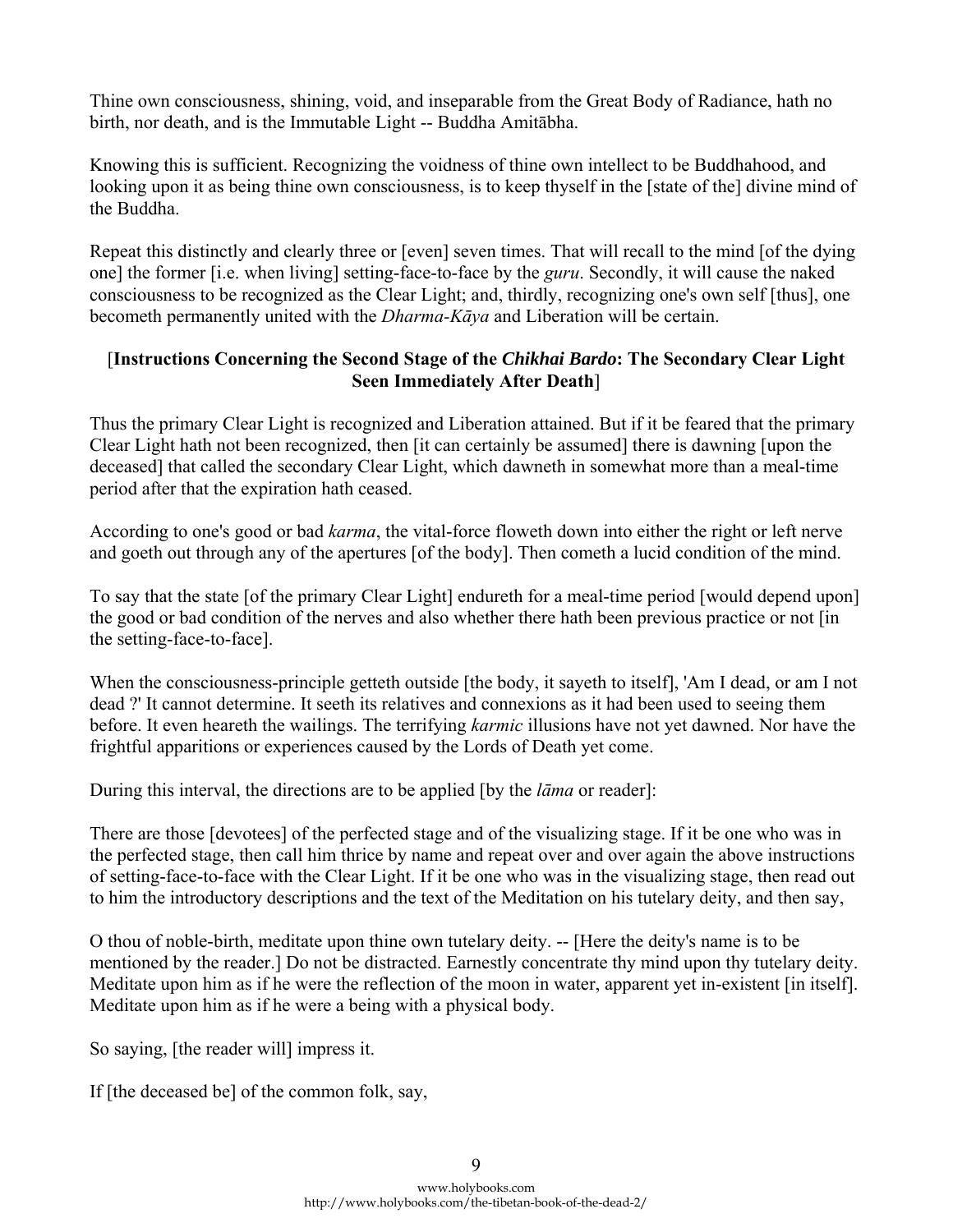Thine own consciousness, shining, void, and inseparable from the Great Body of Radiance, hath no birth, nor death, and is the Immutable Light -- Buddha Amitābha.

Knowing this is sufficient. Recognizing the voidness of thine own intellect to be Buddhahood, and looking upon it as being thine own consciousness, is to keep thyself in the [state of the] divine mind of the Buddha.

Repeat this distinctly and clearly three or [even] seven times. That will recall to the mind [of the dying one] the former [i.e. when living] setting-face-to-face by the *guru*. Secondly, it will cause the naked consciousness to be recognized as the Clear Light; and, thirdly, recognizing one's own self [thus], one becometh permanently united with the *Dharma-Kāya* and Liberation will be certain.

### [**Instructions Concerning the Second Stage of the *Chikhai Bardo*: The Secondary Clear Light Seen Immediately After Death**]

Thus the primary Clear Light is recognized and Liberation attained. But if it be feared that the primary Clear Light hath not been recognized, then [it can certainly be assumed] there is dawning [upon the deceased] that called the secondary Clear Light, which dawneth in somewhat more than a meal-time period after that the expiration hath ceased.

According to one's good or bad *karma*, the vital-force floweth down into either the right or left nerve and goeth out through any of the apertures [of the body]. Then cometh a lucid condition of the mind.

To say that the state [of the primary Clear Light] endureth for a meal-time period [would depend upon] the good or bad condition of the nerves and also whether there hath been previous practice or not [in the setting-face-to-face].

When the consciousness-principle getteth outside [the body, it sayeth to itself], 'Am I dead, or am I not dead ?' It cannot determine. It seeth its relatives and connexions as it had been used to seeing them before. It even heareth the wailings. The terrifying *karmic* illusions have not yet dawned. Nor have the frightful apparitions or experiences caused by the Lords of Death yet come.

During this interval, the directions are to be applied [by the *lāma* or reader]:

There are those [devotees] of the perfected stage and of the visualizing stage. If it be one who was in the perfected stage, then call him thrice by name and repeat over and over again the above instructions of setting-face-to-face with the Clear Light. If it be one who was in the visualizing stage, then read out to him the introductory descriptions and the text of the Meditation on his tutelary deity, and then say,

O thou of noble-birth, meditate upon thine own tutelary deity. -- [Here the deity's name is to be mentioned by the reader.] Do not be distracted. Earnestly concentrate thy mind upon thy tutelary deity. Meditate upon him as if he were the reflection of the moon in water, apparent yet in-existent [in itself]. Meditate upon him as if he were a being with a physical body.

So saying, [the reader will] impress it.

If [the deceased be] of the common folk, say,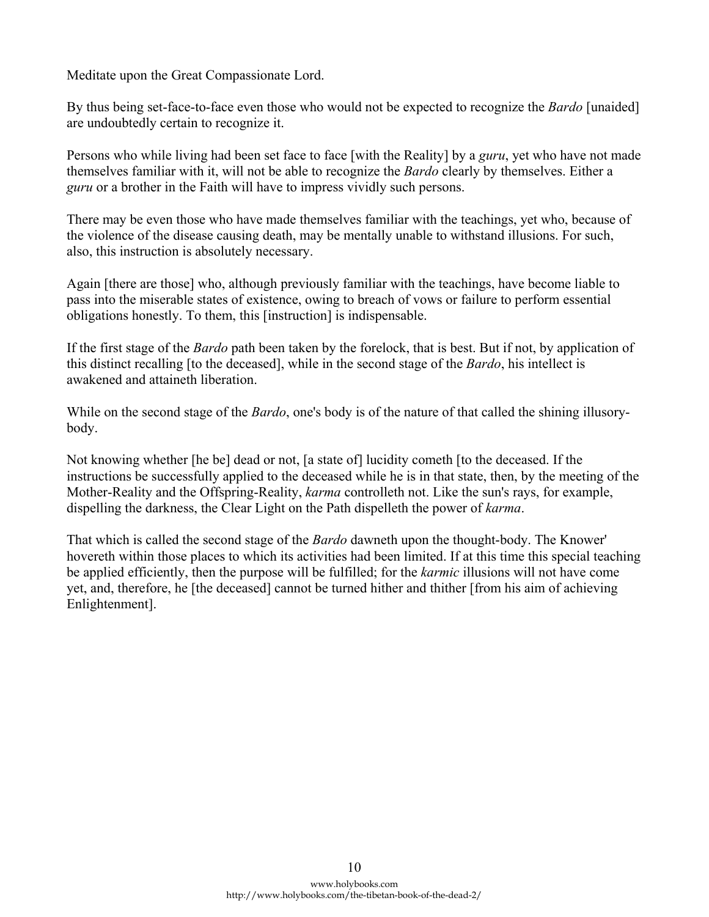Meditate upon the Great Compassionate Lord.

By thus being set-face-to-face even those who would not be expected to recognize the *Bardo* [unaided] are undoubtedly certain to recognize it.

Persons who while living had been set face to face [with the Reality] by a *guru*, yet who have not made themselves familiar with it, will not be able to recognize the *Bardo* clearly by themselves. Either a *guru* or a brother in the Faith will have to impress vividly such persons.

There may be even those who have made themselves familiar with the teachings, yet who, because of the violence of the disease causing death, may be mentally unable to withstand illusions. For such, also, this instruction is absolutely necessary.

Again [there are those] who, although previously familiar with the teachings, have become liable to pass into the miserable states of existence, owing to breach of vows or failure to perform essential obligations honestly. To them, this [instruction] is indispensable.

If the first stage of the *Bardo* path been taken by the forelock, that is best. But if not, by application of this distinct recalling [to the deceased], while in the second stage of the *Bardo*, his intellect is awakened and attaineth liberation.

While on the second stage of the *Bardo*, one's body is of the nature of that called the shining illusory-body.

Not knowing whether [he be] dead or not, [a state of] lucidity cometh [to the deceased. If the instructions be successfully applied to the deceased while he is in that state, then, by the meeting of the Mother-Reality and the Offspring-Reality, *karma* controlleth not. Like the sun's rays, for example, dispelling the darkness, the Clear Light on the Path dispelleth the power of *karma*.

That which is called the second stage of the *Bardo* dawneth upon the thought-body. The Knower' hovereth within those places to which its activities had been limited. If at this time this special teaching be applied efficiently, then the purpose will be fulfilled; for the *karmic* illusions will not have come yet, and, therefore, he [the deceased] cannot be turned hither and thither [from his aim of achieving Enlightenment].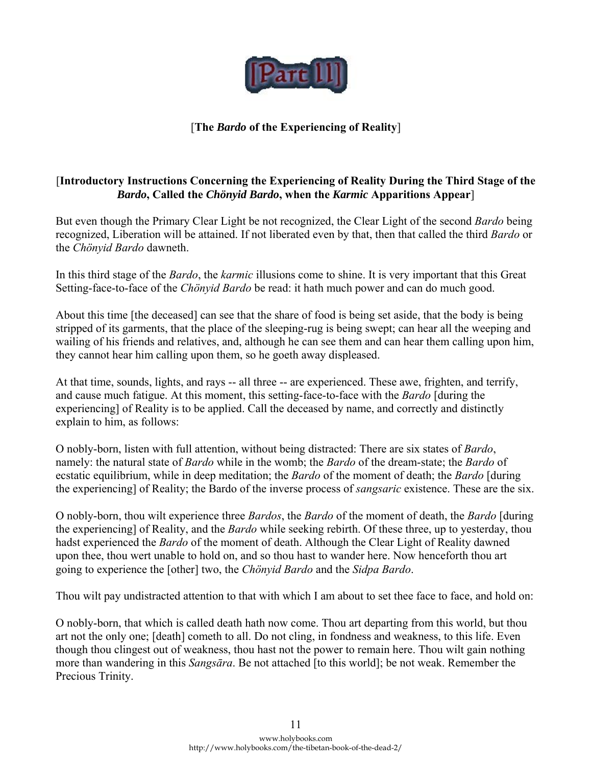# [Part II]

## [The *Bardo* of the Experiencing of Reality]

### [Introductory Instructions Concerning the Experiencing of Reality During the Third Stage of the *Bardo*, Called the *Chönyid Bardo*, when the *Karmic* Apparitions Appear]

But even though the Primary Clear Light be not recognized, the Clear Light of the second *Bardo* being recognized, Liberation will be attained. If not liberated even by that, then that called the third *Bardo* or the *Chönyid Bardo* dawneth.

In this third stage of the *Bardo*, the *karmic* illusions come to shine. It is very important that this Great Setting-face-to-face of the *Chönyid Bardo* be read: it hath much power and can do much good.

About this time [the deceased] can see that the share of food is being set aside, that the body is being stripped of its garments, that the place of the sleeping-rug is being swept; can hear all the weeping and wailing of his friends and relatives, and, although he can see them and can hear them calling upon him, they cannot hear him calling upon them, so he goeth away displeased.

At that time, sounds, lights, and rays -- all three -- are experienced. These awe, frighten, and terrify, and cause much fatigue. At this moment, this setting-face-to-face with the *Bardo* [during the experiencing] of Reality is to be applied. Call the deceased by name, and correctly and distinctly explain to him, as follows:

O nobly-born, listen with full attention, without being distracted: There are six states of *Bardo*, namely: the natural state of *Bardo* while in the womb; the *Bardo* of the dream-state; the *Bardo* of ecstatic equilibrium, while in deep meditation; the *Bardo* of the moment of death; the *Bardo* [during the experiencing] of Reality; the Bardo of the inverse process of *sangsaric* existence. These are the six.

O nobly-born, thou wilt experience three *Bardos*, the *Bardo* of the moment of death, the *Bardo* [during the experiencing] of Reality, and the *Bardo* while seeking rebirth. Of these three, up to yesterday, thou hadst experienced the *Bardo* of the moment of death. Although the Clear Light of Reality dawned upon thee, thou wert unable to hold on, and so thou hast to wander here. Now henceforth thou art going to experience the [other] two, the *Chönyid Bardo* and the *Sidpa Bardo*.

Thou wilt pay undistracted attention to that with which I am about to set thee face to face, and hold on:

O nobly-born, that which is called death hath now come. Thou art departing from this world, but thou art not the only one; [death] cometh to all. Do not cling, in fondness and weakness, to this life. Even though thou clingest out of weakness, thou hast not the power to remain here. Thou wilt gain nothing more than wandering in this *Sangsāra*. Be not attached [to this world]; be not weak. Remember the Precious Trinity.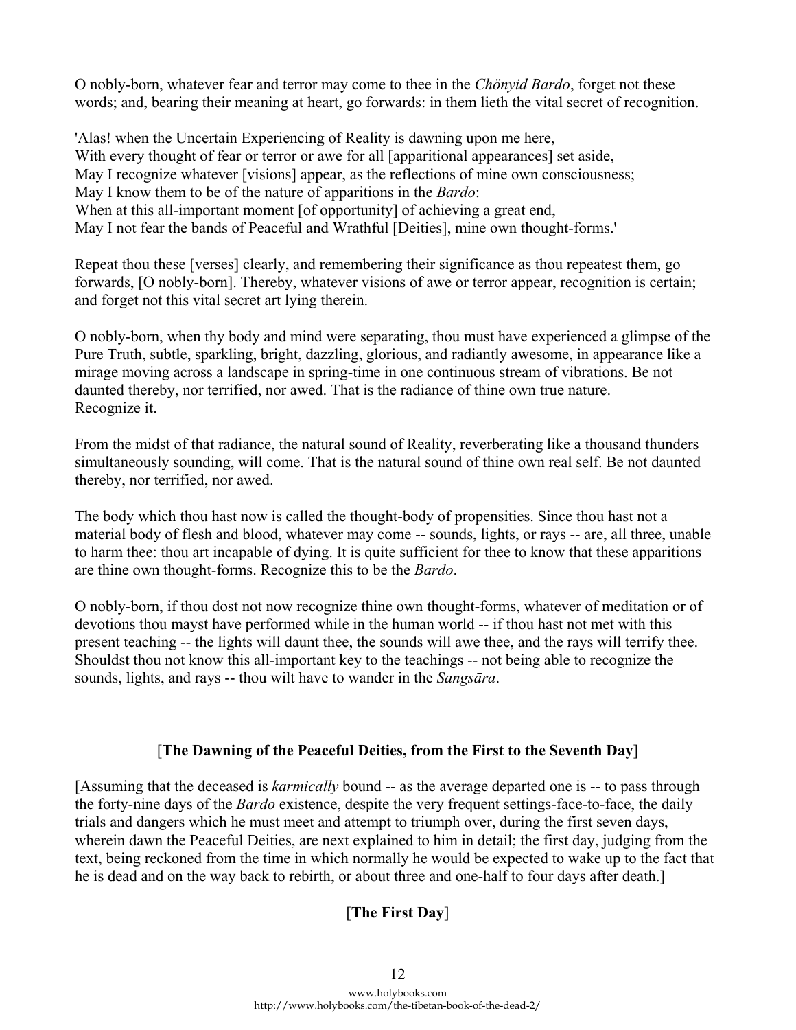O nobly-born, whatever fear and terror may come to thee in the *Chönyid Bardo*, forget not these words; and, bearing their meaning at heart, go forwards: in them lieth the vital secret of recognition.

'Alas! when the Uncertain Experiencing of Reality is dawning upon me here,
With every thought of fear or terror or awe for all [apparitional appearances] set aside,
May I recognize whatever [visions] appear, as the reflections of mine own consciousness;
May I know them to be of the nature of apparitions in the *Bardo*:
When at this all-important moment [of opportunity] of achieving a great end,
May I not fear the bands of Peaceful and Wrathful [Deities], mine own thought-forms.'

Repeat thou these [verses] clearly, and remembering their significance as thou repeatest them, go forwards, [O nobly-born]. Thereby, whatever visions of awe or terror appear, recognition is certain; and forget not this vital secret art lying therein.

O nobly-born, when thy body and mind were separating, thou must have experienced a glimpse of the Pure Truth, subtle, sparkling, bright, dazzling, glorious, and radiantly awesome, in appearance like a mirage moving across a landscape in spring-time in one continuous stream of vibrations. Be not daunted thereby, nor terrified, nor awed. That is the radiance of thine own true nature. Recognize it.

From the midst of that radiance, the natural sound of Reality, reverberating like a thousand thunders simultaneously sounding, will come. That is the natural sound of thine own real self. Be not daunted thereby, nor terrified, nor awed.

The body which thou hast now is called the thought-body of propensities. Since thou hast not a material body of flesh and blood, whatever may come -- sounds, lights, or rays -- are, all three, unable to harm thee: thou art incapable of dying. It is quite sufficient for thee to know that these apparitions are thine own thought-forms. Recognize this to be the *Bardo*.

O nobly-born, if thou dost not now recognize thine own thought-forms, whatever of meditation or of devotions thou mayst have performed while in the human world -- if thou hast not met with this present teaching -- the lights will daunt thee, the sounds will awe thee, and the rays will terrify thee. Shouldst thou not know this all-important key to the teachings -- not being able to recognize the sounds, lights, and rays -- thou wilt have to wander in the *Sangsāra*.

## [**The Dawning of the Peaceful Deities, from the First to the Seventh Day**]

[Assuming that the deceased is *karmically* bound -- as the average departed one is -- to pass through the forty-nine days of the *Bardo* existence, despite the very frequent settings-face-to-face, the daily trials and dangers which he must meet and attempt to triumph over, during the first seven days, wherein dawn the Peaceful Deities, are next explained to him in detail; the first day, judging from the text, being reckoned from the time in which normally he would be expected to wake up to the fact that he is dead and on the way back to rebirth, or about three and one-half to four days after death.]

### [**The First Day**]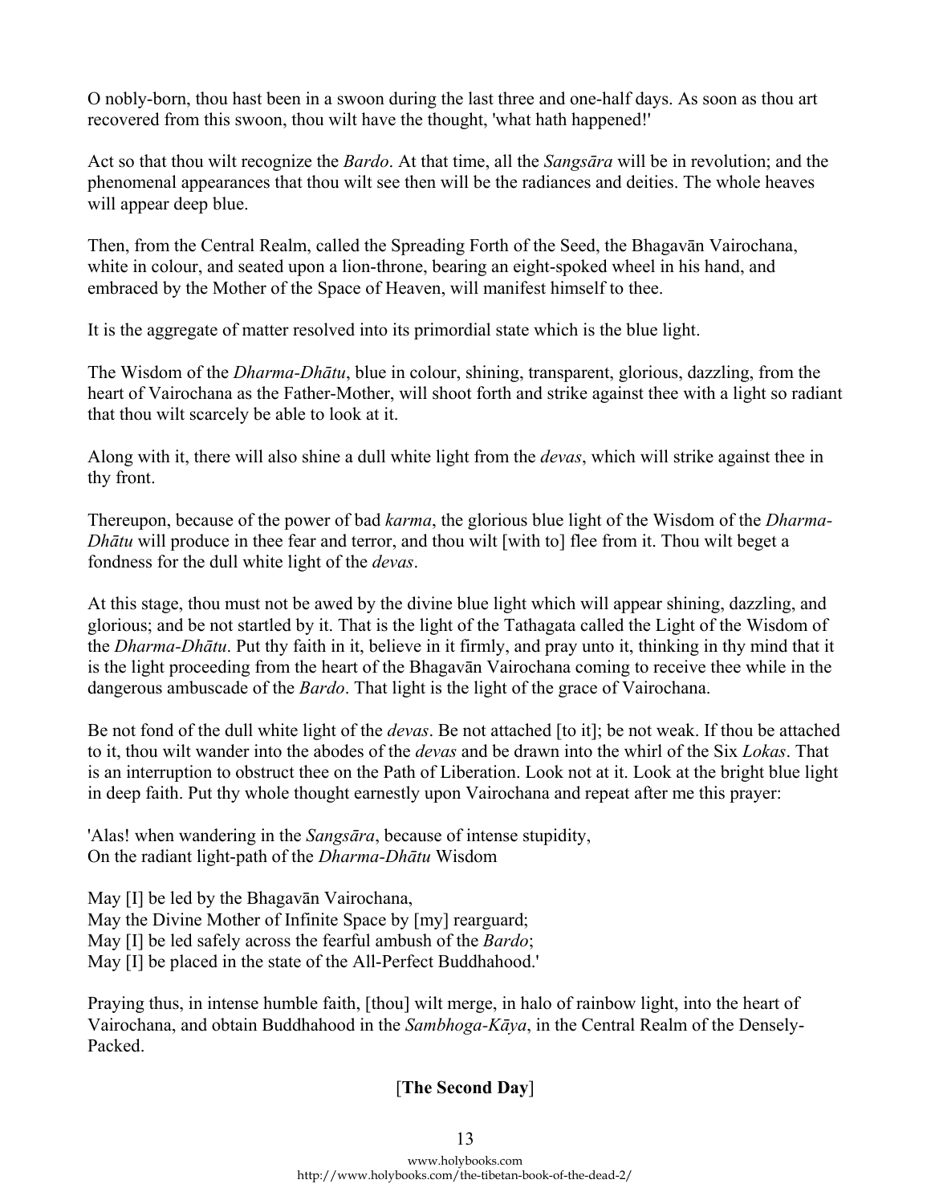O nobly-born, thou hast been in a swoon during the last three and one-half days. As soon as thou art recovered from this swoon, thou wilt have the thought, 'what hath happened!'

Act so that thou wilt recognize the *Bardo*. At that time, all the *Sangsāra* will be in revolution; and the phenomenal appearances that thou wilt see then will be the radiances and deities. The whole heaves will appear deep blue.

Then, from the Central Realm, called the Spreading Forth of the Seed, the Bhagavān Vairochana, white in colour, and seated upon a lion-throne, bearing an eight-spoked wheel in his hand, and embraced by the Mother of the Space of Heaven, will manifest himself to thee.

It is the aggregate of matter resolved into its primordial state which is the blue light.

The Wisdom of the *Dharma-Dhātu*, blue in colour, shining, transparent, glorious, dazzling, from the heart of Vairochana as the Father-Mother, will shoot forth and strike against thee with a light so radiant that thou wilt scarcely be able to look at it.

Along with it, there will also shine a dull white light from the *devas*, which will strike against thee in thy front.

Thereupon, because of the power of bad *karma*, the glorious blue light of the Wisdom of the *Dharma-Dhātu* will produce in thee fear and terror, and thou wilt [with to] flee from it. Thou wilt beget a fondness for the dull white light of the *devas*.

At this stage, thou must not be awed by the divine blue light which will appear shining, dazzling, and glorious; and be not startled by it. That is the light of the Tathagata called the Light of the Wisdom of the *Dharma-Dhātu*. Put thy faith in it, believe in it firmly, and pray unto it, thinking in thy mind that it is the light proceeding from the heart of the Bhagavān Vairochana coming to receive thee while in the dangerous ambuscade of the *Bardo*. That light is the light of the grace of Vairochana.

Be not fond of the dull white light of the *devas*. Be not attached [to it]; be not weak. If thou be attached to it, thou wilt wander into the abodes of the *devas* and be drawn into the whirl of the Six *Lokas*. That is an interruption to obstruct thee on the Path of Liberation. Look not at it. Look at the bright blue light in deep faith. Put thy whole thought earnestly upon Vairochana and repeat after me this prayer:

'Alas! when wandering in the *Sangsāra*, because of intense stupidity,  
On the radiant light-path of the *Dharma-Dhātu* Wisdom

May [I] be led by the Bhagavān Vairochana,  
May the Divine Mother of Infinite Space by [my] rearguard;  
May [I] be led safely across the fearful ambush of the *Bardo*;  
May [I] be placed in the state of the All-Perfect Buddhahood.'

Praying thus, in intense humble faith, [thou] wilt merge, in halo of rainbow light, into the heart of Vairochana, and obtain Buddhahood in the *Sambhoga-Kāya*, in the Central Realm of the Densely-Packed.

## [**The Second Day**]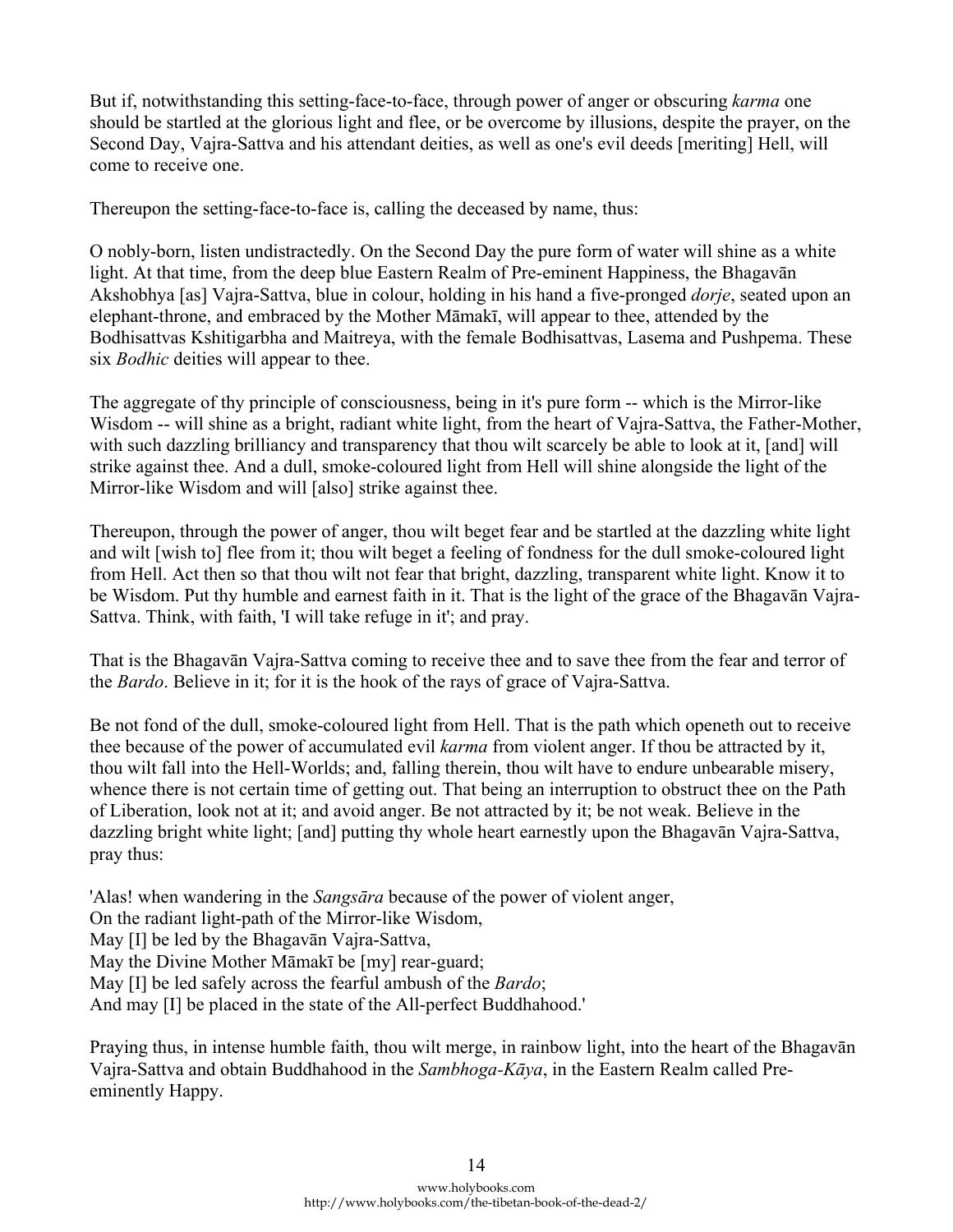But if, notwithstanding this setting-face-to-face, through power of anger or obscuring *karma* one should be startled at the glorious light and flee, or be overcome by illusions, despite the prayer, on the Second Day, Vajra-Sattva and his attendant deities, as well as one's evil deeds [meriting] Hell, will come to receive one.

Thereupon the setting-face-to-face is, calling the deceased by name, thus:

O nobly-born, listen undistractedly. On the Second Day the pure form of water will shine as a white light. At that time, from the deep blue Eastern Realm of Pre-eminent Happiness, the Bhagavān Akshobhya [as] Vajra-Sattva, blue in colour, holding in his hand a five-pronged *dorje*, seated upon an elephant-throne, and embraced by the Mother Māmakī, will appear to thee, attended by the Bodhisattvas Kshitigarbha and Maitreya, with the female Bodhisattvas, Lasema and Pushpema. These six *Bodhic* deities will appear to thee.

The aggregate of thy principle of consciousness, being in it's pure form -- which is the Mirror-like Wisdom -- will shine as a bright, radiant white light, from the heart of Vajra-Sattva, the Father-Mother, with such dazzling brilliancy and transparency that thou wilt scarcely be able to look at it, [and] will strike against thee. And a dull, smoke-coloured light from Hell will shine alongside the light of the Mirror-like Wisdom and will [also] strike against thee.

Thereupon, through the power of anger, thou wilt beget fear and be startled at the dazzling white light and wilt [wish to] flee from it; thou wilt beget a feeling of fondness for the dull smoke-coloured light from Hell. Act then so that thou wilt not fear that bright, dazzling, transparent white light. Know it to be Wisdom. Put thy humble and earnest faith in it. That is the light of the grace of the Bhagavān Vajra-Sattva. Think, with faith, 'I will take refuge in it'; and pray.

That is the Bhagavān Vajra-Sattva coming to receive thee and to save thee from the fear and terror of the *Bardo*. Believe in it; for it is the hook of the rays of grace of Vajra-Sattva.

Be not fond of the dull, smoke-coloured light from Hell. That is the path which openeth out to receive thee because of the power of accumulated evil *karma* from violent anger. If thou be attracted by it, thou wilt fall into the Hell-Worlds; and, falling therein, thou wilt have to endure unbearable misery, whence there is not certain time of getting out. That being an interruption to obstruct thee on the Path of Liberation, look not at it; and avoid anger. Be not attracted by it; be not weak. Believe in the dazzling bright white light; [and] putting thy whole heart earnestly upon the Bhagavān Vajra-Sattva, pray thus:

'Alas! when wandering in the *Sangsāra* because of the power of violent anger,  
On the radiant light-path of the Mirror-like Wisdom,  
May [I] be led by the Bhagavān Vajra-Sattva,  
May the Divine Mother Māmakī be [my] rear-guard;  
May [I] be led safely across the fearful ambush of the *Bardo*;  
And may [I] be placed in the state of the All-perfect Buddhahood.'

Praying thus, in intense humble faith, thou wilt merge, in rainbow light, into the heart of the Bhagavān Vajra-Sattva and obtain Buddhahood in the *Sambhoga-Kāya*, in the Eastern Realm called Pre-eminently Happy.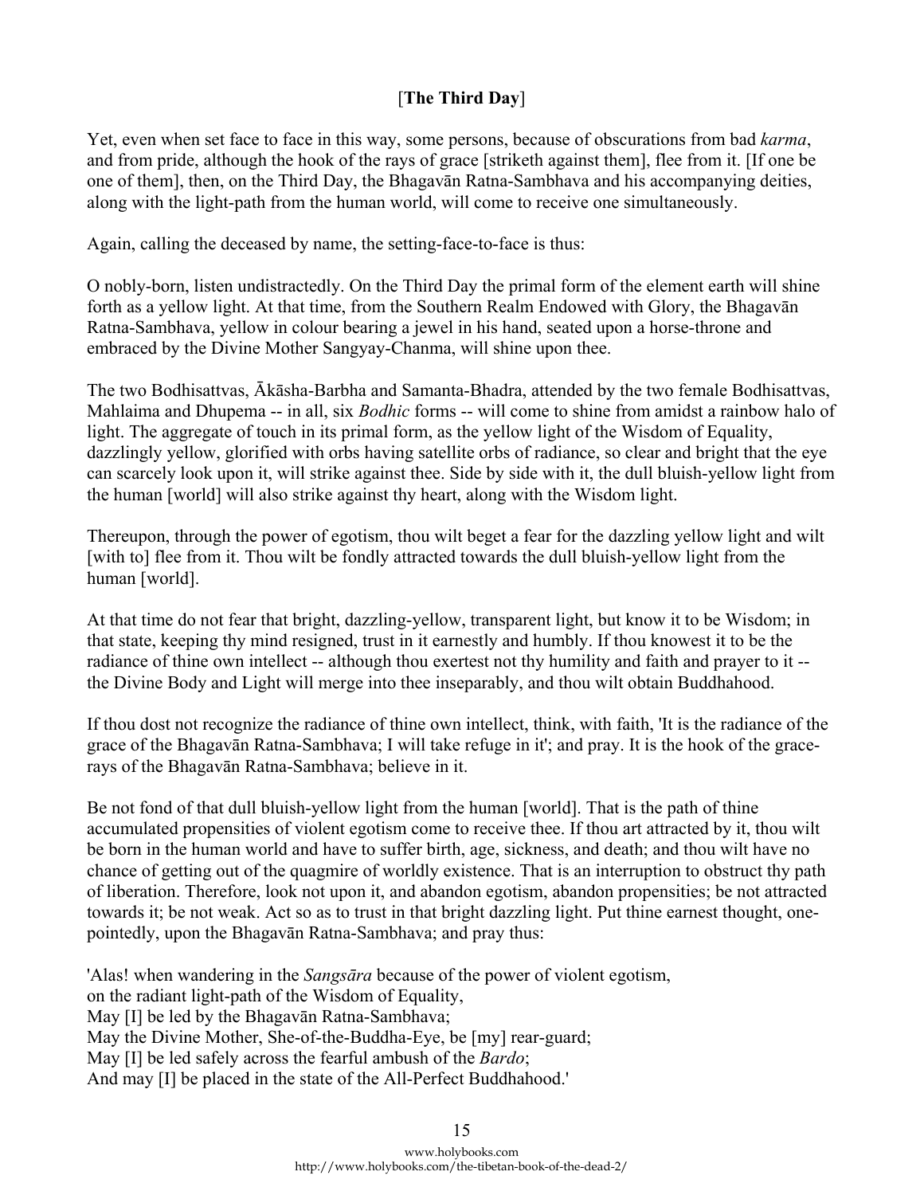### [**The Third Day**]

Yet, even when set face to face in this way, some persons, because of obscurations from bad *karma*, and from pride, although the hook of the rays of grace [striketh against them], flee from it. [If one be one of them], then, on the Third Day, the Bhagavān Ratna-Sambhava and his accompanying deities, along with the light-path from the human world, will come to receive one simultaneously.

Again, calling the deceased by name, the setting-face-to-face is thus:

O nobly-born, listen undistractedly. On the Third Day the primal form of the element earth will shine forth as a yellow light. At that time, from the Southern Realm Endowed with Glory, the Bhagavān Ratna-Sambhava, yellow in colour bearing a jewel in his hand, seated upon a horse-throne and embraced by the Divine Mother Sangyay-Chanma, will shine upon thee.

The two Bodhisattvas, Ākāsha-Barbha and Samanta-Bhadra, attended by the two female Bodhisattvas, Mahlaima and Dhupema -- in all, six *Bodhic* forms -- will come to shine from amidst a rainbow halo of light. The aggregate of touch in its primal form, as the yellow light of the Wisdom of Equality, dazzlingly yellow, glorified with orbs having satellite orbs of radiance, so clear and bright that the eye can scarcely look upon it, will strike against thee. Side by side with it, the dull bluish-yellow light from the human [world] will also strike against thy heart, along with the Wisdom light.

Thereupon, through the power of egotism, thou wilt beget a fear for the dazzling yellow light and wilt [with to] flee from it. Thou wilt be fondly attracted towards the dull bluish-yellow light from the human [world].

At that time do not fear that bright, dazzling-yellow, transparent light, but know it to be Wisdom; in that state, keeping thy mind resigned, trust in it earnestly and humbly. If thou knowest it to be the radiance of thine own intellect -- although thou exertest not thy humility and faith and prayer to it -- the Divine Body and Light will merge into thee inseparably, and thou wilt obtain Buddhahood.

If thou dost not recognize the radiance of thine own intellect, think, with faith, 'It is the radiance of the grace of the Bhagavān Ratna-Sambhava; I will take refuge in it'; and pray. It is the hook of the grace-rays of the Bhagavān Ratna-Sambhava; believe in it.

Be not fond of that dull bluish-yellow light from the human [world]. That is the path of thine accumulated propensities of violent egotism come to receive thee. If thou art attracted by it, thou wilt be born in the human world and have to suffer birth, age, sickness, and death; and thou wilt have no chance of getting out of the quagmire of worldly existence. That is an interruption to obstruct thy path of liberation. Therefore, look not upon it, and abandon egotism, abandon propensities; be not attracted towards it; be not weak. Act so as to trust in that bright dazzling light. Put thine earnest thought, one-pointedly, upon the Bhagavān Ratna-Sambhava; and pray thus:

'Alas! when wandering in the *Sangsāra* because of the power of violent egotism,  
on the radiant light-path of the Wisdom of Equality,  
May [I] be led by the Bhagavān Ratna-Sambhava;  
May the Divine Mother, She-of-the-Buddha-Eye, be [my] rear-guard;  
May [I] be led safely across the fearful ambush of the *Bardo*;  
And may [I] be placed in the state of the All-Perfect Buddhahood.'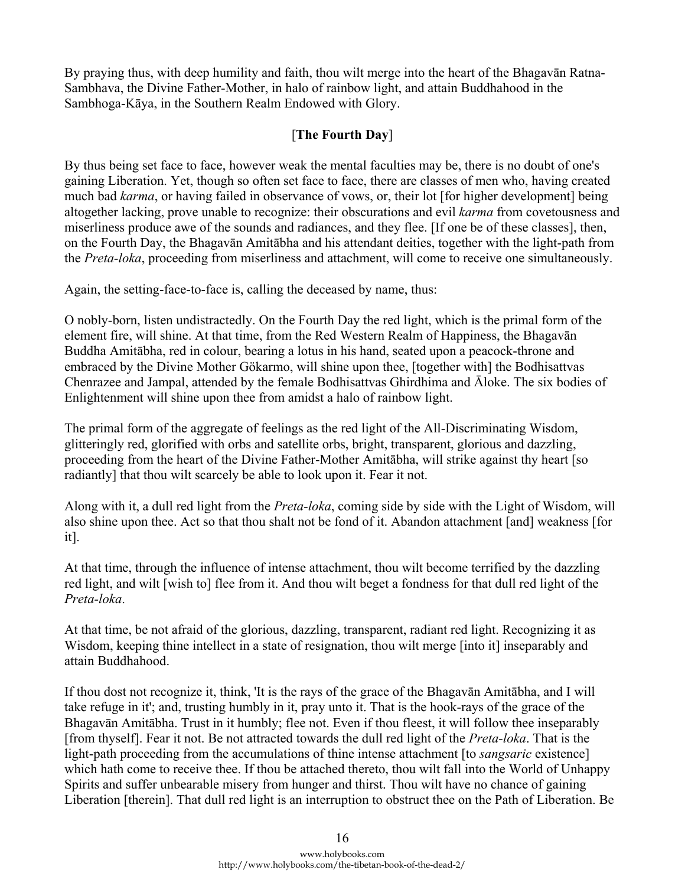By praying thus, with deep humility and faith, thou wilt merge into the heart of the Bhagavān Ratna-Sambhava, the Divine Father-Mother, in halo of rainbow light, and attain Buddhahood in the Sambhoga-Kāya, in the Southern Realm Endowed with Glory.

### [**The Fourth Day**]

By thus being set face to face, however weak the mental faculties may be, there is no doubt of one's gaining Liberation. Yet, though so often set face to face, there are classes of men who, having created much bad *karma*, or having failed in observance of vows, or, their lot [for higher development] being altogether lacking, prove unable to recognize: their obscurations and evil *karma* from covetousness and miserliness produce awe of the sounds and radiances, and they flee. [If one be of these classes], then, on the Fourth Day, the Bhagavān Amitābha and his attendant deities, together with the light-path from the *Preta-loka*, proceeding from miserliness and attachment, will come to receive one simultaneously.

Again, the setting-face-to-face is, calling the deceased by name, thus:

O nobly-born, listen undistractedly. On the Fourth Day the red light, which is the primal form of the element fire, will shine. At that time, from the Red Western Realm of Happiness, the Bhagavān Buddha Amitābha, red in colour, bearing a lotus in his hand, seated upon a peacock-throne and embraced by the Divine Mother Gökarmo, will shine upon thee, [together with] the Bodhisattvas Chenrazee and Jampal, attended by the female Bodhisattvas Ghirdhima and Āloke. The six bodies of Enlightenment will shine upon thee from amidst a halo of rainbow light.

The primal form of the aggregate of feelings as the red light of the All-Discriminating Wisdom, glitteringly red, glorified with orbs and satellite orbs, bright, transparent, glorious and dazzling, proceeding from the heart of the Divine Father-Mother Amitābha, will strike against thy heart [so radiantly] that thou wilt scarcely be able to look upon it. Fear it not.

Along with it, a dull red light from the *Preta-loka*, coming side by side with the Light of Wisdom, will also shine upon thee. Act so that thou shalt not be fond of it. Abandon attachment [and] weakness [for it].

At that time, through the influence of intense attachment, thou wilt become terrified by the dazzling red light, and wilt [wish to] flee from it. And thou wilt beget a fondness for that dull red light of the *Preta-loka*.

At that time, be not afraid of the glorious, dazzling, transparent, radiant red light. Recognizing it as Wisdom, keeping thine intellect in a state of resignation, thou wilt merge [into it] inseparably and attain Buddhahood.

If thou dost not recognize it, think, 'It is the rays of the grace of the Bhagavān Amitābha, and I will take refuge in it'; and, trusting humbly in it, pray unto it. That is the hook-rays of the grace of the Bhagavān Amitābha. Trust in it humbly; flee not. Even if thou fleest, it will follow thee inseparably [from thyself]. Fear it not. Be not attracted towards the dull red light of the *Preta-loka*. That is the light-path proceeding from the accumulations of thine intense attachment [to *sangsaric* existence] which hath come to receive thee. If thou be attached thereto, thou wilt fall into the World of Unhappy Spirits and suffer unbearable misery from hunger and thirst. Thou wilt have no chance of gaining Liberation [therein]. That dull red light is an interruption to obstruct thee on the Path of Liberation. Be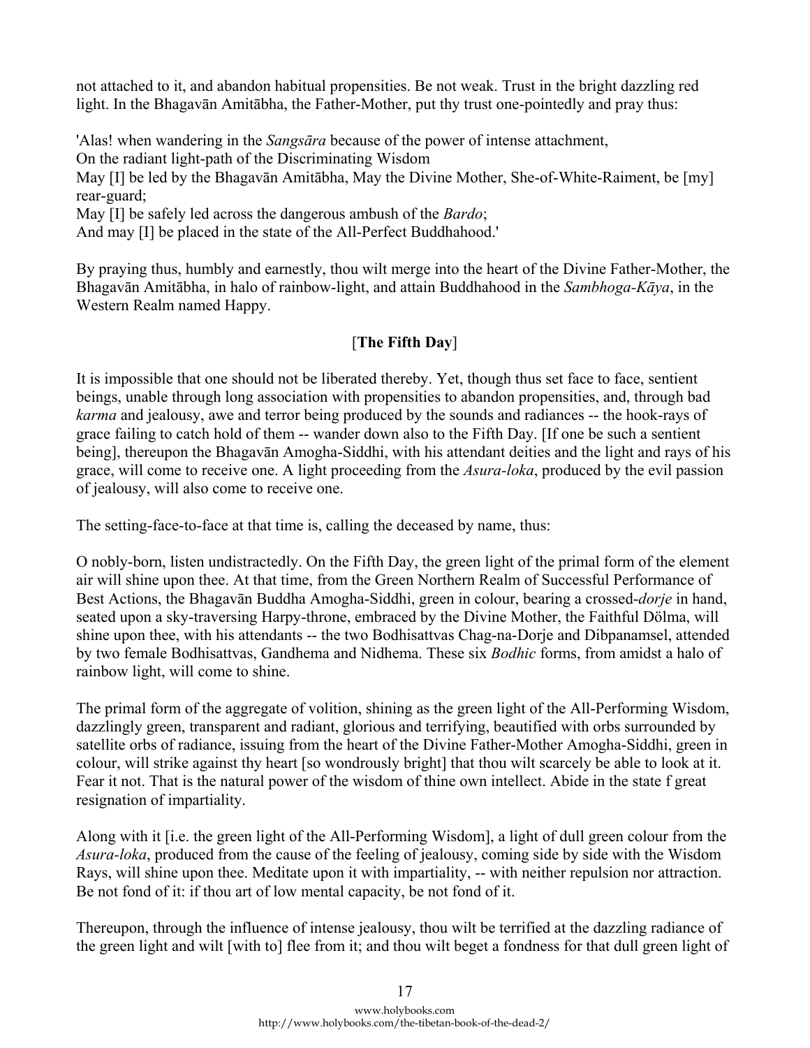not attached to it, and abandon habitual propensities. Be not weak. Trust in the bright dazzling red light. In the Bhagavān Amitābha, the Father-Mother, put thy trust one-pointedly and pray thus:

'Alas! when wandering in the *Sangsāra* because of the power of intense attachment,
On the radiant light-path of the Discriminating Wisdom
May [I] be led by the Bhagavān Amitābha, May the Divine Mother, She-of-White-Raiment, be [my] rear-guard;
May [I] be safely led across the dangerous ambush of the *Bardo*;
And may [I] be placed in the state of the All-Perfect Buddhahood.'

By praying thus, humbly and earnestly, thou wilt merge into the heart of the Divine Father-Mother, the Bhagavān Amitābha, in halo of rainbow-light, and attain Buddhahood in the *Sambhoga-Kāya*, in the Western Realm named Happy.

## [**The Fifth Day**]

It is impossible that one should not be liberated thereby. Yet, though thus set face to face, sentient beings, unable through long association with propensities to abandon propensities, and, through bad *karma* and jealousy, awe and terror being produced by the sounds and radiances -- the hook-rays of grace failing to catch hold of them -- wander down also to the Fifth Day. [If one be such a sentient being], thereupon the Bhagavān Amogha-Siddhi, with his attendant deities and the light and rays of his grace, will come to receive one. A light proceeding from the *Asura-loka*, produced by the evil passion of jealousy, will also come to receive one.

The setting-face-to-face at that time is, calling the deceased by name, thus:

O nobly-born, listen undistractedly. On the Fifth Day, the green light of the primal form of the element air will shine upon thee. At that time, from the Green Northern Realm of Successful Performance of Best Actions, the Bhagavān Buddha Amogha-Siddhi, green in colour, bearing a crossed-*dorje* in hand, seated upon a sky-traversing Harpy-throne, embraced by the Divine Mother, the Faithful Dölma, will shine upon thee, with his attendants -- the two Bodhisattvas Chag-na-Dorje and Dibpanamsel, attended by two female Bodhisattvas, Gandhema and Nidhema. These six *Bodhic* forms, from amidst a halo of rainbow light, will come to shine.

The primal form of the aggregate of volition, shining as the green light of the All-Performing Wisdom, dazzlingly green, transparent and radiant, glorious and terrifying, beautified with orbs surrounded by satellite orbs of radiance, issuing from the heart of the Divine Father-Mother Amogha-Siddhi, green in colour, will strike against thy heart [so wondrously bright] that thou wilt scarcely be able to look at it. Fear it not. That is the natural power of the wisdom of thine own intellect. Abide in the state f great resignation of impartiality.

Along with it [i.e. the green light of the All-Performing Wisdom], a light of dull green colour from the *Asura-loka*, produced from the cause of the feeling of jealousy, coming side by side with the Wisdom Rays, will shine upon thee. Meditate upon it with impartiality, -- with neither repulsion nor attraction. Be not fond of it: if thou art of low mental capacity, be not fond of it.

Thereupon, through the influence of intense jealousy, thou wilt be terrified at the dazzling radiance of the green light and wilt [with to] flee from it; and thou wilt beget a fondness for that dull green light of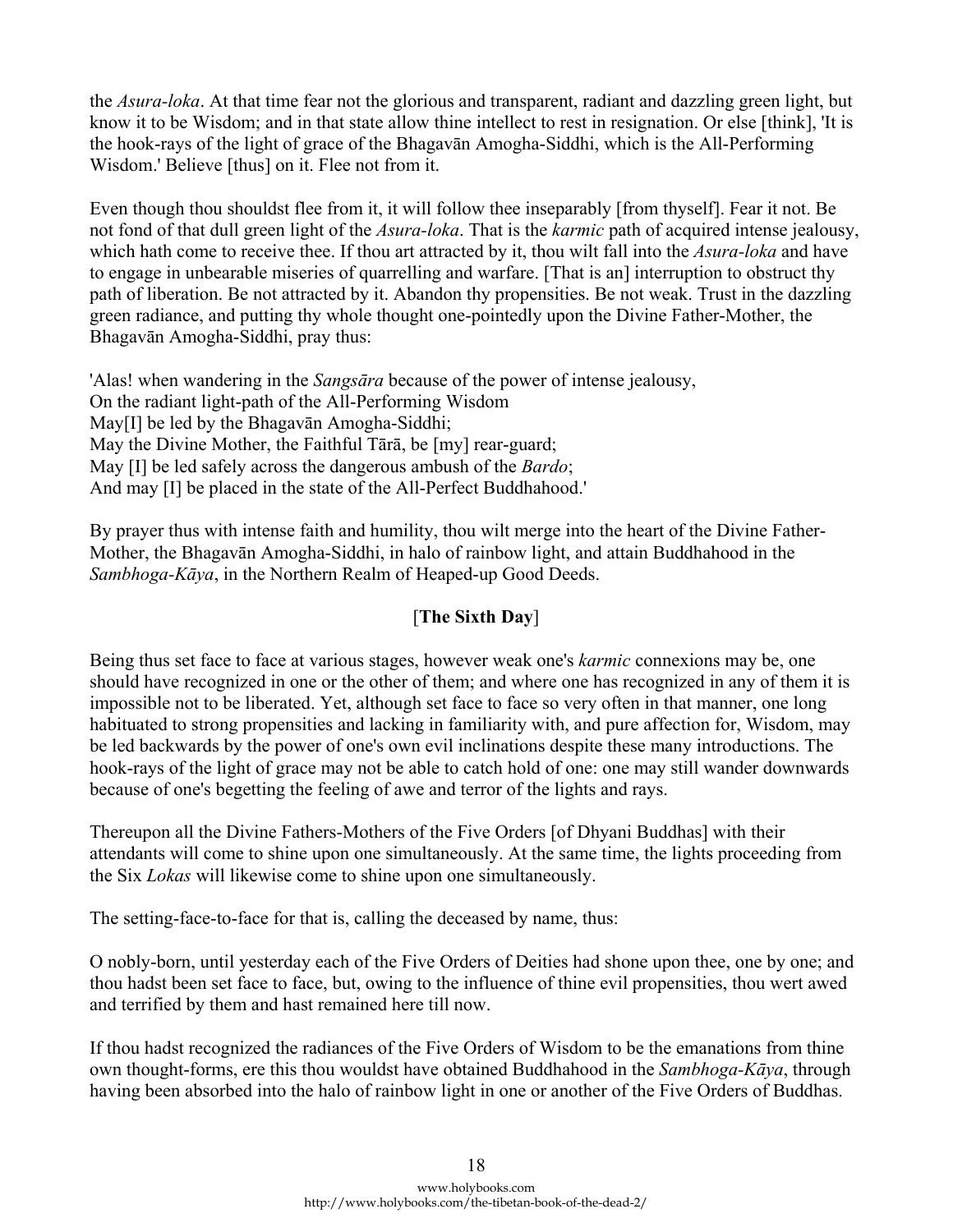the *Asura-loka*. At that time fear not the glorious and transparent, radiant and dazzling green light, but know it to be Wisdom; and in that state allow thine intellect to rest in resignation. Or else [think], 'It is the hook-rays of the light of grace of the Bhagavān Amogha-Siddhi, which is the All-Performing Wisdom.' Believe [thus] on it. Flee not from it.

Even though thou shouldst flee from it, it will follow thee inseparably [from thyself]. Fear it not. Be not fond of that dull green light of the *Asura-loka*. That is the *karmic* path of acquired intense jealousy, which hath come to receive thee. If thou art attracted by it, thou wilt fall into the *Asura-loka* and have to engage in unbearable miseries of quarrelling and warfare. [That is an] interruption to obstruct thy path of liberation. Be not attracted by it. Abandon thy propensities. Be not weak. Trust in the dazzling green radiance, and putting thy whole thought one-pointedly upon the Divine Father-Mother, the Bhagavān Amogha-Siddhi, pray thus:

'Alas! when wandering in the *Sangsāra* because of the power of intense jealousy,
On the radiant light-path of the All-Performing Wisdom
May[I] be led by the Bhagavān Amogha-Siddhi;
May the Divine Mother, the Faithful Tārā, be [my] rear-guard;
May [I] be led safely across the dangerous ambush of the *Bardo*;
And may [I] be placed in the state of the All-Perfect Buddhahood.'

By prayer thus with intense faith and humility, thou wilt merge into the heart of the Divine Father-Mother, the Bhagavān Amogha-Siddhi, in halo of rainbow light, and attain Buddhahood in the *Sambhoga-Kāya*, in the Northern Realm of Heaped-up Good Deeds.

### [**The Sixth Day**]

Being thus set face to face at various stages, however weak one's *karmic* connexions may be, one should have recognized in one or the other of them; and where one has recognized in any of them it is impossible not to be liberated. Yet, although set face to face so very often in that manner, one long habituated to strong propensities and lacking in familiarity with, and pure affection for, Wisdom, may be led backwards by the power of one's own evil inclinations despite these many introductions. The hook-rays of the light of grace may not be able to catch hold of one: one may still wander downwards because of one's begetting the feeling of awe and terror of the lights and rays.

Thereupon all the Divine Fathers-Mothers of the Five Orders [of Dhyani Buddhas] with their attendants will come to shine upon one simultaneously. At the same time, the lights proceeding from the Six *Lokas* will likewise come to shine upon one simultaneously.

The setting-face-to-face for that is, calling the deceased by name, thus:

O nobly-born, until yesterday each of the Five Orders of Deities had shone upon thee, one by one; and thou hadst been set face to face, but, owing to the influence of thine evil propensities, thou wert awed and terrified by them and hast remained here till now.

If thou hadst recognized the radiances of the Five Orders of Wisdom to be the emanations from thine own thought-forms, ere this thou wouldst have obtained Buddhahood in the *Sambhoga-Kāya*, through having been absorbed into the halo of rainbow light in one or another of the Five Orders of Buddhas.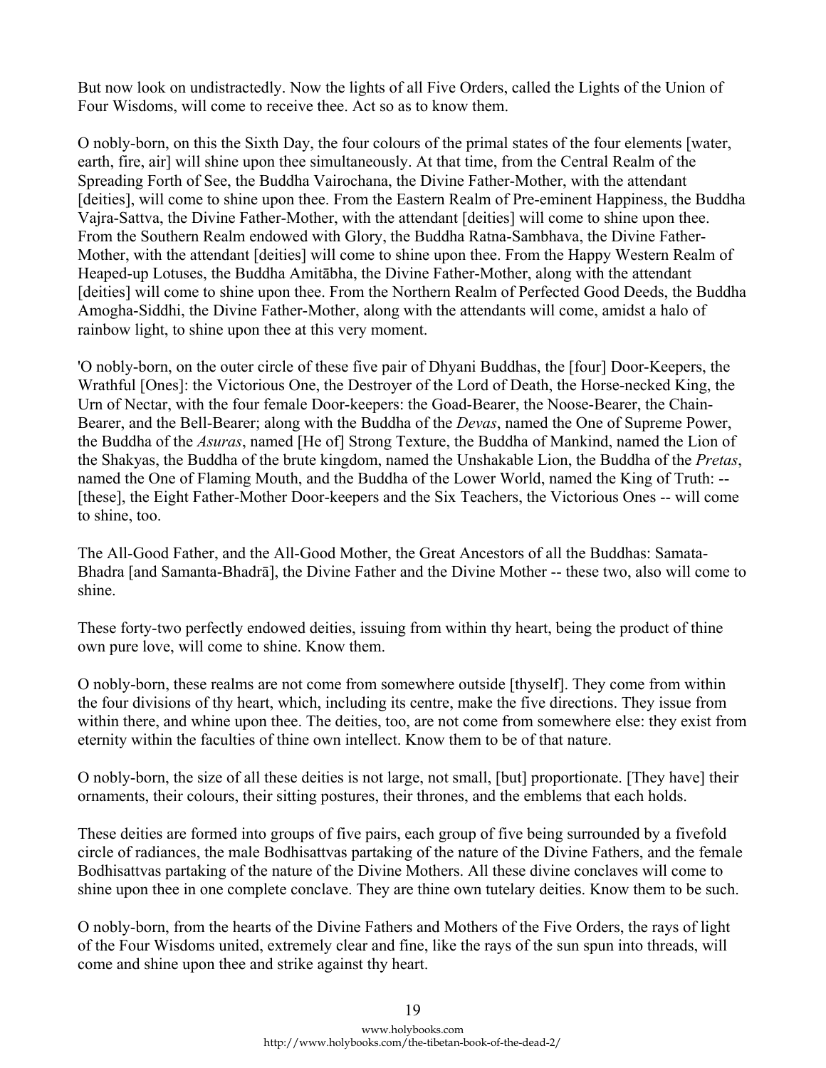But now look on undistractedly. Now the lights of all Five Orders, called the Lights of the Union of Four Wisdoms, will come to receive thee. Act so as to know them.

O nobly-born, on this the Sixth Day, the four colours of the primal states of the four elements [water, earth, fire, air] will shine upon thee simultaneously. At that time, from the Central Realm of the Spreading Forth of See, the Buddha Vairochana, the Divine Father-Mother, with the attendant [deities], will come to shine upon thee. From the Eastern Realm of Pre-eminent Happiness, the Buddha Vajra-Sattva, the Divine Father-Mother, with the attendant [deities] will come to shine upon thee. From the Southern Realm endowed with Glory, the Buddha Ratna-Sambhava, the Divine Father-Mother, with the attendant [deities] will come to shine upon thee. From the Happy Western Realm of Heaped-up Lotuses, the Buddha Amitābha, the Divine Father-Mother, along with the attendant [deities] will come to shine upon thee. From the Northern Realm of Perfected Good Deeds, the Buddha Amogha-Siddhi, the Divine Father-Mother, along with the attendants will come, amidst a halo of rainbow light, to shine upon thee at this very moment.

'O nobly-born, on the outer circle of these five pair of Dhyani Buddhas, the [four] Door-Keepers, the Wrathful [Ones]: the Victorious One, the Destroyer of the Lord of Death, the Horse-necked King, the Urn of Nectar, with the four female Door-keepers: the Goad-Bearer, the Noose-Bearer, the Chain-Bearer, and the Bell-Bearer; along with the Buddha of the *Devas*, named the One of Supreme Power, the Buddha of the *Asuras*, named [He of] Strong Texture, the Buddha of Mankind, named the Lion of the Shakyas, the Buddha of the brute kingdom, named the Unshakable Lion, the Buddha of the *Pretas*, named the One of Flaming Mouth, and the Buddha of the Lower World, named the King of Truth: -- [these], the Eight Father-Mother Door-keepers and the Six Teachers, the Victorious Ones -- will come to shine, too.

The All-Good Father, and the All-Good Mother, the Great Ancestors of all the Buddhas: Samata-Bhadra [and Samanta-Bhadrā], the Divine Father and the Divine Mother -- these two, also will come to shine.

These forty-two perfectly endowed deities, issuing from within thy heart, being the product of thine own pure love, will come to shine. Know them.

O nobly-born, these realms are not come from somewhere outside [thyself]. They come from within the four divisions of thy heart, which, including its centre, make the five directions. They issue from within there, and whine upon thee. The deities, too, are not come from somewhere else: they exist from eternity within the faculties of thine own intellect. Know them to be of that nature.

O nobly-born, the size of all these deities is not large, not small, [but] proportionate. [They have] their ornaments, their colours, their sitting postures, their thrones, and the emblems that each holds.

These deities are formed into groups of five pairs, each group of five being surrounded by a fivefold circle of radiances, the male Bodhisattvas partaking of the nature of the Divine Fathers, and the female Bodhisattvas partaking of the nature of the Divine Mothers. All these divine conclaves will come to shine upon thee in one complete conclave. They are thine own tutelary deities. Know them to be such.

O nobly-born, from the hearts of the Divine Fathers and Mothers of the Five Orders, the rays of light of the Four Wisdoms united, extremely clear and fine, like the rays of the sun spun into threads, will come and shine upon thee and strike against thy heart.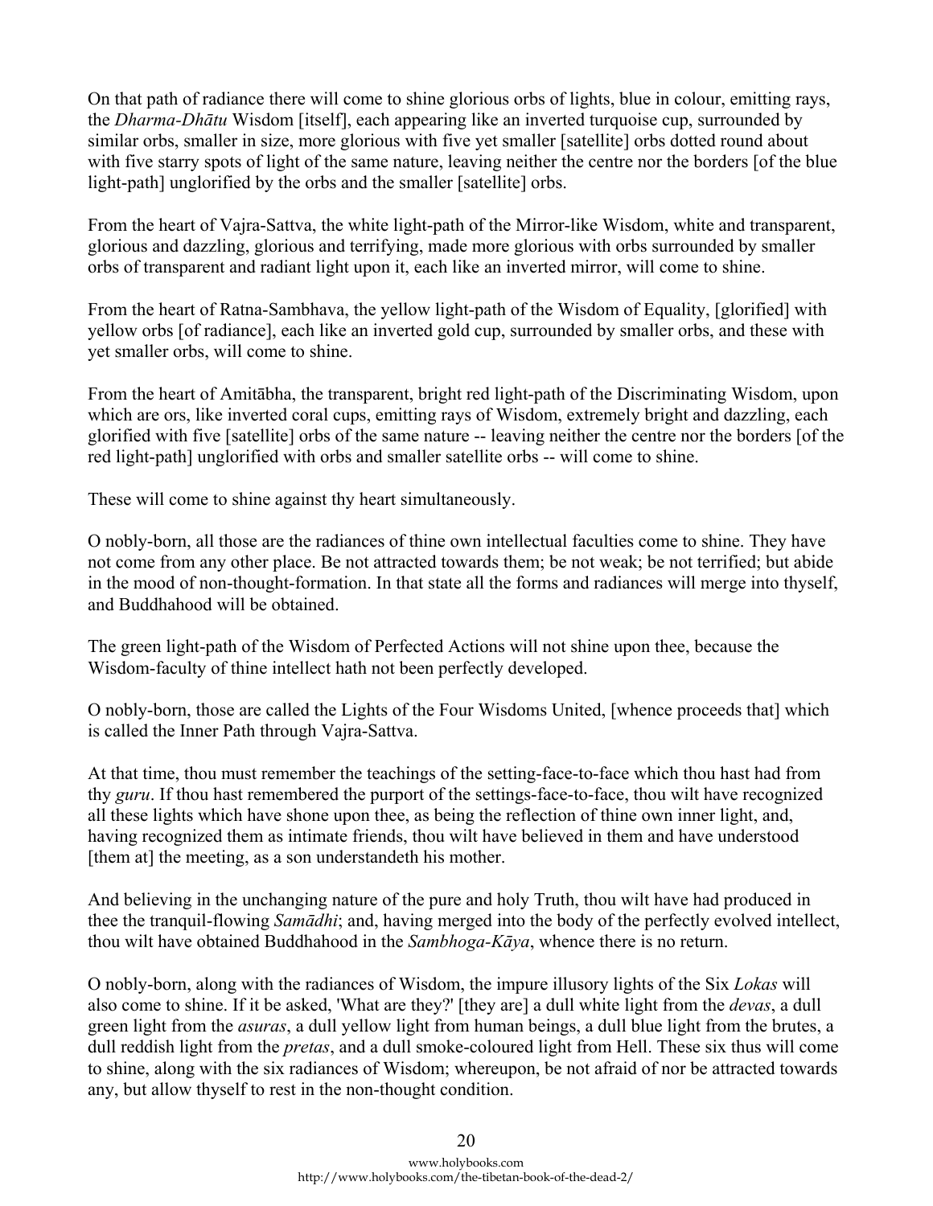On that path of radiance there will come to shine glorious orbs of lights, blue in colour, emitting rays, the *Dharma-Dhātu* Wisdom [itself], each appearing like an inverted turquoise cup, surrounded by similar orbs, smaller in size, more glorious with five yet smaller [satellite] orbs dotted round about with five starry spots of light of the same nature, leaving neither the centre nor the borders [of the blue light-path] unglorified by the orbs and the smaller [satellite] orbs.

From the heart of Vajra-Sattva, the white light-path of the Mirror-like Wisdom, white and transparent, glorious and dazzling, glorious and terrifying, made more glorious with orbs surrounded by smaller orbs of transparent and radiant light upon it, each like an inverted mirror, will come to shine.

From the heart of Ratna-Sambhava, the yellow light-path of the Wisdom of Equality, [glorified] with yellow orbs [of radiance], each like an inverted gold cup, surrounded by smaller orbs, and these with yet smaller orbs, will come to shine.

From the heart of Amitābha, the transparent, bright red light-path of the Discriminating Wisdom, upon which are ors, like inverted coral cups, emitting rays of Wisdom, extremely bright and dazzling, each glorified with five [satellite] orbs of the same nature -- leaving neither the centre nor the borders [of the red light-path] unglorified with orbs and smaller satellite orbs -- will come to shine.

These will come to shine against thy heart simultaneously.

O nobly-born, all those are the radiances of thine own intellectual faculties come to shine. They have not come from any other place. Be not attracted towards them; be not weak; be not terrified; but abide in the mood of non-thought-formation. In that state all the forms and radiances will merge into thyself, and Buddhahood will be obtained.

The green light-path of the Wisdom of Perfected Actions will not shine upon thee, because the Wisdom-faculty of thine intellect hath not been perfectly developed.

O nobly-born, those are called the Lights of the Four Wisdoms United, [whence proceeds that] which is called the Inner Path through Vajra-Sattva.

At that time, thou must remember the teachings of the setting-face-to-face which thou hast had from thy *guru*. If thou hast remembered the purport of the settings-face-to-face, thou wilt have recognized all these lights which have shone upon thee, as being the reflection of thine own inner light, and, having recognized them as intimate friends, thou wilt have believed in them and have understood [them at] the meeting, as a son understandeth his mother.

And believing in the unchanging nature of the pure and holy Truth, thou wilt have had produced in thee the tranquil-flowing *Samādhi*; and, having merged into the body of the perfectly evolved intellect, thou wilt have obtained Buddhahood in the *Sambhoga-Kāya*, whence there is no return.

O nobly-born, along with the radiances of Wisdom, the impure illusory lights of the Six *Lokas* will also come to shine. If it be asked, 'What are they?' [they are] a dull white light from the *devas*, a dull green light from the *asuras*, a dull yellow light from human beings, a dull blue light from the brutes, a dull reddish light from the *pretas*, and a dull smoke-coloured light from Hell. These six thus will come to shine, along with the six radiances of Wisdom; whereupon, be not afraid of nor be attracted towards any, but allow thyself to rest in the non-thought condition.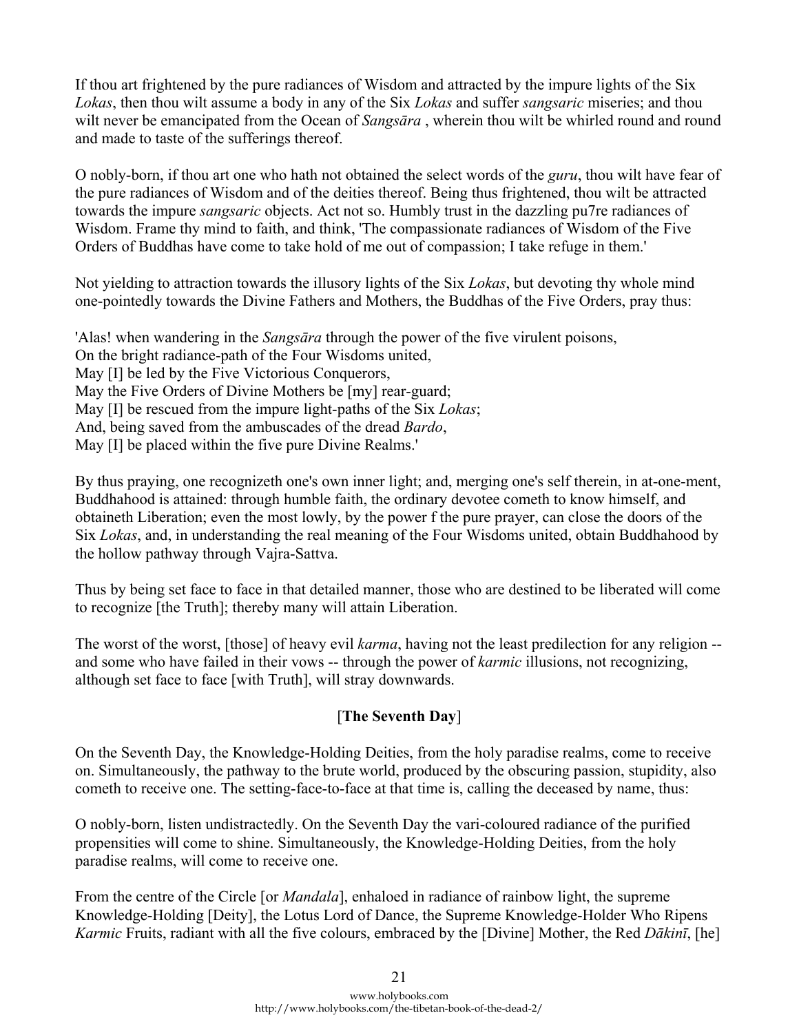If thou art frightened by the pure radiances of Wisdom and attracted by the impure lights of the Six *Lokas*, then thou wilt assume a body in any of the Six *Lokas* and suffer *sangsaric* miseries; and thou wilt never be emancipated from the Ocean of *Sangsāra* , wherein thou wilt be whirled round and round and made to taste of the sufferings thereof.

O nobly-born, if thou art one who hath not obtained the select words of the *guru*, thou wilt have fear of the pure radiances of Wisdom and of the deities thereof. Being thus frightened, thou wilt be attracted towards the impure *sangsaric* objects. Act not so. Humbly trust in the dazzling pu7re radiances of Wisdom. Frame thy mind to faith, and think, 'The compassionate radiances of Wisdom of the Five Orders of Buddhas have come to take hold of me out of compassion; I take refuge in them.'

Not yielding to attraction towards the illusory lights of the Six *Lokas*, but devoting thy whole mind one-pointedly towards the Divine Fathers and Mothers, the Buddhas of the Five Orders, pray thus:

'Alas! when wandering in the *Sangsāra* through the power of the five virulent poisons,
On the bright radiance-path of the Four Wisdoms united,
May [I] be led by the Five Victorious Conquerors,
May the Five Orders of Divine Mothers be [my] rear-guard;
May [I] be rescued from the impure light-paths of the Six *Lokas*;
And, being saved from the ambuscades of the dread *Bardo*,
May [I] be placed within the five pure Divine Realms.'

By thus praying, one recognizeth one's own inner light; and, merging one's self therein, in at-one-ment, Buddhahood is attained: through humble faith, the ordinary devotee cometh to know himself, and obtaineth Liberation; even the most lowly, by the power f the pure prayer, can close the doors of the Six *Lokas*, and, in understanding the real meaning of the Four Wisdoms united, obtain Buddhahood by the hollow pathway through Vajra-Sattva.

Thus by being set face to face in that detailed manner, those who are destined to be liberated will come to recognize [the Truth]; thereby many will attain Liberation.

The worst of the worst, [those] of heavy evil *karma*, having not the least predilection for any religion -- and some who have failed in their vows -- through the power of *karmic* illusions, not recognizing, although set face to face [with Truth], will stray downwards.

## [**The Seventh Day**]

On the Seventh Day, the Knowledge-Holding Deities, from the holy paradise realms, come to receive on. Simultaneously, the pathway to the brute world, produced by the obscuring passion, stupidity, also cometh to receive one. The setting-face-to-face at that time is, calling the deceased by name, thus:

O nobly-born, listen undistractedly. On the Seventh Day the vari-coloured radiance of the purified propensities will come to shine. Simultaneously, the Knowledge-Holding Deities, from the holy paradise realms, will come to receive one.

From the centre of the Circle [or *Mandala*], enhaloed in radiance of rainbow light, the supreme Knowledge-Holding [Deity], the Lotus Lord of Dance, the Supreme Knowledge-Holder Who Ripens *Karmic* Fruits, radiant with all the five colours, embraced by the [Divine] Mother, the Red *Dākinī*, [he]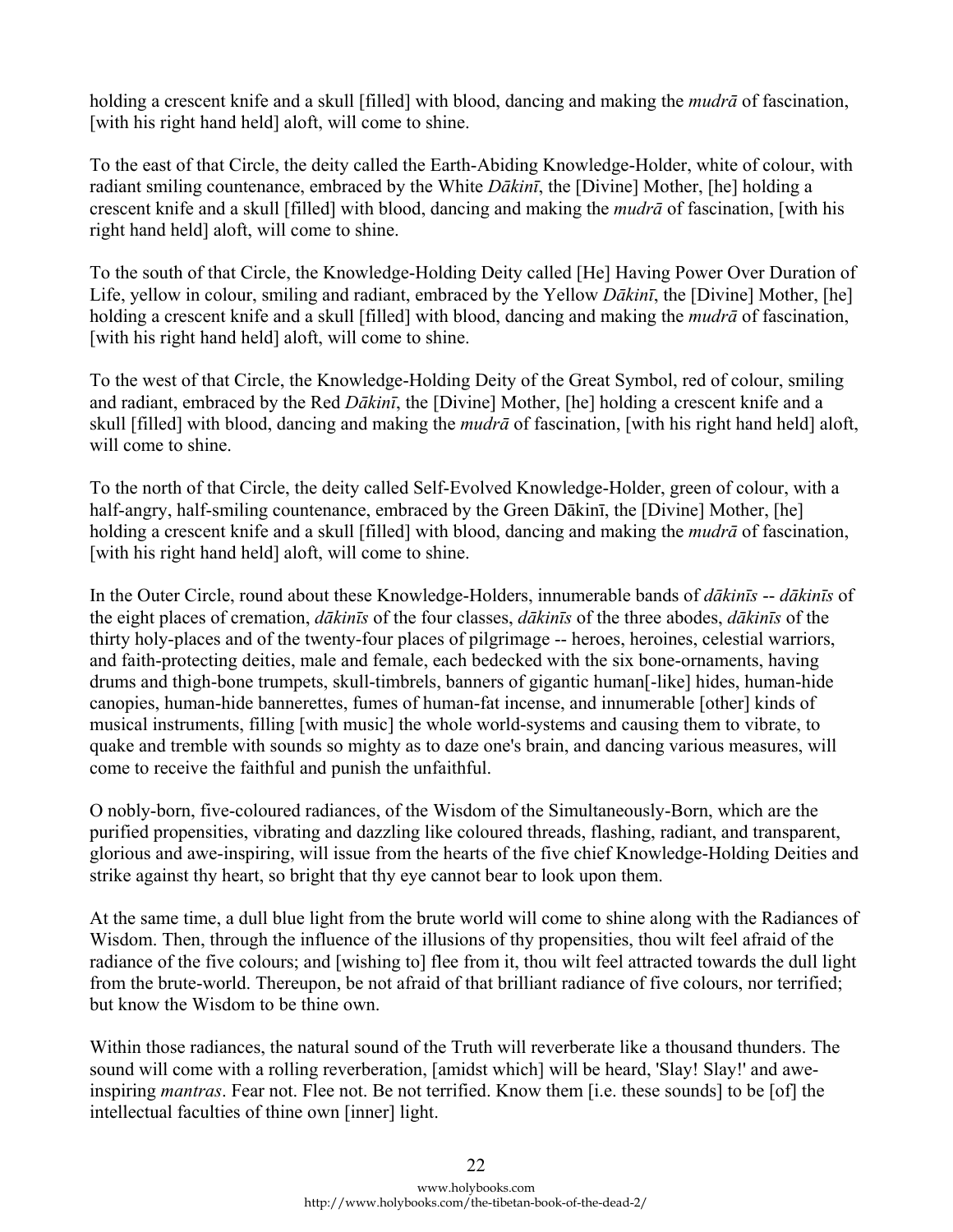holding a crescent knife and a skull [filled] with blood, dancing and making the *mudrā* of fascination, [with his right hand held] aloft, will come to shine.

To the east of that Circle, the deity called the Earth-Abiding Knowledge-Holder, white of colour, with radiant smiling countenance, embraced by the White *Dākinī*, the [Divine] Mother, [he] holding a crescent knife and a skull [filled] with blood, dancing and making the *mudrā* of fascination, [with his right hand held] aloft, will come to shine.

To the south of that Circle, the Knowledge-Holding Deity called [He] Having Power Over Duration of Life, yellow in colour, smiling and radiant, embraced by the Yellow *Dākinī*, the [Divine] Mother, [he] holding a crescent knife and a skull [filled] with blood, dancing and making the *mudrā* of fascination, [with his right hand held] aloft, will come to shine.

To the west of that Circle, the Knowledge-Holding Deity of the Great Symbol, red of colour, smiling and radiant, embraced by the Red *Dākinī*, the [Divine] Mother, [he] holding a crescent knife and a skull [filled] with blood, dancing and making the *mudrā* of fascination, [with his right hand held] aloft, will come to shine.

To the north of that Circle, the deity called Self-Evolved Knowledge-Holder, green of colour, with a half-angry, half-smiling countenance, embraced by the Green Dākinī, the [Divine] Mother, [he] holding a crescent knife and a skull [filled] with blood, dancing and making the *mudrā* of fascination, [with his right hand held] aloft, will come to shine.

In the Outer Circle, round about these Knowledge-Holders, innumerable bands of *dākinīs* -- *dākinīs* of the eight places of cremation, *dākinīs* of the four classes, *dākinīs* of the three abodes, *dākinīs* of the thirty holy-places and of the twenty-four places of pilgrimage -- heroes, heroines, celestial warriors, and faith-protecting deities, male and female, each bedecked with the six bone-ornaments, having drums and thigh-bone trumpets, skull-timbrels, banners of gigantic human[-like] hides, human-hide canopies, human-hide bannerettes, fumes of human-fat incense, and innumerable [other] kinds of musical instruments, filling [with music] the whole world-systems and causing them to vibrate, to quake and tremble with sounds so mighty as to daze one's brain, and dancing various measures, will come to receive the faithful and punish the unfaithful.

O nobly-born, five-coloured radiances, of the Wisdom of the Simultaneously-Born, which are the purified propensities, vibrating and dazzling like coloured threads, flashing, radiant, and transparent, glorious and awe-inspiring, will issue from the hearts of the five chief Knowledge-Holding Deities and strike against thy heart, so bright that thy eye cannot bear to look upon them.

At the same time, a dull blue light from the brute world will come to shine along with the Radiances of Wisdom. Then, through the influence of the illusions of thy propensities, thou wilt feel afraid of the radiance of the five colours; and [wishing to] flee from it, thou wilt feel attracted towards the dull light from the brute-world. Thereupon, be not afraid of that brilliant radiance of five colours, nor terrified; but know the Wisdom to be thine own.

Within those radiances, the natural sound of the Truth will reverberate like a thousand thunders. The sound will come with a rolling reverberation, [amidst which] will be heard, 'Slay! Slay!' and awe-inspiring *mantras*. Fear not. Flee not. Be not terrified. Know them [i.e. these sounds] to be [of] the intellectual faculties of thine own [inner] light.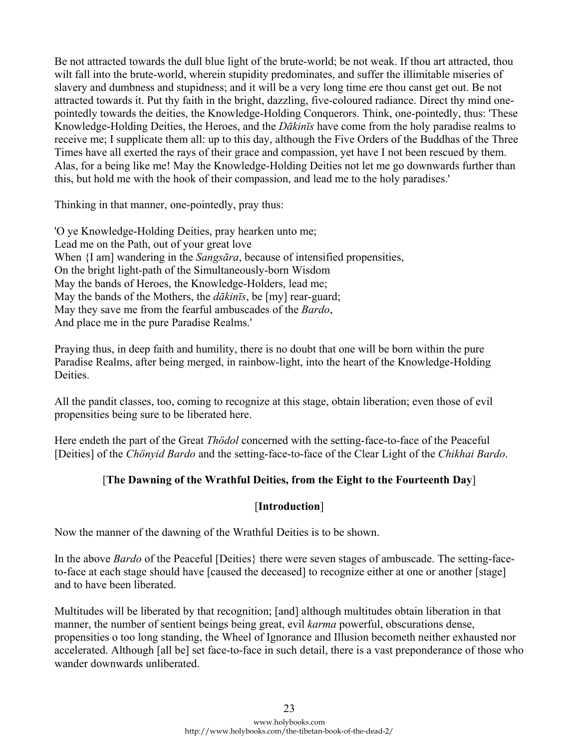Be not attracted towards the dull blue light of the brute-world; be not weak. If thou art attracted, thou wilt fall into the brute-world, wherein stupidity predominates, and suffer the illimitable miseries of slavery and dumbness and stupidness; and it will be a very long time ere thou canst get out. Be not attracted towards it. Put thy faith in the bright, dazzling, five-coloured radiance. Direct thy mind one-pointedly towards the deities, the Knowledge-Holding Conquerors. Think, one-pointedly, thus: 'These Knowledge-Holding Deities, the Heroes, and the *Dākinīs* have come from the holy paradise realms to receive me; I supplicate them all: up to this day, although the Five Orders of the Buddhas of the Three Times have all exerted the rays of their grace and compassion, yet have I not been rescued by them. Alas, for a being like me! May the Knowledge-Holding Deities not let me go downwards further than this, but hold me with the hook of their compassion, and lead me to the holy paradises.'

Thinking in that manner, one-pointedly, pray thus:

'O ye Knowledge-Holding Deities, pray hearken unto me;
Lead me on the Path, out of your great love
When {I am] wandering in the *Sangsāra*, because of intensified propensities,
On the bright light-path of the Simultaneously-born Wisdom
May the bands of Heroes, the Knowledge-Holders, lead me;
May the bands of the Mothers, the *dākinīs*, be [my] rear-guard;
May they save me from the fearful ambuscades of the *Bardo*,
And place me in the pure Paradise Realms.'

Praying thus, in deep faith and humility, there is no doubt that one will be born within the pure Paradise Realms, after being merged, in rainbow-light, into the heart of the Knowledge-Holding Deities.

All the pandit classes, too, coming to recognize at this stage, obtain liberation; even those of evil propensities being sure to be liberated here.

Here endeth the part of the Great *Thödol* concerned with the setting-face-to-face of the Peaceful [Deities] of the *Chönyid Bardo* and the setting-face-to-face of the Clear Light of the *Chikhai Bardo*.

## [**The Dawning of the Wrathful Deities, from the Eight to the Fourteenth Day**]

### [**Introduction**]

Now the manner of the dawning of the Wrathful Deities is to be shown.

In the above *Bardo* of the Peaceful [Deities} there were seven stages of ambuscade. The setting-face-to-face at each stage should have [caused the deceased] to recognize either at one or another [stage] and to have been liberated.

Multitudes will be liberated by that recognition; [and] although multitudes obtain liberation in that manner, the number of sentient beings being great, evil *karma* powerful, obscurations dense, propensities o too long standing, the Wheel of Ignorance and Illusion becometh neither exhausted nor accelerated. Although [all be] set face-to-face in such detail, there is a vast preponderance of those who wander downwards unliberated.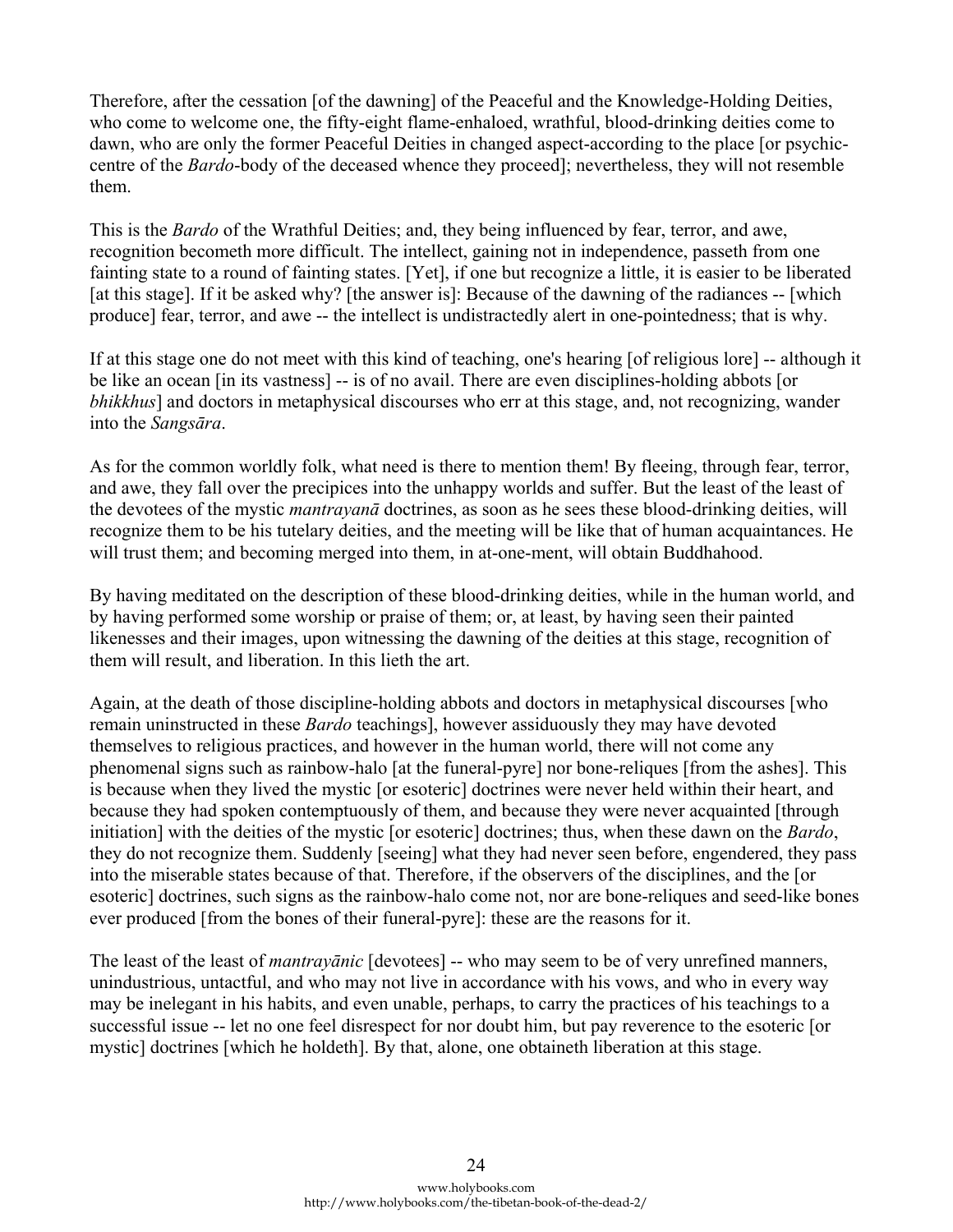Therefore, after the cessation [of the dawning] of the Peaceful and the Knowledge-Holding Deities, who come to welcome one, the fifty-eight flame-enhaloed, wrathful, blood-drinking deities come to dawn, who are only the former Peaceful Deities in changed aspect-according to the place [or psychic-centre of the *Bardo*-body of the deceased whence they proceed]; nevertheless, they will not resemble them.

This is the *Bardo* of the Wrathful Deities; and, they being influenced by fear, terror, and awe, recognition becometh more difficult. The intellect, gaining not in independence, passeth from one fainting state to a round of fainting states. [Yet], if one but recognize a little, it is easier to be liberated [at this stage]. If it be asked why? [the answer is]: Because of the dawning of the radiances -- [which produce] fear, terror, and awe -- the intellect is undistractedly alert in one-pointedness; that is why.

If at this stage one do not meet with this kind of teaching, one's hearing [of religious lore] -- although it be like an ocean [in its vastness] -- is of no avail. There are even disciplines-holding abbots [or *bhikkhus*] and doctors in metaphysical discourses who err at this stage, and, not recognizing, wander into the *Sangsāra*.

As for the common worldly folk, what need is there to mention them! By fleeing, through fear, terror, and awe, they fall over the precipices into the unhappy worlds and suffer. But the least of the least of the devotees of the mystic *mantrayanā* doctrines, as soon as he sees these blood-drinking deities, will recognize them to be his tutelary deities, and the meeting will be like that of human acquaintances. He will trust them; and becoming merged into them, in at-one-ment, will obtain Buddhahood.

By having meditated on the description of these blood-drinking deities, while in the human world, and by having performed some worship or praise of them; or, at least, by having seen their painted likenesses and their images, upon witnessing the dawning of the deities at this stage, recognition of them will result, and liberation. In this lieth the art.

Again, at the death of those discipline-holding abbots and doctors in metaphysical discourses [who remain uninstructed in these *Bardo* teachings], however assiduously they may have devoted themselves to religious practices, and however in the human world, there will not come any phenomenal signs such as rainbow-halo [at the funeral-pyre] nor bone-reliques [from the ashes]. This is because when they lived the mystic [or esoteric] doctrines were never held within their heart, and because they had spoken contemptuously of them, and because they were never acquainted [through initiation] with the deities of the mystic [or esoteric] doctrines; thus, when these dawn on the *Bardo*, they do not recognize them. Suddenly [seeing] what they had never seen before, engendered, they pass into the miserable states because of that. Therefore, if the observers of the disciplines, and the [or esoteric] doctrines, such signs as the rainbow-halo come not, nor are bone-reliques and seed-like bones ever produced [from the bones of their funeral-pyre]: these are the reasons for it.

The least of the least of *mantrayānic* [devotees] -- who may seem to be of very unrefined manners, unindustrious, untactful, and who may not live in accordance with his vows, and who in every way may be inelegant in his habits, and even unable, perhaps, to carry the practices of his teachings to a successful issue -- let no one feel disrespect for nor doubt him, but pay reverence to the esoteric [or mystic] doctrines [which he holdeth]. By that, alone, one obtaineth liberation at this stage.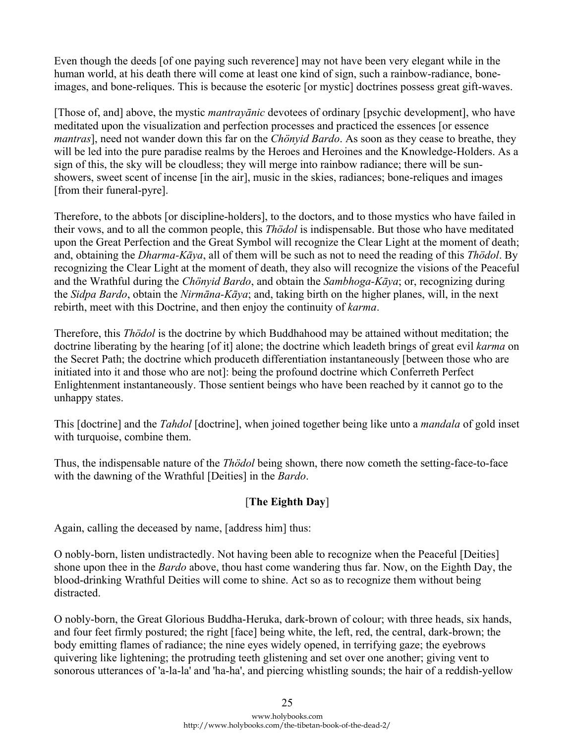Even though the deeds [of one paying such reverence] may not have been very elegant while in the human world, at his death there will come at least one kind of sign, such a rainbow-radiance, bone-images, and bone-reliques. This is because the esoteric [or mystic] doctrines possess great gift-waves.

[Those of, and] above, the mystic *mantrayānic* devotees of ordinary [psychic development], who have meditated upon the visualization and perfection processes and practiced the essences [or essence *mantras*], need not wander down this far on the *Chönyid Bardo*. As soon as they cease to breathe, they will be led into the pure paradise realms by the Heroes and Heroines and the Knowledge-Holders. As a sign of this, the sky will be cloudless; they will merge into rainbow radiance; there will be sun-showers, sweet scent of incense [in the air], music in the skies, radiances; bone-reliques and images [from their funeral-pyre].

Therefore, to the abbots [or discipline-holders], to the doctors, and to those mystics who have failed in their vows, and to all the common people, this *Thödol* is indispensable. But those who have meditated upon the Great Perfection and the Great Symbol will recognize the Clear Light at the moment of death; and, obtaining the *Dharma-Kāya*, all of them will be such as not to need the reading of this *Thödol*. By recognizing the Clear Light at the moment of death, they also will recognize the visions of the Peaceful and the Wrathful during the *Chönyid Bardo*, and obtain the *Sambhoga-Kāya*; or, recognizing during the *Sidpa Bardo*, obtain the *Nirmāna-Kāya*; and, taking birth on the higher planes, will, in the next rebirth, meet with this Doctrine, and then enjoy the continuity of *karma*.

Therefore, this *Thödol* is the doctrine by which Buddhahood may be attained without meditation; the doctrine liberating by the hearing [of it] alone; the doctrine which leadeth brings of great evil *karma* on the Secret Path; the doctrine which produceth differentiation instantaneously [between those who are initiated into it and those who are not]: being the profound doctrine which Conferreth Perfect Enlightenment instantaneously. Those sentient beings who have been reached by it cannot go to the unhappy states.

This [doctrine] and the *Tahdol* [doctrine], when joined together being like unto a *mandala* of gold inset with turquoise, combine them.

Thus, the indispensable nature of the *Thödol* being shown, there now cometh the setting-face-to-face with the dawning of the Wrathful [Deities] in the *Bardo*.

### [**The Eighth Day**]

Again, calling the deceased by name, [address him] thus:

O nobly-born, listen undistractedly. Not having been able to recognize when the Peaceful [Deities] shone upon thee in the *Bardo* above, thou hast come wandering thus far. Now, on the Eighth Day, the blood-drinking Wrathful Deities will come to shine. Act so as to recognize them without being distracted.

O nobly-born, the Great Glorious Buddha-Heruka, dark-brown of colour; with three heads, six hands, and four feet firmly postured; the right [face] being white, the left, red, the central, dark-brown; the body emitting flames of radiance; the nine eyes widely opened, in terrifying gaze; the eyebrows quivering like lightening; the protruding teeth glistening and set over one another; giving vent to sonorous utterances of 'a-la-la' and 'ha-ha', and piercing whistling sounds; the hair of a reddish-yellow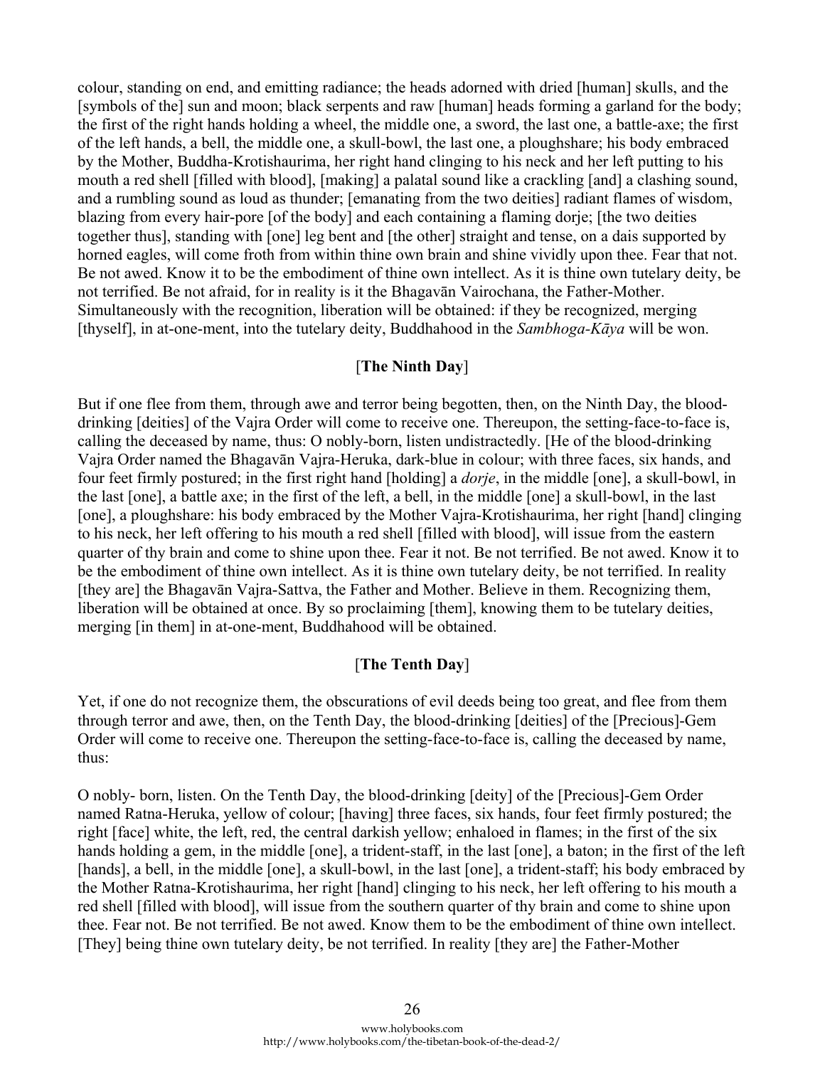colour, standing on end, and emitting radiance; the heads adorned with dried [human] skulls, and the [symbols of the] sun and moon; black serpents and raw [human] heads forming a garland for the body; the first of the right hands holding a wheel, the middle one, a sword, the last one, a battle-axe; the first of the left hands, a bell, the middle one, a skull-bowl, the last one, a ploughshare; his body embraced by the Mother, Buddha-Krotishaurima, her right hand clinging to his neck and her left putting to his mouth a red shell [filled with blood], [making] a palatal sound like a crackling [and] a clashing sound, and a rumbling sound as loud as thunder; [emanating from the two deities] radiant flames of wisdom, blazing from every hair-pore [of the body] and each containing a flaming dorje; [the two deities together thus], standing with [one] leg bent and [the other] straight and tense, on a dais supported by horned eagles, will come froth from within thine own brain and shine vividly upon thee. Fear that not. Be not awed. Know it to be the embodiment of thine own intellect. As it is thine own tutelary deity, be not terrified. Be not afraid, for in reality is it the Bhagavān Vairochana, the Father-Mother. Simultaneously with the recognition, liberation will be obtained: if they be recognized, merging [thyself], in at-one-ment, into the tutelary deity, Buddhahood in the *Sambhoga-Kāya* will be won.

### [**The Ninth Day**]

But if one flee from them, through awe and terror being begotten, then, on the Ninth Day, the blood-drinking [deities] of the Vajra Order will come to receive one. Thereupon, the setting-face-to-face is, calling the deceased by name, thus: O nobly-born, listen undistractedly. [He of the blood-drinking Vajra Order named the Bhagavān Vajra-Heruka, dark-blue in colour; with three faces, six hands, and four feet firmly postured; in the first right hand [holding] a *dorje*, in the middle [one], a skull-bowl, in the last [one], a battle axe; in the first of the left, a bell, in the middle [one] a skull-bowl, in the last [one], a ploughshare: his body embraced by the Mother Vajra-Krotishaurima, her right [hand] clinging to his neck, her left offering to his mouth a red shell [filled with blood], will issue from the eastern quarter of thy brain and come to shine upon thee. Fear it not. Be not terrified. Be not awed. Know it to be the embodiment of thine own intellect. As it is thine own tutelary deity, be not terrified. In reality [they are] the Bhagavān Vajra-Sattva, the Father and Mother. Believe in them. Recognizing them, liberation will be obtained at once. By so proclaiming [them], knowing them to be tutelary deities, merging [in them] in at-one-ment, Buddhahood will be obtained.

### [**The Tenth Day**]

Yet, if one do not recognize them, the obscurations of evil deeds being too great, and flee from them through terror and awe, then, on the Tenth Day, the blood-drinking [deities] of the [Precious]-Gem Order will come to receive one. Thereupon the setting-face-to-face is, calling the deceased by name, thus:

O nobly- born, listen. On the Tenth Day, the blood-drinking [deity] of the [Precious]-Gem Order named Ratna-Heruka, yellow of colour; [having] three faces, six hands, four feet firmly postured; the right [face] white, the left, red, the central darkish yellow; enhaloed in flames; in the first of the six hands holding a gem, in the middle [one], a trident-staff, in the last [one], a baton; in the first of the left [hands], a bell, in the middle [one], a skull-bowl, in the last [one], a trident-staff; his body embraced by the Mother Ratna-Krotishaurima, her right [hand] clinging to his neck, her left offering to his mouth a red shell [filled with blood], will issue from the southern quarter of thy brain and come to shine upon thee. Fear not. Be not terrified. Be not awed. Know them to be the embodiment of thine own intellect. [They] being thine own tutelary deity, be not terrified. In reality [they are] the Father-Mother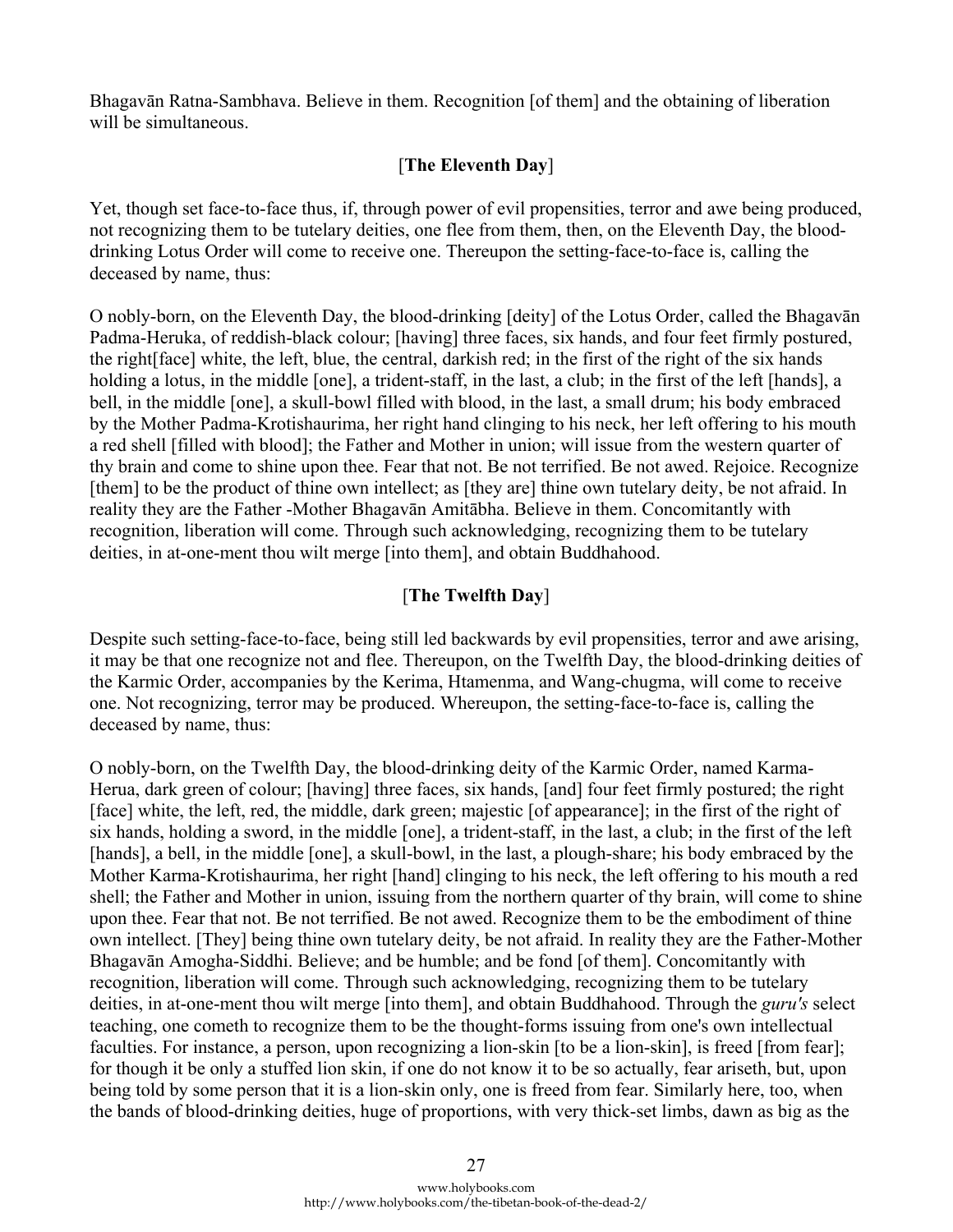Bhagavān Ratna-Sambhava. Believe in them. Recognition [of them] and the obtaining of liberation will be simultaneous.

### [**The Eleventh Day**]

Yet, though set face-to-face thus, if, through power of evil propensities, terror and awe being produced, not recognizing them to be tutelary deities, one flee from them, then, on the Eleventh Day, the blood-drinking Lotus Order will come to receive one. Thereupon the setting-face-to-face is, calling the deceased by name, thus:

O nobly-born, on the Eleventh Day, the blood-drinking [deity] of the Lotus Order, called the Bhagavān Padma-Heruka, of reddish-black colour; [having] three faces, six hands, and four feet firmly postured, the right[face] white, the left, blue, the central, darkish red; in the first of the right of the six hands holding a lotus, in the middle [one], a trident-staff, in the last, a club; in the first of the left [hands], a bell, in the middle [one], a skull-bowl filled with blood, in the last, a small drum; his body embraced by the Mother Padma-Krotishaurima, her right hand clinging to his neck, her left offering to his mouth a red shell [filled with blood]; the Father and Mother in union; will issue from the western quarter of thy brain and come to shine upon thee. Fear that not. Be not terrified. Be not awed. Rejoice. Recognize [them] to be the product of thine own intellect; as [they are] thine own tutelary deity, be not afraid. In reality they are the Father -Mother Bhagavān Amitābha. Believe in them. Concomitantly with recognition, liberation will come. Through such acknowledging, recognizing them to be tutelary deities, in at-one-ment thou wilt merge [into them], and obtain Buddhahood.

### [**The Twelfth Day**]

Despite such setting-face-to-face, being still led backwards by evil propensities, terror and awe arising, it may be that one recognize not and flee. Thereupon, on the Twelfth Day, the blood-drinking deities of the Karmic Order, accompanies by the Kerima, Htamenma, and Wang-chugma, will come to receive one. Not recognizing, terror may be produced. Whereupon, the setting-face-to-face is, calling the deceased by name, thus:

O nobly-born, on the Twelfth Day, the blood-drinking deity of the Karmic Order, named Karma-Herua, dark green of colour; [having] three faces, six hands, [and] four feet firmly postured; the right [face] white, the left, red, the middle, dark green; majestic [of appearance]; in the first of the right of six hands, holding a sword, in the middle [one], a trident-staff, in the last, a club; in the first of the left [hands], a bell, in the middle [one], a skull-bowl, in the last, a plough-share; his body embraced by the Mother Karma-Krotishaurima, her right [hand] clinging to his neck, the left offering to his mouth a red shell; the Father and Mother in union, issuing from the northern quarter of thy brain, will come to shine upon thee. Fear that not. Be not terrified. Be not awed. Recognize them to be the embodiment of thine own intellect. [They] being thine own tutelary deity, be not afraid. In reality they are the Father-Mother Bhagavān Amogha-Siddhi. Believe; and be humble; and be fond [of them]. Concomitantly with recognition, liberation will come. Through such acknowledging, recognizing them to be tutelary deities, in at-one-ment thou wilt merge [into them], and obtain Buddhahood. Through the *guru's* select teaching, one cometh to recognize them to be the thought-forms issuing from one's own intellectual faculties. For instance, a person, upon recognizing a lion-skin [to be a lion-skin], is freed [from fear]; for though it be only a stuffed lion skin, if one do not know it to be so actually, fear ariseth, but, upon being told by some person that it is a lion-skin only, one is freed from fear. Similarly here, too, when the bands of blood-drinking deities, huge of proportions, with very thick-set limbs, dawn as big as the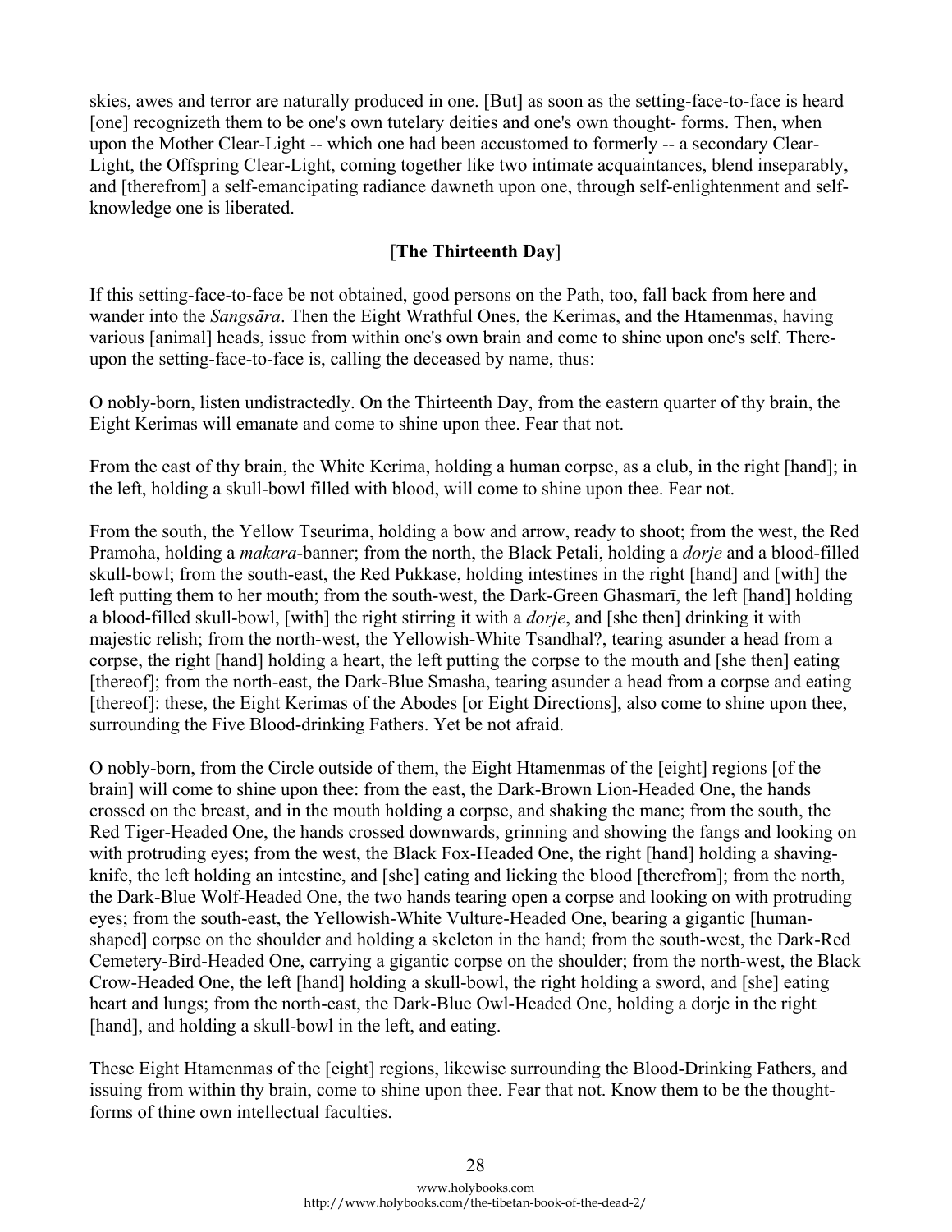skies, awes and terror are naturally produced in one. [But] as soon as the setting-face-to-face is heard [one] recognizeth them to be one's own tutelary deities and one's own thought- forms. Then, when upon the Mother Clear-Light -- which one had been accustomed to formerly -- a secondary Clear-Light, the Offspring Clear-Light, coming together like two intimate acquaintances, blend inseparably, and [therefrom] a self-emancipating radiance dawneth upon one, through self-enlightenment and self-knowledge one is liberated.

### [**The Thirteenth Day**]

If this setting-face-to-face be not obtained, good persons on the Path, too, fall back from here and wander into the *Sangsāra*. Then the Eight Wrathful Ones, the Kerimas, and the Htamenmas, having various [animal] heads, issue from within one's own brain and come to shine upon one's self. Thereupon the setting-face-to-face is, calling the deceased by name, thus:

O nobly-born, listen undistractedly. On the Thirteenth Day, from the eastern quarter of thy brain, the Eight Kerimas will emanate and come to shine upon thee. Fear that not.

From the east of thy brain, the White Kerima, holding a human corpse, as a club, in the right [hand]; in the left, holding a skull-bowl filled with blood, will come to shine upon thee. Fear not.

From the south, the Yellow Tseurima, holding a bow and arrow, ready to shoot; from the west, the Red Pramoha, holding a *makara*-banner; from the north, the Black Petali, holding a *dorje* and a blood-filled skull-bowl; from the south-east, the Red Pukkase, holding intestines in the right [hand] and [with] the left putting them to her mouth; from the south-west, the Dark-Green Ghasmarī, the left [hand] holding a blood-filled skull-bowl, [with] the right stirring it with a *dorje*, and [she then] drinking it with majestic relish; from the north-west, the Yellowish-White Tsandhal?, tearing asunder a head from a corpse, the right [hand] holding a heart, the left putting the corpse to the mouth and [she then] eating [thereof]; from the north-east, the Dark-Blue Smasha, tearing asunder a head from a corpse and eating [thereof]: these, the Eight Kerimas of the Abodes [or Eight Directions], also come to shine upon thee, surrounding the Five Blood-drinking Fathers. Yet be not afraid.

O nobly-born, from the Circle outside of them, the Eight Htamenmas of the [eight] regions [of the brain] will come to shine upon thee: from the east, the Dark-Brown Lion-Headed One, the hands crossed on the breast, and in the mouth holding a corpse, and shaking the mane; from the south, the Red Tiger-Headed One, the hands crossed downwards, grinning and showing the fangs and looking on with protruding eyes; from the west, the Black Fox-Headed One, the right [hand] holding a shaving-knife, the left holding an intestine, and [she] eating and licking the blood [therefrom]; from the north, the Dark-Blue Wolf-Headed One, the two hands tearing open a corpse and looking on with protruding eyes; from the south-east, the Yellowish-White Vulture-Headed One, bearing a gigantic [human-shaped] corpse on the shoulder and holding a skeleton in the hand; from the south-west, the Dark-Red Cemetery-Bird-Headed One, carrying a gigantic corpse on the shoulder; from the north-west, the Black Crow-Headed One, the left [hand] holding a skull-bowl, the right holding a sword, and [she] eating heart and lungs; from the north-east, the Dark-Blue Owl-Headed One, holding a dorje in the right [hand], and holding a skull-bowl in the left, and eating.

These Eight Htamenmas of the [eight] regions, likewise surrounding the Blood-Drinking Fathers, and issuing from within thy brain, come to shine upon thee. Fear that not. Know them to be the thought-forms of thine own intellectual faculties.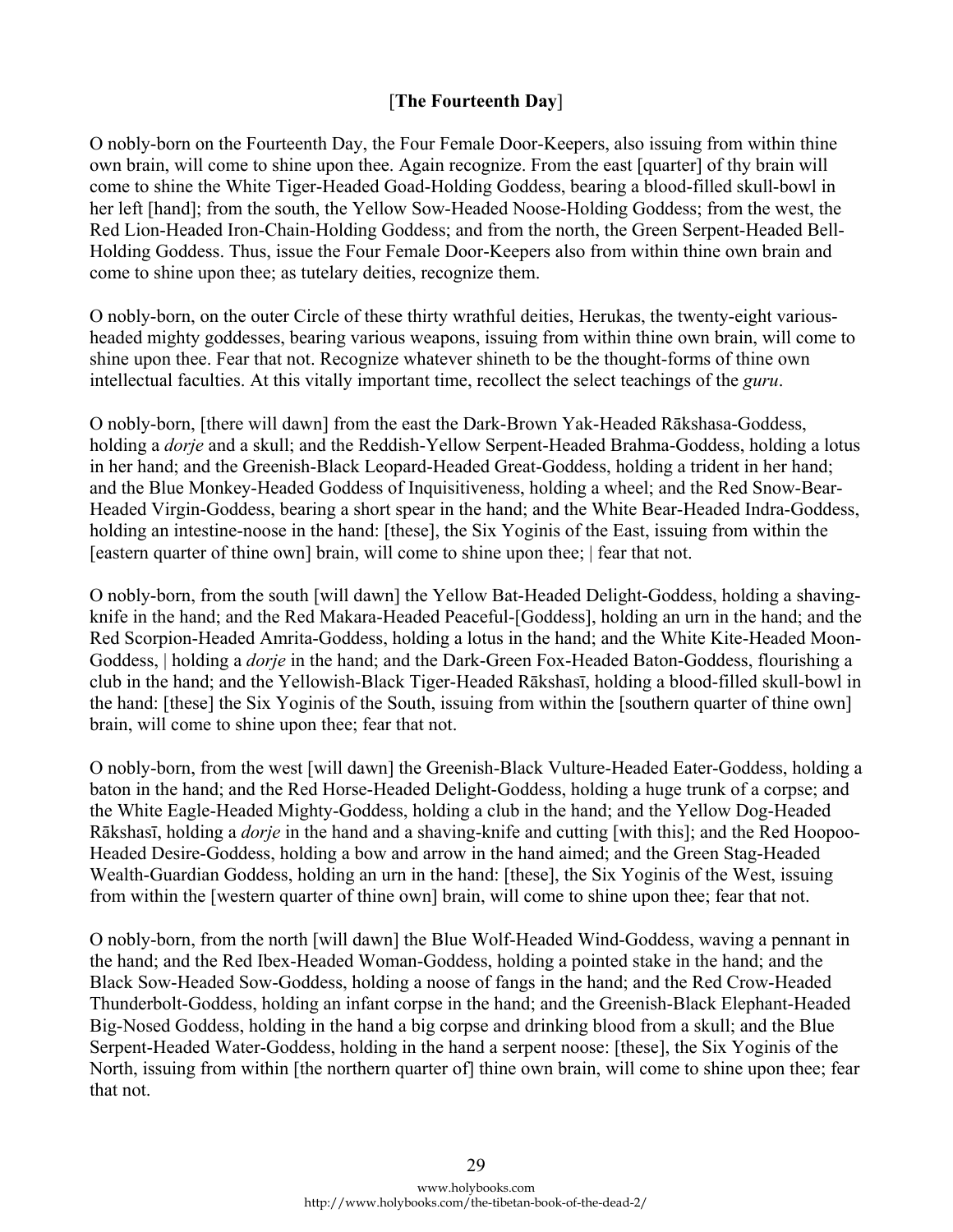[**The Fourteenth Day**]

O nobly-born on the Fourteenth Day, the Four Female Door-Keepers, also issuing from within thine own brain, will come to shine upon thee. Again recognize. From the east [quarter] of thy brain will come to shine the White Tiger-Headed Goad-Holding Goddess, bearing a blood-filled skull-bowl in her left [hand]; from the south, the Yellow Sow-Headed Noose-Holding Goddess; from the west, the Red Lion-Headed Iron-Chain-Holding Goddess; and from the north, the Green Serpent-Headed Bell-Holding Goddess. Thus, issue the Four Female Door-Keepers also from within thine own brain and come to shine upon thee; as tutelary deities, recognize them.

O nobly-born, on the outer Circle of these thirty wrathful deities, Herukas, the twenty-eight various-headed mighty goddesses, bearing various weapons, issuing from within thine own brain, will come to shine upon thee. Fear that not. Recognize whatever shineth to be the thought-forms of thine own intellectual faculties. At this vitally important time, recollect the select teachings of the *guru*.

O nobly-born, [there will dawn] from the east the Dark-Brown Yak-Headed Rākshasa-Goddess, holding a *dorje* and a skull; and the Reddish-Yellow Serpent-Headed Brahma-Goddess, holding a lotus in her hand; and the Greenish-Black Leopard-Headed Great-Goddess, holding a trident in her hand; and the Blue Monkey-Headed Goddess of Inquisitiveness, holding a wheel; and the Red Snow-Bear-Headed Virgin-Goddess, bearing a short spear in the hand; and the White Bear-Headed Indra-Goddess, holding an intestine-noose in the hand: [these], the Six Yoginis of the East, issuing from within the [eastern quarter of thine own] brain, will come to shine upon thee; | fear that not.

O nobly-born, from the south [will dawn] the Yellow Bat-Headed Delight-Goddess, holding a shaving-knife in the hand; and the Red Makara-Headed Peaceful-[Goddess], holding an urn in the hand; and the Red Scorpion-Headed Amrita-Goddess, holding a lotus in the hand; and the White Kite-Headed Moon-Goddess, | holding a *dorje* in the hand; and the Dark-Green Fox-Headed Baton-Goddess, flourishing a club in the hand; and the Yellowish-Black Tiger-Headed Rākshasī, holding a blood-filled skull-bowl in the hand: [these] the Six Yoginis of the South, issuing from within the [southern quarter of thine own] brain, will come to shine upon thee; fear that not.

O nobly-born, from the west [will dawn] the Greenish-Black Vulture-Headed Eater-Goddess, holding a baton in the hand; and the Red Horse-Headed Delight-Goddess, holding a huge trunk of a corpse; and the White Eagle-Headed Mighty-Goddess, holding a club in the hand; and the Yellow Dog-Headed Rākshasī, holding a *dorje* in the hand and a shaving-knife and cutting [with this]; and the Red Hoopoo-Headed Desire-Goddess, holding a bow and arrow in the hand aimed; and the Green Stag-Headed Wealth-Guardian Goddess, holding an urn in the hand: [these], the Six Yoginis of the West, issuing from within the [western quarter of thine own] brain, will come to shine upon thee; fear that not.

O nobly-born, from the north [will dawn] the Blue Wolf-Headed Wind-Goddess, waving a pennant in the hand; and the Red Ibex-Headed Woman-Goddess, holding a pointed stake in the hand; and the Black Sow-Headed Sow-Goddess, holding a noose of fangs in the hand; and the Red Crow-Headed Thunderbolt-Goddess, holding an infant corpse in the hand; and the Greenish-Black Elephant-Headed Big-Nosed Goddess, holding in the hand a big corpse and drinking blood from a skull; and the Blue Serpent-Headed Water-Goddess, holding in the hand a serpent noose: [these], the Six Yoginis of the North, issuing from within [the northern quarter of] thine own brain, will come to shine upon thee; fear that not.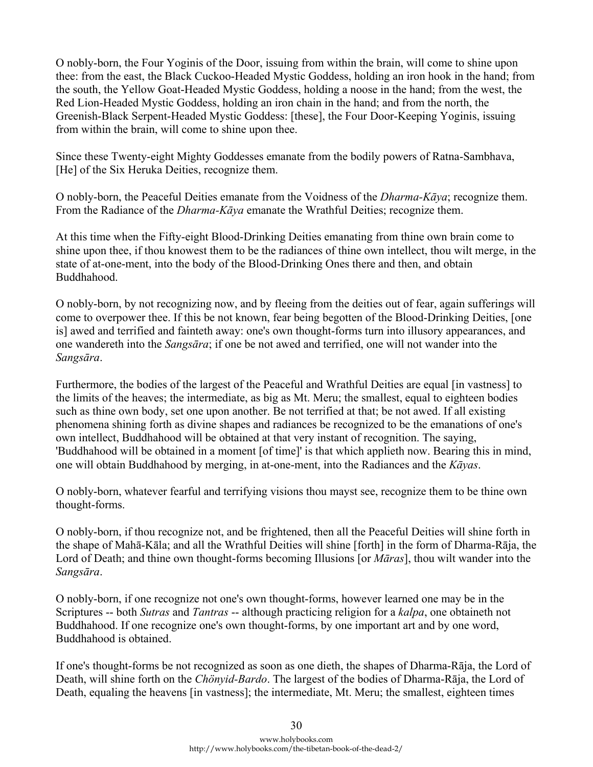O nobly-born, the Four Yoginis of the Door, issuing from within the brain, will come to shine upon thee: from the east, the Black Cuckoo-Headed Mystic Goddess, holding an iron hook in the hand; from the south, the Yellow Goat-Headed Mystic Goddess, holding a noose in the hand; from the west, the Red Lion-Headed Mystic Goddess, holding an iron chain in the hand; and from the north, the Greenish-Black Serpent-Headed Mystic Goddess: [these], the Four Door-Keeping Yoginis, issuing from within the brain, will come to shine upon thee.

Since these Twenty-eight Mighty Goddesses emanate from the bodily powers of Ratna-Sambhava, [He] of the Six Heruka Deities, recognize them.

O nobly-born, the Peaceful Deities emanate from the Voidness of the *Dharma-Kāya*; recognize them. From the Radiance of the *Dharma-Kāya* emanate the Wrathful Deities; recognize them.

At this time when the Fifty-eight Blood-Drinking Deities emanating from thine own brain come to shine upon thee, if thou knowest them to be the radiances of thine own intellect, thou wilt merge, in the state of at-one-ment, into the body of the Blood-Drinking Ones there and then, and obtain Buddhahood.

O nobly-born, by not recognizing now, and by fleeing from the deities out of fear, again sufferings will come to overpower thee. If this be not known, fear being begotten of the Blood-Drinking Deities, [one is] awed and terrified and fainteth away: one's own thought-forms turn into illusory appearances, and one wandereth into the *Sangsāra*; if one be not awed and terrified, one will not wander into the *Sangsāra*.

Furthermore, the bodies of the largest of the Peaceful and Wrathful Deities are equal [in vastness] to the limits of the heaves; the intermediate, as big as Mt. Meru; the smallest, equal to eighteen bodies such as thine own body, set one upon another. Be not terrified at that; be not awed. If all existing phenomena shining forth as divine shapes and radiances be recognized to be the emanations of one's own intellect, Buddhahood will be obtained at that very instant of recognition. The saying, 'Buddhahood will be obtained in a moment [of time]' is that which applieth now. Bearing this in mind, one will obtain Buddhahood by merging, in at-one-ment, into the Radiances and the *Kāyas*.

O nobly-born, whatever fearful and terrifying visions thou mayst see, recognize them to be thine own thought-forms.

O nobly-born, if thou recognize not, and be frightened, then all the Peaceful Deities will shine forth in the shape of Mahā-Kāla; and all the Wrathful Deities will shine [forth] in the form of Dharma-Rāja, the Lord of Death; and thine own thought-forms becoming Illusions [or *Māras*], thou wilt wander into the *Sangsāra*.

O nobly-born, if one recognize not one's own thought-forms, however learned one may be in the Scriptures -- both *Sutras* and *Tantras* -- although practicing religion for a *kalpa*, one obtaineth not Buddhahood. If one recognize one's own thought-forms, by one important art and by one word, Buddhahood is obtained.

If one's thought-forms be not recognized as soon as one dieth, the shapes of Dharma-Rāja, the Lord of Death, will shine forth on the *Chönyid-Bardo*. The largest of the bodies of Dharma-Rāja, the Lord of Death, equaling the heavens [in vastness]; the intermediate, Mt. Meru; the smallest, eighteen times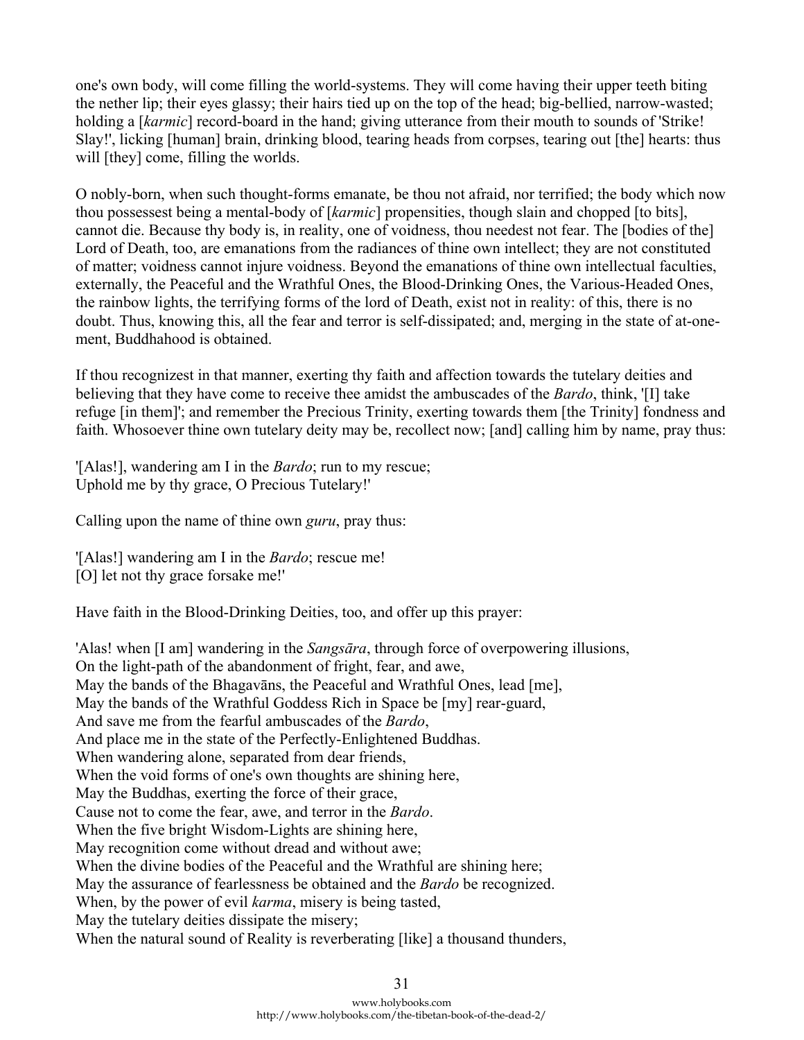one's own body, will come filling the world-systems. They will come having their upper teeth biting the nether lip; their eyes glassy; their hairs tied up on the top of the head; big-bellied, narrow-wasted; holding a [*karmic*] record-board in the hand; giving utterance from their mouth to sounds of 'Strike! Slay!', licking [human] brain, drinking blood, tearing heads from corpses, tearing out [the] hearts: thus will [they] come, filling the worlds.

O nobly-born, when such thought-forms emanate, be thou not afraid, nor terrified; the body which now thou possessest being a mental-body of [*karmic*] propensities, though slain and chopped [to bits], cannot die. Because thy body is, in reality, one of voidness, thou needest not fear. The [bodies of the] Lord of Death, too, are emanations from the radiances of thine own intellect; they are not constituted of matter; voidness cannot injure voidness. Beyond the emanations of thine own intellectual faculties, externally, the Peaceful and the Wrathful Ones, the Blood-Drinking Ones, the Various-Headed Ones, the rainbow lights, the terrifying forms of the lord of Death, exist not in reality: of this, there is no doubt. Thus, knowing this, all the fear and terror is self-dissipated; and, merging in the state of at-one-ment, Buddhahood is obtained.

If thou recognizest in that manner, exerting thy faith and affection towards the tutelary deities and believing that they have come to receive thee amidst the ambuscades of the *Bardo*, think, '[I] take refuge [in them]'; and remember the Precious Trinity, exerting towards them [the Trinity] fondness and faith. Whosoever thine own tutelary deity may be, recollect now; [and] calling him by name, pray thus:

'[Alas!], wandering am I in the *Bardo*; run to my rescue;
Uphold me by thy grace, O Precious Tutelary!'

Calling upon the name of thine own *guru*, pray thus:

'[Alas!] wandering am I in the *Bardo*; rescue me!
[O] let not thy grace forsake me!'

Have faith in the Blood-Drinking Deities, too, and offer up this prayer:

'Alas! when [I am] wandering in the *Sangsāra*, through force of overpowering illusions,
On the light-path of the abandonment of fright, fear, and awe,
May the bands of the Bhagavāns, the Peaceful and Wrathful Ones, lead [me],
May the bands of the Wrathful Goddess Rich in Space be [my] rear-guard,
And save me from the fearful ambuscades of the *Bardo*,
And place me in the state of the Perfectly-Enlightened Buddhas.
When wandering alone, separated from dear friends,
When the void forms of one's own thoughts are shining here,
May the Buddhas, exerting the force of their grace,
Cause not to come the fear, awe, and terror in the *Bardo*.
When the five bright Wisdom-Lights are shining here,
May recognition come without dread and without awe;
When the divine bodies of the Peaceful and the Wrathful are shining here;
May the assurance of fearlessness be obtained and the *Bardo* be recognized.
When, by the power of evil *karma*, misery is being tasted,
May the tutelary deities dissipate the misery;
When the natural sound of Reality is reverberating [like] a thousand thunders,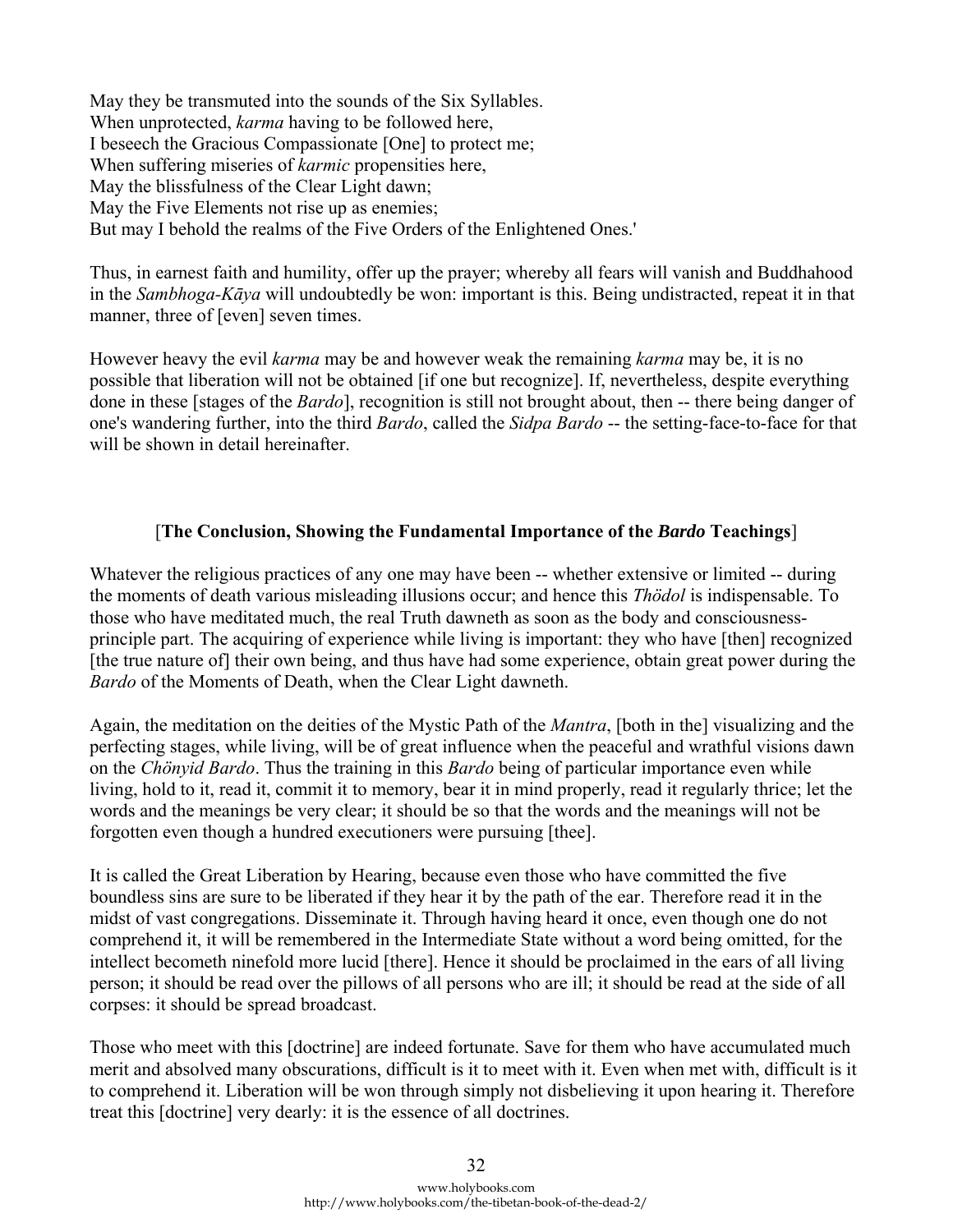May they be transmuted into the sounds of the Six Syllables.
When unprotected, *karma* having to be followed here,
I beseech the Gracious Compassionate [One] to protect me;
When suffering miseries of *karmic* propensities here,
May the blissfulness of the Clear Light dawn;
May the Five Elements not rise up as enemies;
But may I behold the realms of the Five Orders of the Enlightened Ones.'

Thus, in earnest faith and humility, offer up the prayer; whereby all fears will vanish and Buddhahood in the *Sambhoga-Kāya* will undoubtedly be won: important is this. Being undistracted, repeat it in that manner, three of [even] seven times.

However heavy the evil *karma* may be and however weak the remaining *karma* may be, it is no possible that liberation will not be obtained [if one but recognize]. If, nevertheless, despite everything done in these [stages of the *Bardo*], recognition is still not brought about, then -- there being danger of one's wandering further, into the third *Bardo*, called the *Sidpa Bardo* -- the setting-face-to-face for that will be shown in detail hereinafter.

### [**The Conclusion, Showing the Fundamental Importance of the *Bardo* Teachings**]

Whatever the religious practices of any one may have been -- whether extensive or limited -- during the moments of death various misleading illusions occur; and hence this *Thödol* is indispensable. To those who have meditated much, the real Truth dawneth as soon as the body and consciousness-principle part. The acquiring of experience while living is important: they who have [then] recognized [the true nature of] their own being, and thus have had some experience, obtain great power during the *Bardo* of the Moments of Death, when the Clear Light dawneth.

Again, the meditation on the deities of the Mystic Path of the *Mantra*, [both in the] visualizing and the perfecting stages, while living, will be of great influence when the peaceful and wrathful visions dawn on the *Chönyid Bardo*. Thus the training in this *Bardo* being of particular importance even while living, hold to it, read it, commit it to memory, bear it in mind properly, read it regularly thrice; let the words and the meanings be very clear; it should be so that the words and the meanings will not be forgotten even though a hundred executioners were pursuing [thee].

It is called the Great Liberation by Hearing, because even those who have committed the five boundless sins are sure to be liberated if they hear it by the path of the ear. Therefore read it in the midst of vast congregations. Disseminate it. Through having heard it once, even though one do not comprehend it, it will be remembered in the Intermediate State without a word being omitted, for the intellect becometh ninefold more lucid [there]. Hence it should be proclaimed in the ears of all living person; it should be read over the pillows of all persons who are ill; it should be read at the side of all corpses: it should be spread broadcast.

Those who meet with this [doctrine] are indeed fortunate. Save for them who have accumulated much merit and absolved many obscurations, difficult is it to meet with it. Even when met with, difficult is it to comprehend it. Liberation will be won through simply not disbelieving it upon hearing it. Therefore treat this [doctrine] very dearly: it is the essence of all doctrines.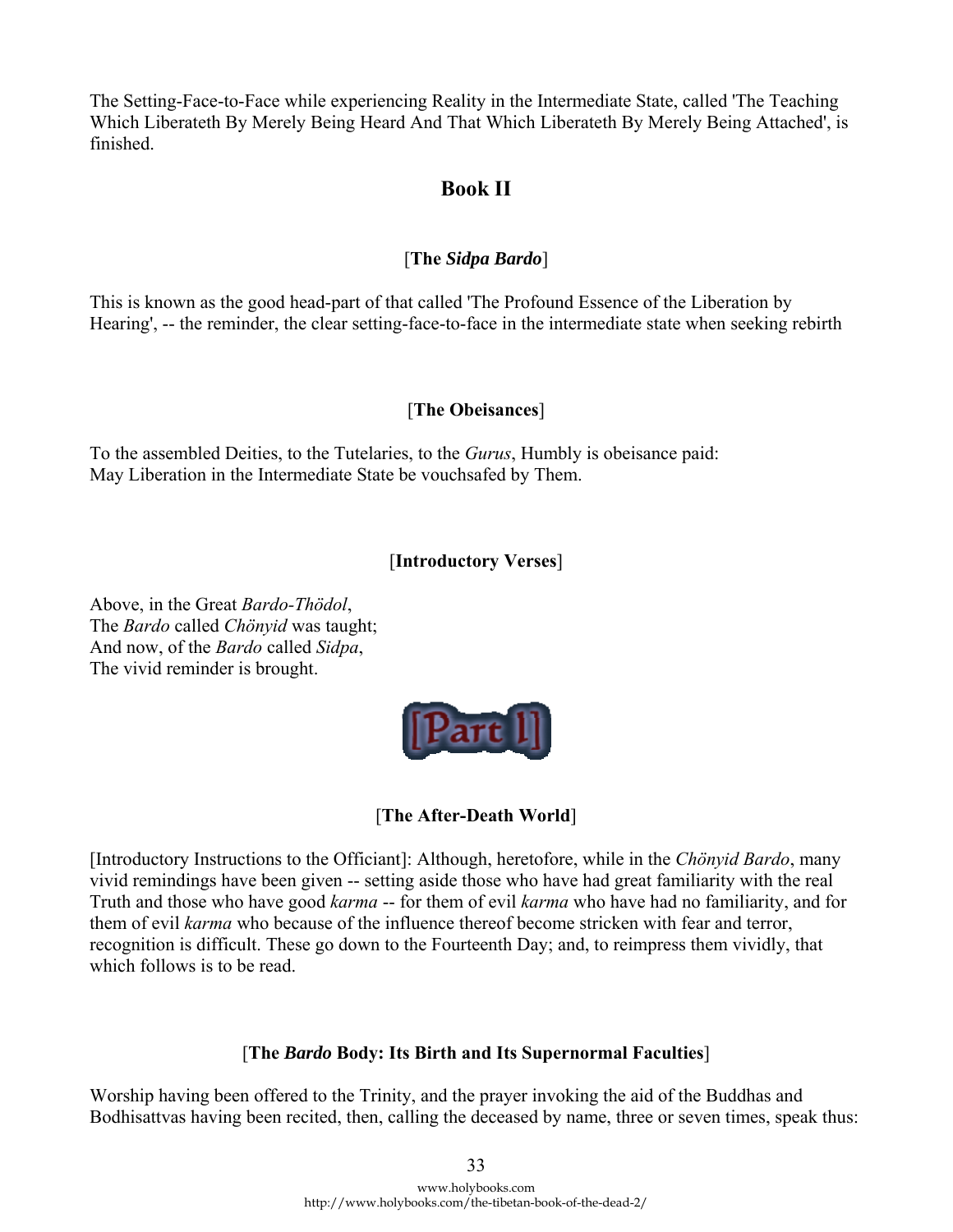The Setting-Face-to-Face while experiencing Reality in the Intermediate State, called 'The Teaching Which Liberateth By Merely Being Heard And That Which Liberateth By Merely Being Attached', is finished.

# Book II

### [The *Sidpa Bardo*]

This is known as the good head-part of that called 'The Profound Essence of the Liberation by Hearing', -- the reminder, the clear setting-face-to-face in the intermediate state when seeking rebirth

### [The Obeisances]

To the assembled Deities, to the Tutelaries, to the *Gurus*, Humbly is obeisance paid:
May Liberation in the Intermediate State be vouchsafed by Them.

### [Introductory Verses]

Above, in the Great *Bardo-Thödol*,
The *Bardo* called *Chönyid* was taught;
And now, of the *Bardo* called *Sidpa*,
The vivid reminder is brought.

## [Part 1]

### [The After-Death World]

[Introductory Instructions to the Officiant]: Although, heretofore, while in the *Chönyid Bardo*, many vivid remindings have been given -- setting aside those who have had great familiarity with the real Truth and those who have good *karma* -- for them of evil *karma* who have had no familiarity, and for them of evil *karma* who because of the influence thereof become stricken with fear and terror, recognition is difficult. These go down to the Fourteenth Day; and, to reimpress them vividly, that which follows is to be read.

### [The *Bardo* Body: Its Birth and Its Supernormal Faculties]

Worship having been offered to the Trinity, and the prayer invoking the aid of the Buddhas and Bodhisattvas having been recited, then, calling the deceased by name, three or seven times, speak thus: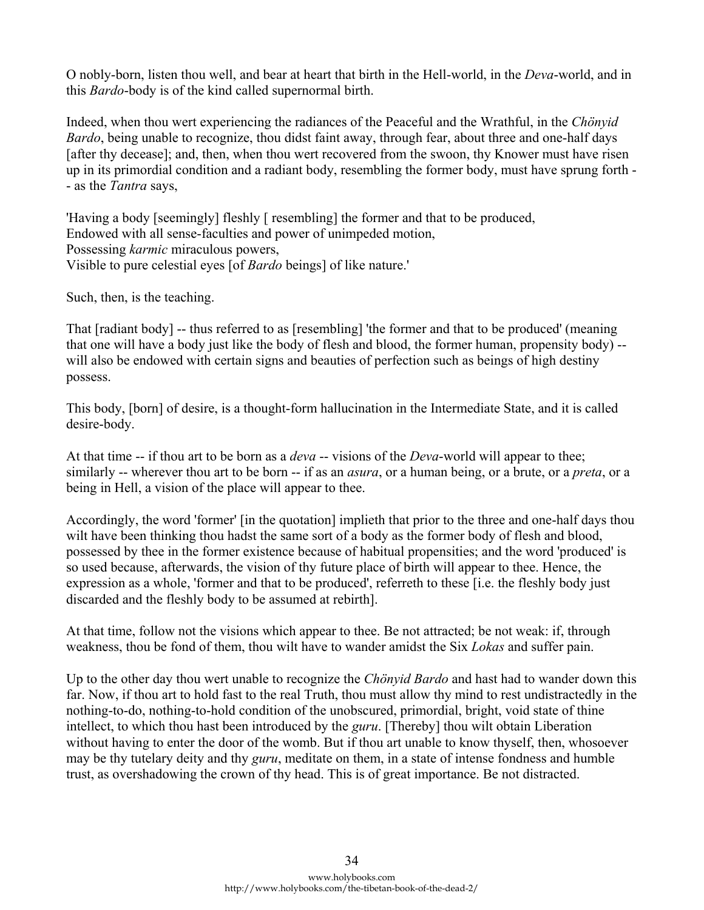O nobly-born, listen thou well, and bear at heart that birth in the Hell-world, in the *Deva*-world, and in this *Bardo*-body is of the kind called supernormal birth.

Indeed, when thou wert experiencing the radiances of the Peaceful and the Wrathful, in the *Chönyid Bardo*, being unable to recognize, thou didst faint away, through fear, about three and one-half days [after thy decease]; and, then, when thou wert recovered from the swoon, thy Knower must have risen up in its primordial condition and a radiant body, resembling the former body, must have sprung forth -- as the *Tantra* says,

'Having a body [seemingly] fleshly [ resembling] the former and that to be produced,
Endowed with all sense-faculties and power of unimpeded motion,
Possessing *karmic* miraculous powers,
Visible to pure celestial eyes [of *Bardo* beings] of like nature.'

Such, then, is the teaching.

That [radiant body] -- thus referred to as [resembling] 'the former and that to be produced' (meaning that one will have a body just like the body of flesh and blood, the former human, propensity body) -- will also be endowed with certain signs and beauties of perfection such as beings of high destiny possess.

This body, [born] of desire, is a thought-form hallucination in the Intermediate State, and it is called desire-body.

At that time -- if thou art to be born as a *deva* -- visions of the *Deva*-world will appear to thee; similarly -- wherever thou art to be born -- if as an *asura*, or a human being, or a brute, or a *preta*, or a being in Hell, a vision of the place will appear to thee.

Accordingly, the word 'former' [in the quotation] implieth that prior to the three and one-half days thou wilt have been thinking thou hadst the same sort of a body as the former body of flesh and blood, possessed by thee in the former existence because of habitual propensities; and the word 'produced' is so used because, afterwards, the vision of thy future place of birth will appear to thee. Hence, the expression as a whole, 'former and that to be produced', referreth to these [i.e. the fleshly body just discarded and the fleshly body to be assumed at rebirth].

At that time, follow not the visions which appear to thee. Be not attracted; be not weak: if, through weakness, thou be fond of them, thou wilt have to wander amidst the Six *Lokas* and suffer pain.

Up to the other day thou wert unable to recognize the *Chönyid Bardo* and hast had to wander down this far. Now, if thou art to hold fast to the real Truth, thou must allow thy mind to rest undistractedly in the nothing-to-do, nothing-to-hold condition of the unobscured, primordial, bright, void state of thine intellect, to which thou hast been introduced by the *guru*. [Thereby] thou wilt obtain Liberation without having to enter the door of the womb. But if thou art unable to know thyself, then, whosoever may be thy tutelary deity and thy *guru*, meditate on them, in a state of intense fondness and humble trust, as overshadowing the crown of thy head. This is of great importance. Be not distracted.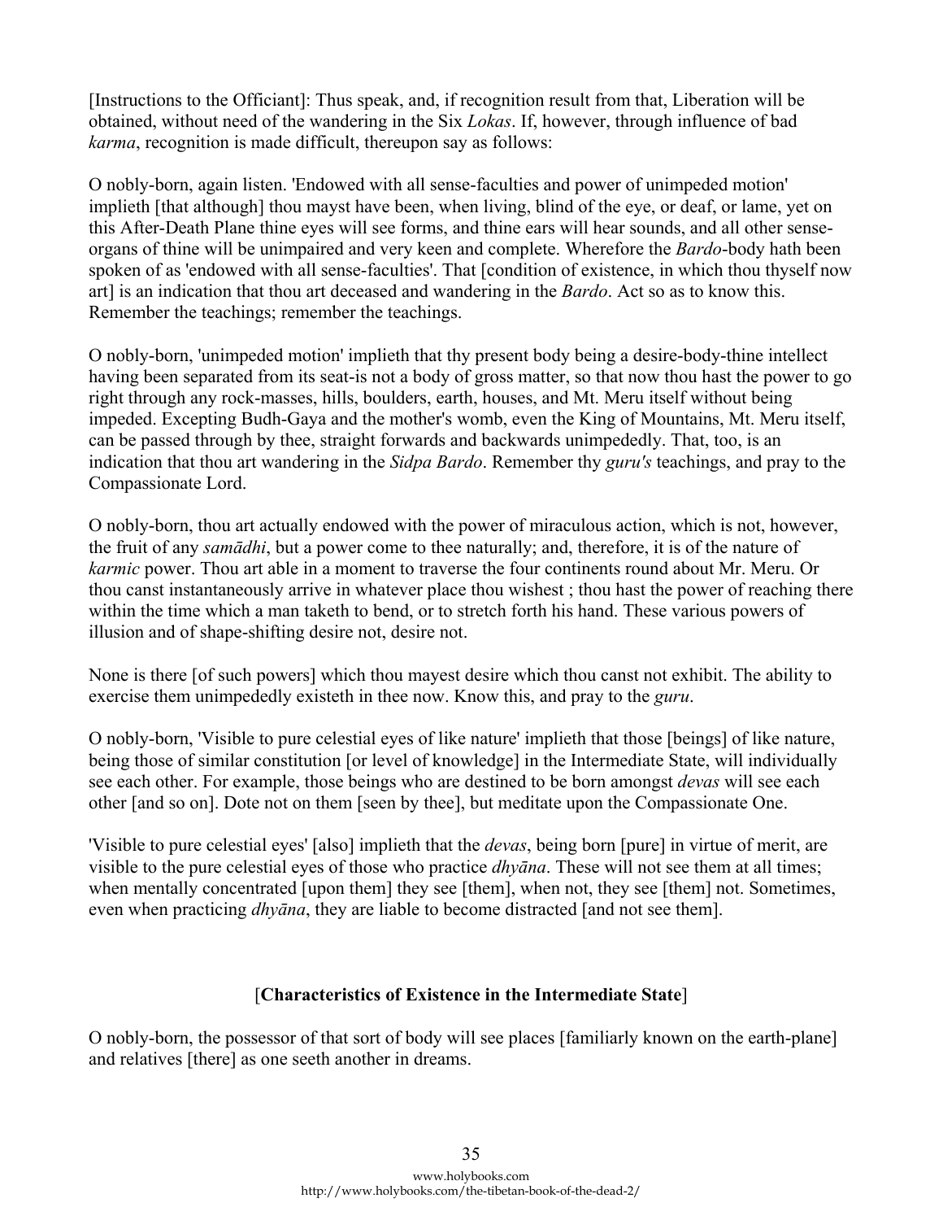[Instructions to the Officiant]: Thus speak, and, if recognition result from that, Liberation will be obtained, without need of the wandering in the Six *Lokas*. If, however, through influence of bad *karma*, recognition is made difficult, thereupon say as follows:

O nobly-born, again listen. 'Endowed with all sense-faculties and power of unimpeded motion' implieth [that although] thou mayst have been, when living, blind of the eye, or deaf, or lame, yet on this After-Death Plane thine eyes will see forms, and thine ears will hear sounds, and all other sense-organs of thine will be unimpaired and very keen and complete. Wherefore the *Bardo*-body hath been spoken of as 'endowed with all sense-faculties'. That [condition of existence, in which thou thyself now art] is an indication that thou art deceased and wandering in the *Bardo*. Act so as to know this. Remember the teachings; remember the teachings.

O nobly-born, 'unimpeded motion' implieth that thy present body being a desire-body-thine intellect having been separated from its seat-is not a body of gross matter, so that now thou hast the power to go right through any rock-masses, hills, boulders, earth, houses, and Mt. Meru itself without being impeded. Excepting Budh-Gaya and the mother's womb, even the King of Mountains, Mt. Meru itself, can be passed through by thee, straight forwards and backwards unimpededly. That, too, is an indication that thou art wandering in the *Sidpa Bardo*. Remember thy *guru's* teachings, and pray to the Compassionate Lord.

O nobly-born, thou art actually endowed with the power of miraculous action, which is not, however, the fruit of any *samādhi*, but a power come to thee naturally; and, therefore, it is of the nature of *karmic* power. Thou art able in a moment to traverse the four continents round about Mr. Meru. Or thou canst instantaneously arrive in whatever place thou wishest ; thou hast the power of reaching there within the time which a man taketh to bend, or to stretch forth his hand. These various powers of illusion and of shape-shifting desire not, desire not.

None is there [of such powers] which thou mayest desire which thou canst not exhibit. The ability to exercise them unimpededly existeth in thee now. Know this, and pray to the *guru*.

O nobly-born, 'Visible to pure celestial eyes of like nature' implieth that those [beings] of like nature, being those of similar constitution [or level of knowledge] in the Intermediate State, will individually see each other. For example, those beings who are destined to be born amongst *devas* will see each other [and so on]. Dote not on them [seen by thee], but meditate upon the Compassionate One.

'Visible to pure celestial eyes' [also] implieth that the *devas*, being born [pure] in virtue of merit, are visible to the pure celestial eyes of those who practice *dhyāna*. These will not see them at all times; when mentally concentrated [upon them] they see [them], when not, they see [them] not. Sometimes, even when practicing *dhyāna*, they are liable to become distracted [and not see them].

## [**Characteristics of Existence in the Intermediate State**]

O nobly-born, the possessor of that sort of body will see places [familiarly known on the earth-plane] and relatives [there] as one seeth another in dreams.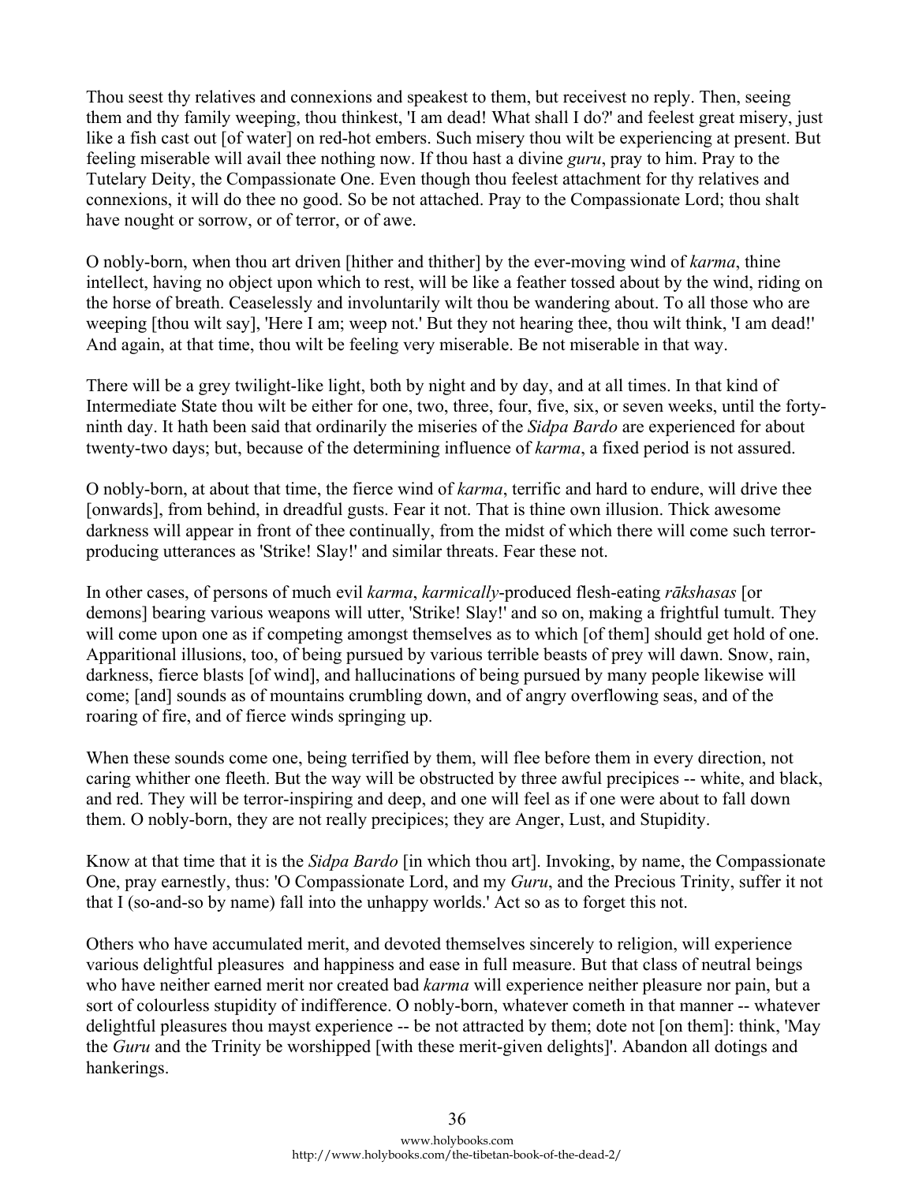Thou seest thy relatives and connexions and speakest to them, but receivest no reply. Then, seeing them and thy family weeping, thou thinkest, 'I am dead! What shall I do?' and feelest great misery, just like a fish cast out [of water] on red-hot embers. Such misery thou wilt be experiencing at present. But feeling miserable will avail thee nothing now. If thou hast a divine *guru*, pray to him. Pray to the Tutelary Deity, the Compassionate One. Even though thou feelest attachment for thy relatives and connexions, it will do thee no good. So be not attached. Pray to the Compassionate Lord; thou shalt have nought or sorrow, or of terror, or of awe.

O nobly-born, when thou art driven [hither and thither] by the ever-moving wind of *karma*, thine intellect, having no object upon which to rest, will be like a feather tossed about by the wind, riding on the horse of breath. Ceaselessly and involuntarily wilt thou be wandering about. To all those who are weeping [thou wilt say], 'Here I am; weep not.' But they not hearing thee, thou wilt think, 'I am dead!' And again, at that time, thou wilt be feeling very miserable. Be not miserable in that way.

There will be a grey twilight-like light, both by night and by day, and at all times. In that kind of Intermediate State thou wilt be either for one, two, three, four, five, six, or seven weeks, until the forty-ninth day. It hath been said that ordinarily the miseries of the *Sidpa Bardo* are experienced for about twenty-two days; but, because of the determining influence of *karma*, a fixed period is not assured.

O nobly-born, at about that time, the fierce wind of *karma*, terrific and hard to endure, will drive thee [onwards], from behind, in dreadful gusts. Fear it not. That is thine own illusion. Thick awesome darkness will appear in front of thee continually, from the midst of which there will come such terror-producing utterances as 'Strike! Slay!' and similar threats. Fear these not.

In other cases, of persons of much evil *karma*, *karmically*-produced flesh-eating *rākshasas* [or demons] bearing various weapons will utter, 'Strike! Slay!' and so on, making a frightful tumult. They will come upon one as if competing amongst themselves as to which [of them] should get hold of one. Apparitional illusions, too, of being pursued by various terrible beasts of prey will dawn. Snow, rain, darkness, fierce blasts [of wind], and hallucinations of being pursued by many people likewise will come; [and] sounds as of mountains crumbling down, and of angry overflowing seas, and of the roaring of fire, and of fierce winds springing up.

When these sounds come one, being terrified by them, will flee before them in every direction, not caring whither one fleeth. But the way will be obstructed by three awful precipices -- white, and black, and red. They will be terror-inspiring and deep, and one will feel as if one were about to fall down them. O nobly-born, they are not really precipices; they are Anger, Lust, and Stupidity.

Know at that time that it is the *Sidpa Bardo* [in which thou art]. Invoking, by name, the Compassionate One, pray earnestly, thus: 'O Compassionate Lord, and my *Guru*, and the Precious Trinity, suffer it not that I (so-and-so by name) fall into the unhappy worlds.' Act so as to forget this not.

Others who have accumulated merit, and devoted themselves sincerely to religion, will experience various delightful pleasures and happiness and ease in full measure. But that class of neutral beings who have neither earned merit nor created bad *karma* will experience neither pleasure nor pain, but a sort of colourless stupidity of indifference. O nobly-born, whatever cometh in that manner -- whatever delightful pleasures thou mayst experience -- be not attracted by them; dote not [on them]: think, 'May the *Guru* and the Trinity be worshipped [with these merit-given delights]'. Abandon all dotings and hankerings.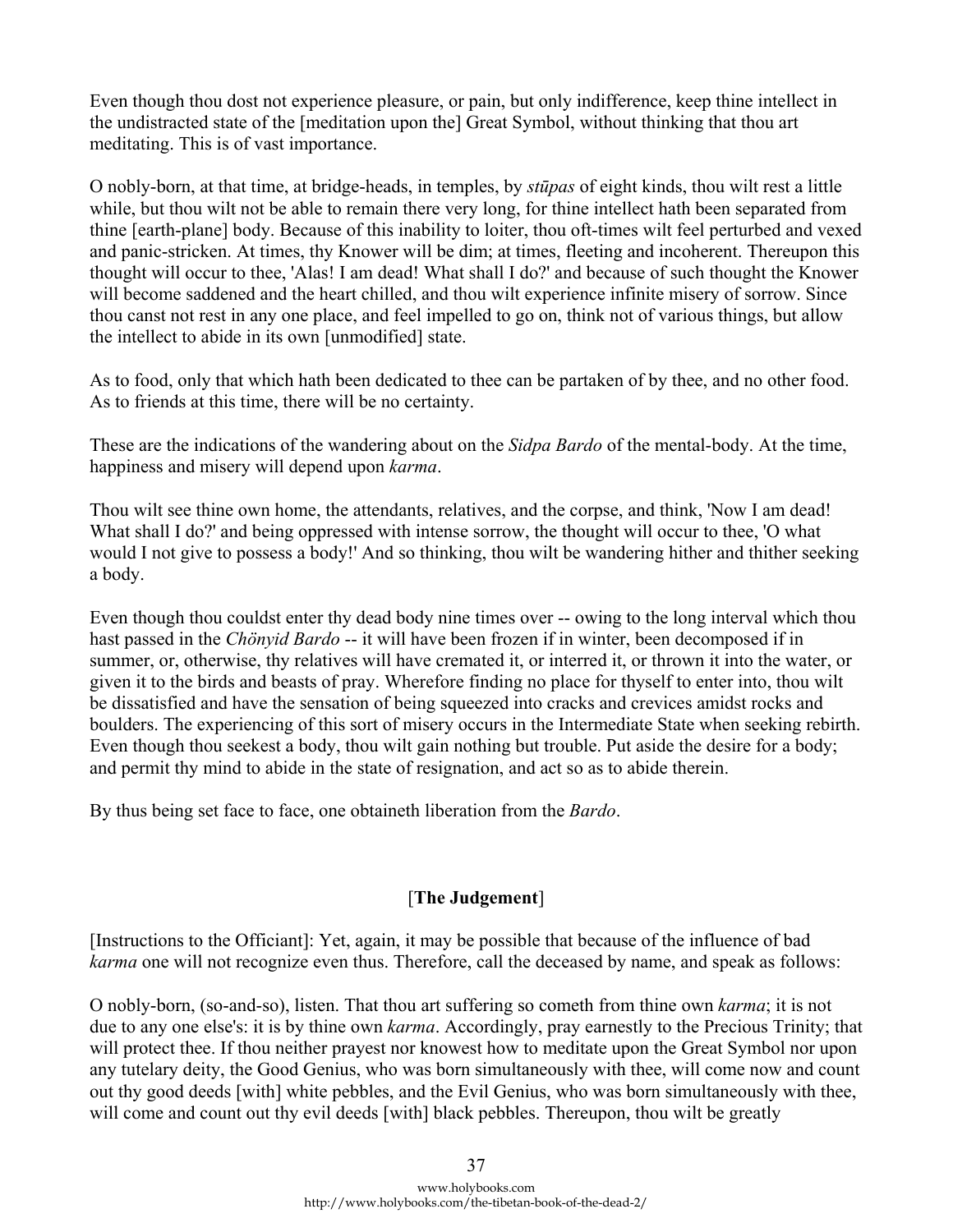Even though thou dost not experience pleasure, or pain, but only indifference, keep thine intellect in the undistracted state of the [meditation upon the] Great Symbol, without thinking that thou art meditating. This is of vast importance.

O nobly-born, at that time, at bridge-heads, in temples, by *stūpas* of eight kinds, thou wilt rest a little while, but thou wilt not be able to remain there very long, for thine intellect hath been separated from thine [earth-plane] body. Because of this inability to loiter, thou oft-times wilt feel perturbed and vexed and panic-stricken. At times, thy Knower will be dim; at times, fleeting and incoherent. Thereupon this thought will occur to thee, 'Alas! I am dead! What shall I do?' and because of such thought the Knower will become saddened and the heart chilled, and thou wilt experience infinite misery of sorrow. Since thou canst not rest in any one place, and feel impelled to go on, think not of various things, but allow the intellect to abide in its own [unmodified] state.

As to food, only that which hath been dedicated to thee can be partaken of by thee, and no other food. As to friends at this time, there will be no certainty.

These are the indications of the wandering about on the *Sidpa Bardo* of the mental-body. At the time, happiness and misery will depend upon *karma*.

Thou wilt see thine own home, the attendants, relatives, and the corpse, and think, 'Now I am dead! What shall I do?' and being oppressed with intense sorrow, the thought will occur to thee, 'O what would I not give to possess a body!' And so thinking, thou wilt be wandering hither and thither seeking a body.

Even though thou couldst enter thy dead body nine times over -- owing to the long interval which thou hast passed in the *Chönyid Bardo* -- it will have been frozen if in winter, been decomposed if in summer, or, otherwise, thy relatives will have cremated it, or interred it, or thrown it into the water, or given it to the birds and beasts of pray. Wherefore finding no place for thyself to enter into, thou wilt be dissatisfied and have the sensation of being squeezed into cracks and crevices amidst rocks and boulders. The experiencing of this sort of misery occurs in the Intermediate State when seeking rebirth. Even though thou seekest a body, thou wilt gain nothing but trouble. Put aside the desire for a body; and permit thy mind to abide in the state of resignation, and act so as to abide therein.

By thus being set face to face, one obtaineth liberation from the *Bardo*.

## [**The Judgement**]

[Instructions to the Officiant]: Yet, again, it may be possible that because of the influence of bad *karma* one will not recognize even thus. Therefore, call the deceased by name, and speak as follows:

O nobly-born, (so-and-so), listen. That thou art suffering so cometh from thine own *karma*; it is not due to any one else's: it is by thine own *karma*. Accordingly, pray earnestly to the Precious Trinity; that will protect thee. If thou neither prayest nor knowest how to meditate upon the Great Symbol nor upon any tutelary deity, the Good Genius, who was born simultaneously with thee, will come now and count out thy good deeds [with] white pebbles, and the Evil Genius, who was born simultaneously with thee, will come and count out thy evil deeds [with] black pebbles. Thereupon, thou wilt be greatly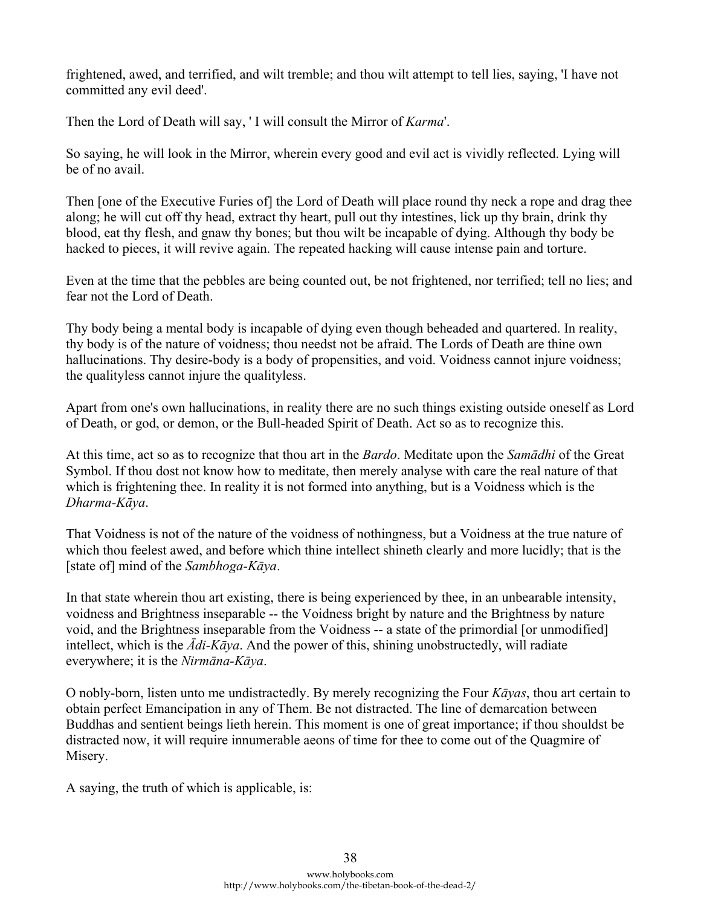frightened, awed, and terrified, and wilt tremble; and thou wilt attempt to tell lies, saying, 'I have not committed any evil deed'.

Then the Lord of Death will say, ' I will consult the Mirror of *Karma*'.

So saying, he will look in the Mirror, wherein every good and evil act is vividly reflected. Lying will be of no avail.

Then [one of the Executive Furies of] the Lord of Death will place round thy neck a rope and drag thee along; he will cut off thy head, extract thy heart, pull out thy intestines, lick up thy brain, drink thy blood, eat thy flesh, and gnaw thy bones; but thou wilt be incapable of dying. Although thy body be hacked to pieces, it will revive again. The repeated hacking will cause intense pain and torture.

Even at the time that the pebbles are being counted out, be not frightened, nor terrified; tell no lies; and fear not the Lord of Death.

Thy body being a mental body is incapable of dying even though beheaded and quartered. In reality, thy body is of the nature of voidness; thou needst not be afraid. The Lords of Death are thine own hallucinations. Thy desire-body is a body of propensities, and void. Voidness cannot injure voidness; the qualityless cannot injure the qualityless.

Apart from one's own hallucinations, in reality there are no such things existing outside oneself as Lord of Death, or god, or demon, or the Bull-headed Spirit of Death. Act so as to recognize this.

At this time, act so as to recognize that thou art in the *Bardo*. Meditate upon the *Samādhi* of the Great Symbol. If thou dost not know how to meditate, then merely analyse with care the real nature of that which is frightening thee. In reality it is not formed into anything, but is a Voidness which is the *Dharma-Kāya*.

That Voidness is not of the nature of the voidness of nothingness, but a Voidness at the true nature of which thou feelest awed, and before which thine intellect shineth clearly and more lucidly; that is the [state of] mind of the *Sambhoga-Kāya*.

In that state wherein thou art existing, there is being experienced by thee, in an unbearable intensity, voidness and Brightness inseparable -- the Voidness bright by nature and the Brightness by nature void, and the Brightness inseparable from the Voidness -- a state of the primordial [or unmodified] intellect, which is the *Ādi-Kāya*. And the power of this, shining unobstructedly, will radiate everywhere; it is the *Nirmāna-Kāya*.

O nobly-born, listen unto me undistractedly. By merely recognizing the Four *Kāyas*, thou art certain to obtain perfect Emancipation in any of Them. Be not distracted. The line of demarcation between Buddhas and sentient beings lieth herein. This moment is one of great importance; if thou shouldst be distracted now, it will require innumerable aeons of time for thee to come out of the Quagmire of Misery.

A saying, the truth of which is applicable, is: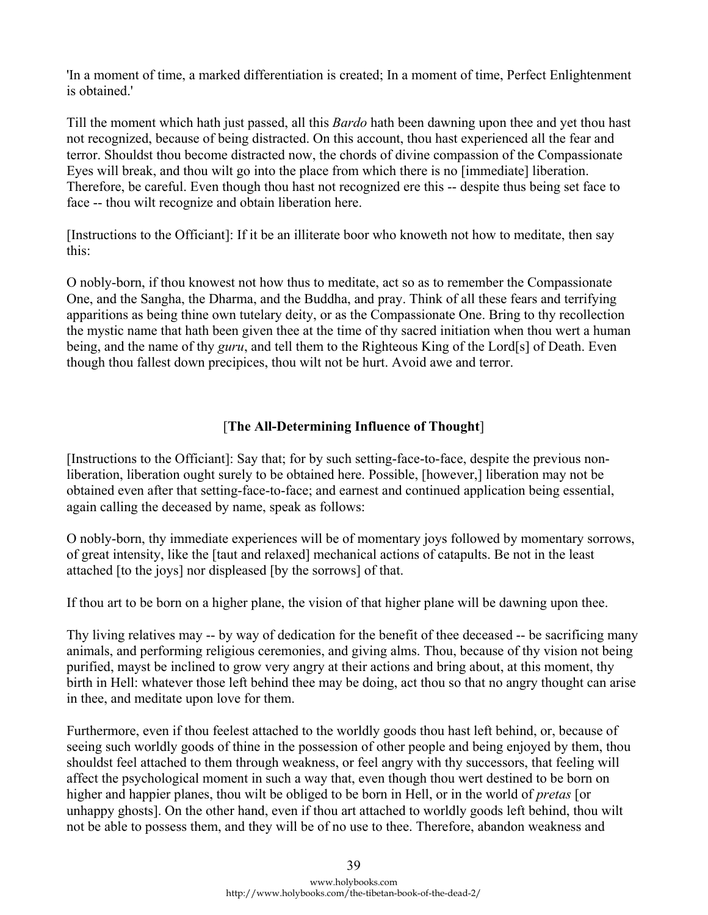'In a moment of time, a marked differentiation is created; In a moment of time, Perfect Enlightenment is obtained.'

Till the moment which hath just passed, all this *Bardo* hath been dawning upon thee and yet thou hast not recognized, because of being distracted. On this account, thou hast experienced all the fear and terror. Shouldst thou become distracted now, the chords of divine compassion of the Compassionate Eyes will break, and thou wilt go into the place from which there is no [immediate] liberation. Therefore, be careful. Even though thou hast not recognized ere this -- despite thus being set face to face -- thou wilt recognize and obtain liberation here.

[Instructions to the Officiant]: If it be an illiterate boor who knoweth not how to meditate, then say this:

O nobly-born, if thou knowest not how thus to meditate, act so as to remember the Compassionate One, and the Sangha, the Dharma, and the Buddha, and pray. Think of all these fears and terrifying apparitions as being thine own tutelary deity, or as the Compassionate One. Bring to thy recollection the mystic name that hath been given thee at the time of thy sacred initiation when thou wert a human being, and the name of thy *guru*, and tell them to the Righteous King of the Lord[s] of Death. Even though thou fallest down precipices, thou wilt not be hurt. Avoid awe and terror.

### [**The All-Determining Influence of Thought**]

[Instructions to the Officiant]: Say that; for by such setting-face-to-face, despite the previous non-liberation, liberation ought surely to be obtained here. Possible, [however,] liberation may not be obtained even after that setting-face-to-face; and earnest and continued application being essential, again calling the deceased by name, speak as follows:

O nobly-born, thy immediate experiences will be of momentary joys followed by momentary sorrows, of great intensity, like the [taut and relaxed] mechanical actions of catapults. Be not in the least attached [to the joys] nor displeased [by the sorrows] of that.

If thou art to be born on a higher plane, the vision of that higher plane will be dawning upon thee.

Thy living relatives may -- by way of dedication for the benefit of thee deceased -- be sacrificing many animals, and performing religious ceremonies, and giving alms. Thou, because of thy vision not being purified, mayst be inclined to grow very angry at their actions and bring about, at this moment, thy birth in Hell: whatever those left behind thee may be doing, act thou so that no angry thought can arise in thee, and meditate upon love for them.

Furthermore, even if thou feelest attached to the worldly goods thou hast left behind, or, because of seeing such worldly goods of thine in the possession of other people and being enjoyed by them, thou shouldst feel attached to them through weakness, or feel angry with thy successors, that feeling will affect the psychological moment in such a way that, even though thou wert destined to be born on higher and happier planes, thou wilt be obliged to be born in Hell, or in the world of *pretas* [or unhappy ghosts]. On the other hand, even if thou art attached to worldly goods left behind, thou wilt not be able to possess them, and they will be of no use to thee. Therefore, abandon weakness and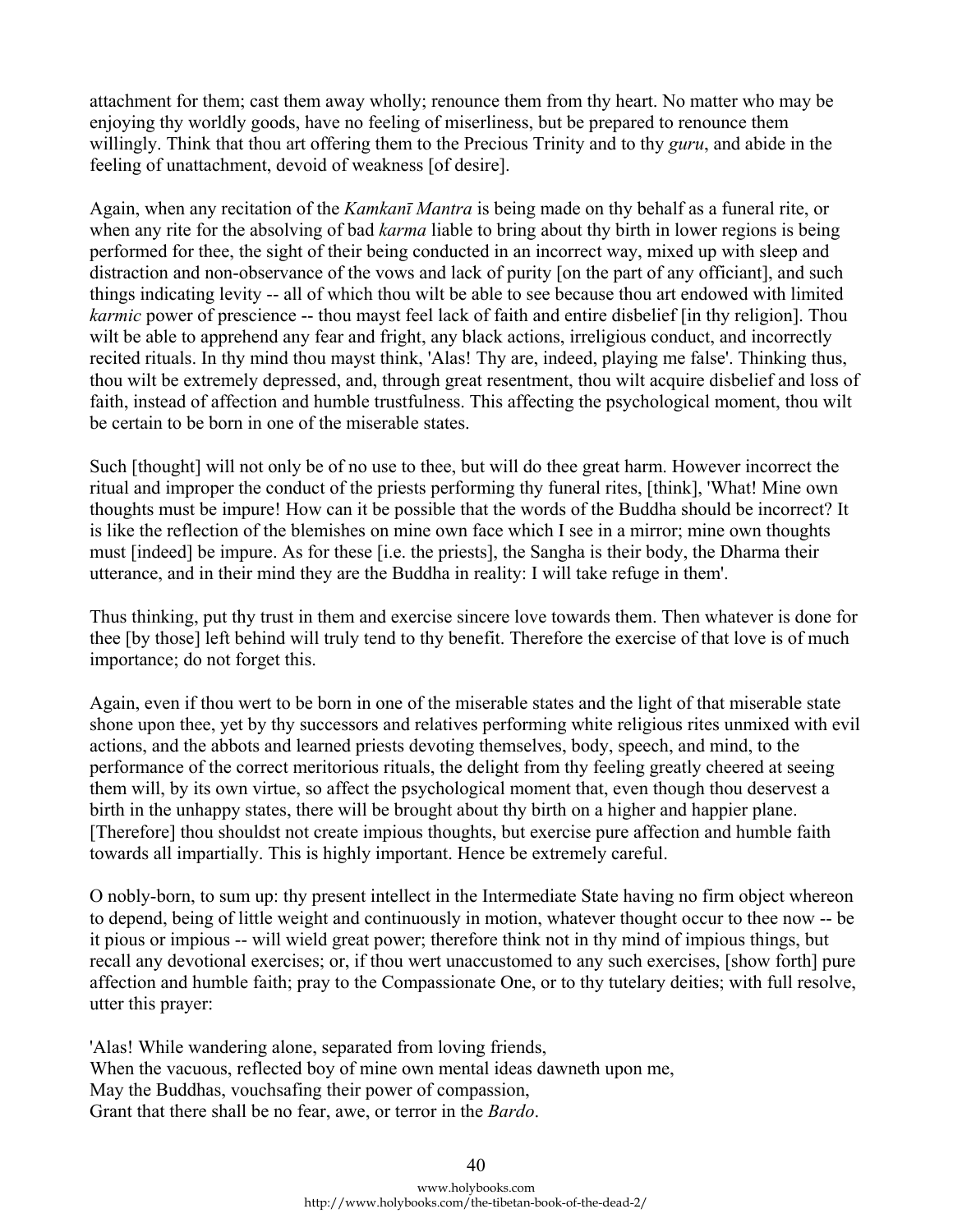attachment for them; cast them away wholly; renounce them from thy heart. No matter who may be enjoying thy worldly goods, have no feeling of miserliness, but be prepared to renounce them willingly. Think that thou art offering them to the Precious Trinity and to thy *guru*, and abide in the feeling of unattachment, devoid of weakness [of desire].

Again, when any recitation of the *Kamkanī Mantra* is being made on thy behalf as a funeral rite, or when any rite for the absolving of bad *karma* liable to bring about thy birth in lower regions is being performed for thee, the sight of their being conducted in an incorrect way, mixed up with sleep and distraction and non-observance of the vows and lack of purity [on the part of any officiant], and such things indicating levity -- all of which thou wilt be able to see because thou art endowed with limited *karmic* power of prescience -- thou mayst feel lack of faith and entire disbelief [in thy religion]. Thou wilt be able to apprehend any fear and fright, any black actions, irreligious conduct, and incorrectly recited rituals. In thy mind thou mayst think, 'Alas! Thy are, indeed, playing me false'. Thinking thus, thou wilt be extremely depressed, and, through great resentment, thou wilt acquire disbelief and loss of faith, instead of affection and humble trustfulness. This affecting the psychological moment, thou wilt be certain to be born in one of the miserable states.

Such [thought] will not only be of no use to thee, but will do thee great harm. However incorrect the ritual and improper the conduct of the priests performing thy funeral rites, [think], 'What! Mine own thoughts must be impure! How can it be possible that the words of the Buddha should be incorrect? It is like the reflection of the blemishes on mine own face which I see in a mirror; mine own thoughts must [indeed] be impure. As for these [i.e. the priests], the Sangha is their body, the Dharma their utterance, and in their mind they are the Buddha in reality: I will take refuge in them'.

Thus thinking, put thy trust in them and exercise sincere love towards them. Then whatever is done for thee [by those] left behind will truly tend to thy benefit. Therefore the exercise of that love is of much importance; do not forget this.

Again, even if thou wert to be born in one of the miserable states and the light of that miserable state shone upon thee, yet by thy successors and relatives performing white religious rites unmixed with evil actions, and the abbots and learned priests devoting themselves, body, speech, and mind, to the performance of the correct meritorious rituals, the delight from thy feeling greatly cheered at seeing them will, by its own virtue, so affect the psychological moment that, even though thou deservest a birth in the unhappy states, there will be brought about thy birth on a higher and happier plane. [Therefore] thou shouldst not create impious thoughts, but exercise pure affection and humble faith towards all impartially. This is highly important. Hence be extremely careful.

O nobly-born, to sum up: thy present intellect in the Intermediate State having no firm object whereon to depend, being of little weight and continuously in motion, whatever thought occur to thee now -- be it pious or impious -- will wield great power; therefore think not in thy mind of impious things, but recall any devotional exercises; or, if thou wert unaccustomed to any such exercises, [show forth] pure affection and humble faith; pray to the Compassionate One, or to thy tutelary deities; with full resolve, utter this prayer:

'Alas! While wandering alone, separated from loving friends,  
When the vacuous, reflected boy of mine own mental ideas dawneth upon me,  
May the Buddhas, vouchsafing their power of compassion,  
Grant that there shall be no fear, awe, or terror in the *Bardo*.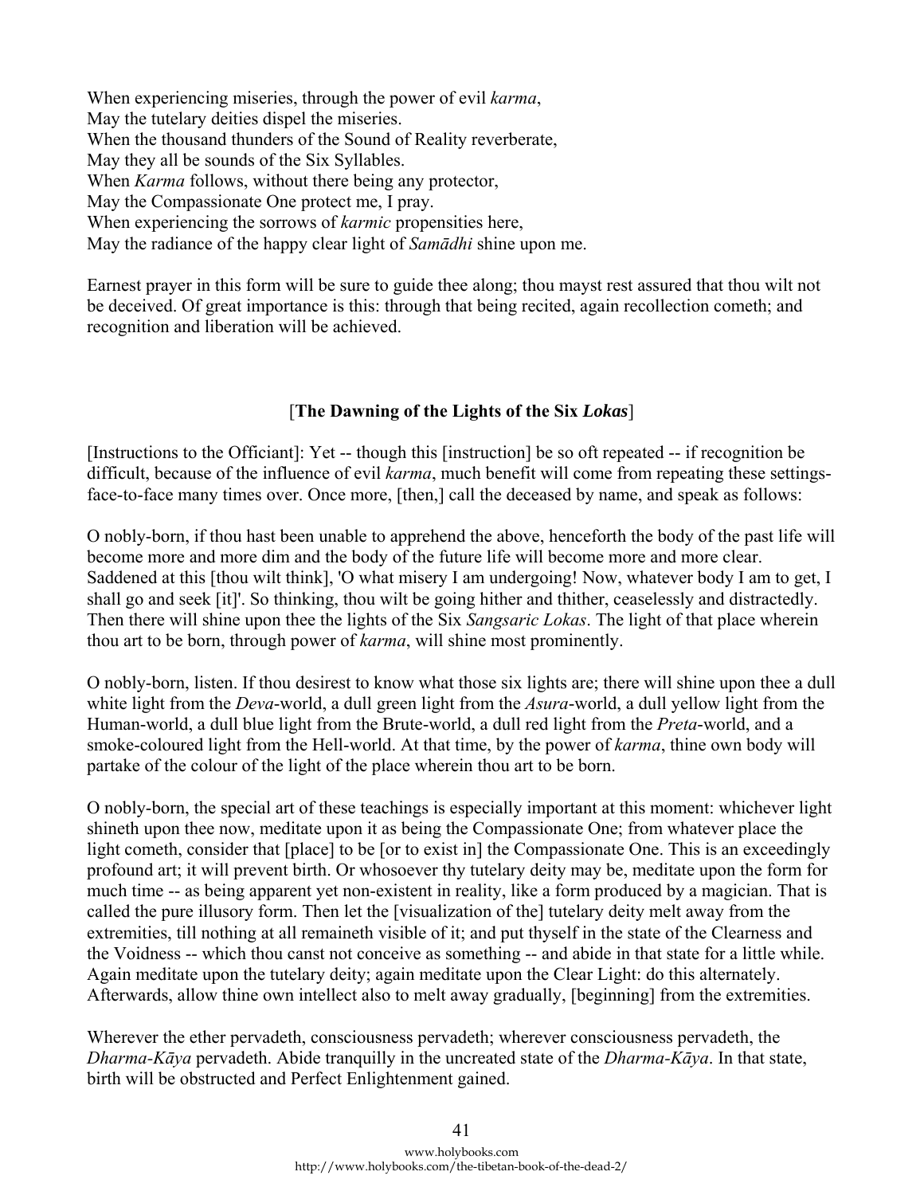When experiencing miseries, through the power of evil *karma*,  
May the tutelary deities dispel the miseries.  
When the thousand thunders of the Sound of Reality reverberate,  
May they all be sounds of the Six Syllables.  
When *Karma* follows, without there being any protector,  
May the Compassionate One protect me, I pray.  
When experiencing the sorrows of *karmic* propensities here,  
May the radiance of the happy clear light of *Samādhi* shine upon me.

Earnest prayer in this form will be sure to guide thee along; thou mayst rest assured that thou wilt not be deceived. Of great importance is this: through that being recited, again recollection cometh; and recognition and liberation will be achieved.

### [**The Dawning of the Lights of the Six *Lokas***]

[Instructions to the Officiant]: Yet -- though this [instruction] be so oft repeated -- if recognition be difficult, because of the influence of evil *karma*, much benefit will come from repeating these settings-face-to-face many times over. Once more, [then,] call the deceased by name, and speak as follows:

O nobly-born, if thou hast been unable to apprehend the above, henceforth the body of the past life will become more and more dim and the body of the future life will become more and more clear. Saddened at this [thou wilt think], 'O what misery I am undergoing! Now, whatever body I am to get, I shall go and seek [it]'. So thinking, thou wilt be going hither and thither, ceaselessly and distractedly. Then there will shine upon thee the lights of the Six *Sangsaric Lokas*. The light of that place wherein thou art to be born, through power of *karma*, will shine most prominently.

O nobly-born, listen. If thou desirest to know what those six lights are; there will shine upon thee a dull white light from the *Deva*-world, a dull green light from the *Asura*-world, a dull yellow light from the Human-world, a dull blue light from the Brute-world, a dull red light from the *Preta*-world, and a smoke-coloured light from the Hell-world. At that time, by the power of *karma*, thine own body will partake of the colour of the light of the place wherein thou art to be born.

O nobly-born, the special art of these teachings is especially important at this moment: whichever light shineth upon thee now, meditate upon it as being the Compassionate One; from whatever place the light cometh, consider that [place] to be [or to exist in] the Compassionate One. This is an exceedingly profound art; it will prevent birth. Or whosoever thy tutelary deity may be, meditate upon the form for much time -- as being apparent yet non-existent in reality, like a form produced by a magician. That is called the pure illusory form. Then let the [visualization of the] tutelary deity melt away from the extremities, till nothing at all remaineth visible of it; and put thyself in the state of the Clearness and the Voidness -- which thou canst not conceive as something -- and abide in that state for a little while. Again meditate upon the tutelary deity; again meditate upon the Clear Light: do this alternately. Afterwards, allow thine own intellect also to melt away gradually, [beginning] from the extremities.

Wherever the ether pervadeth, consciousness pervadeth; wherever consciousness pervadeth, the *Dharma-Kāya* pervadeth. Abide tranquilly in the uncreated state of the *Dharma-Kāya*. In that state, birth will be obstructed and Perfect Enlightenment gained.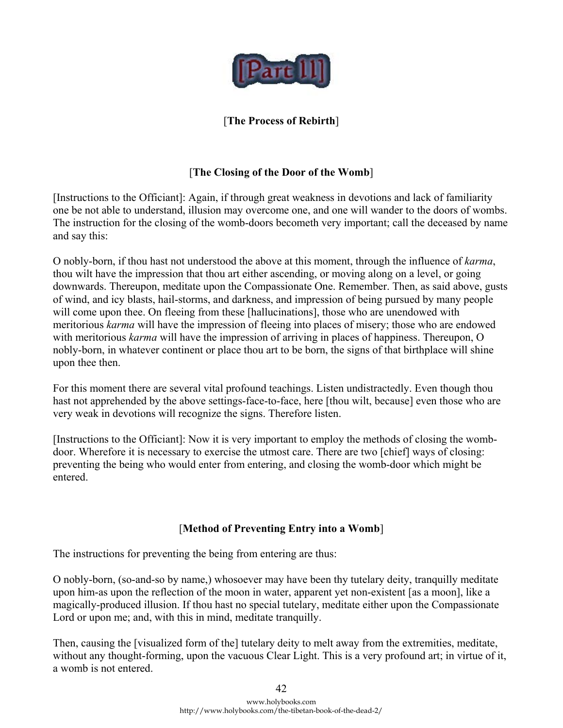# [Part 11]

## [**The Process of Rebirth**]

### [**The Closing of the Door of the Womb**]

[Instructions to the Officiant]: Again, if through great weakness in devotions and lack of familiarity one be not able to understand, illusion may overcome one, and one will wander to the doors of wombs. The instruction for the closing of the womb-doors becometh very important; call the deceased by name and say this:

O nobly-born, if thou hast not understood the above at this moment, through the influence of *karma*, thou wilt have the impression that thou art either ascending, or moving along on a level, or going downwards. Thereupon, meditate upon the Compassionate One. Remember. Then, as said above, gusts of wind, and icy blasts, hail-storms, and darkness, and impression of being pursued by many people will come upon thee. On fleeing from these [hallucinations], those who are unendowed with meritorious *karma* will have the impression of fleeing into places of misery; those who are endowed with meritorious *karma* will have the impression of arriving in places of happiness. Thereupon, O nobly-born, in whatever continent or place thou art to be born, the signs of that birthplace will shine upon thee then.

For this moment there are several vital profound teachings. Listen undistractedly. Even though thou hast not apprehended by the above settings-face-to-face, here [thou wilt, because] even those who are very weak in devotions will recognize the signs. Therefore listen.

[Instructions to the Officiant]: Now it is very important to employ the methods of closing the womb-door. Wherefore it is necessary to exercise the utmost care. There are two [chief] ways of closing: preventing the being who would enter from entering, and closing the womb-door which might be entered.

### [**Method of Preventing Entry into a Womb**]

The instructions for preventing the being from entering are thus:

O nobly-born, (so-and-so by name,) whosoever may have been thy tutelary deity, tranquilly meditate upon him-as upon the reflection of the moon in water, apparent yet non-existent [as a moon], like a magically-produced illusion. If thou hast no special tutelary, meditate either upon the Compassionate Lord or upon me; and, with this in mind, meditate tranquilly.

Then, causing the [visualized form of the] tutelary deity to melt away from the extremities, meditate, without any thought-forming, upon the vacuous Clear Light. This is a very profound art; in virtue of it, a womb is not entered.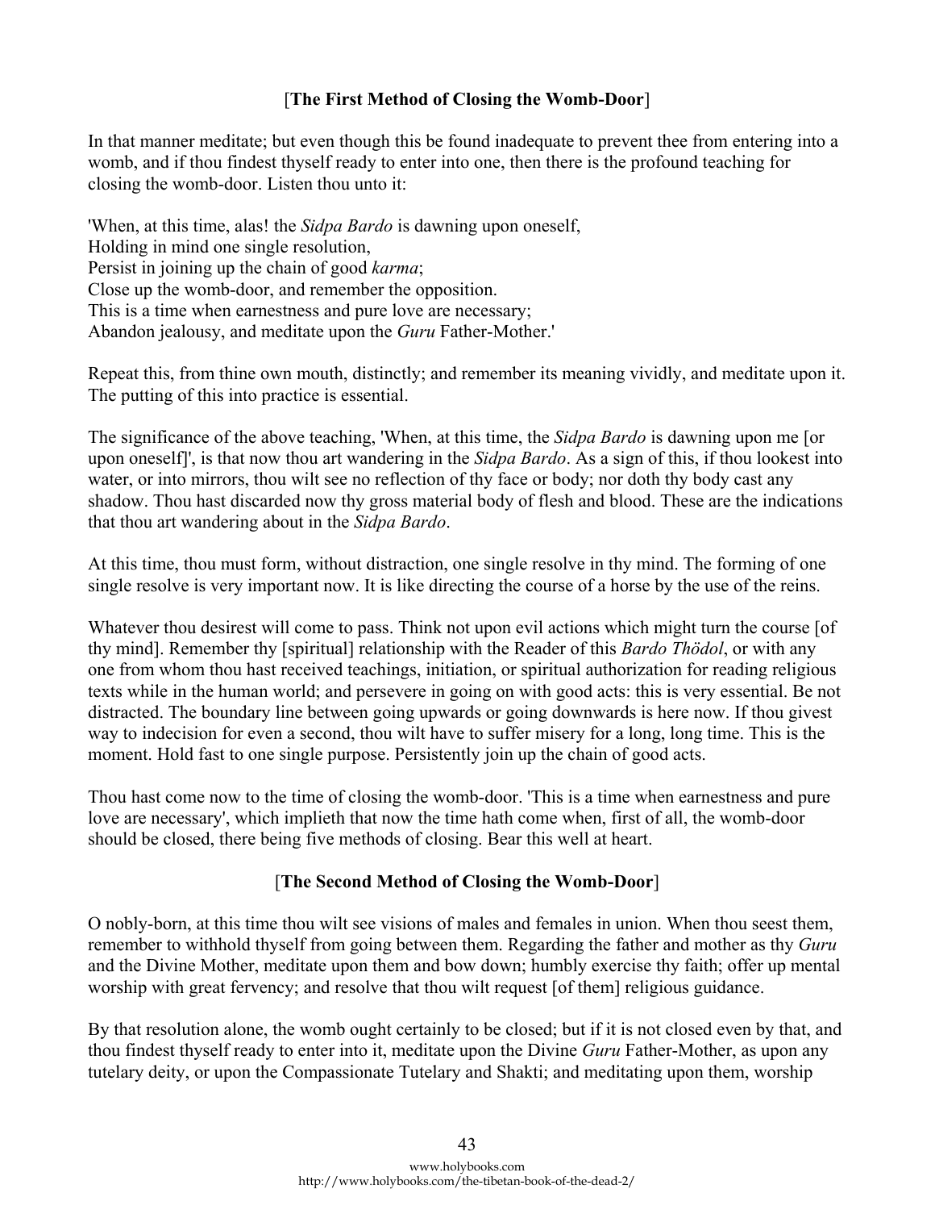### [**The First Method of Closing the Womb-Door**]

In that manner meditate; but even though this be found inadequate to prevent thee from entering into a womb, and if thou findest thyself ready to enter into one, then there is the profound teaching for closing the womb-door. Listen thou unto it:

'When, at this time, alas! the *Sidpa Bardo* is dawning upon oneself,  
Holding in mind one single resolution,  
Persist in joining up the chain of good *karma*;  
Close up the womb-door, and remember the opposition.  
This is a time when earnestness and pure love are necessary;  
Abandon jealousy, and meditate upon the *Guru* Father-Mother.'

Repeat this, from thine own mouth, distinctly; and remember its meaning vividly, and meditate upon it. The putting of this into practice is essential.

The significance of the above teaching, 'When, at this time, the *Sidpa Bardo* is dawning upon me [or upon oneself]', is that now thou art wandering in the *Sidpa Bardo*. As a sign of this, if thou lookest into water, or into mirrors, thou wilt see no reflection of thy face or body; nor doth thy body cast any shadow. Thou hast discarded now thy gross material body of flesh and blood. These are the indications that thou art wandering about in the *Sidpa Bardo*.

At this time, thou must form, without distraction, one single resolve in thy mind. The forming of one single resolve is very important now. It is like directing the course of a horse by the use of the reins.

Whatever thou desirest will come to pass. Think not upon evil actions which might turn the course [of thy mind]. Remember thy [spiritual] relationship with the Reader of this *Bardo Thödol*, or with any one from whom thou hast received teachings, initiation, or spiritual authorization for reading religious texts while in the human world; and persevere in going on with good acts: this is very essential. Be not distracted. The boundary line between going upwards or going downwards is here now. If thou givest way to indecision for even a second, thou wilt have to suffer misery for a long, long time. This is the moment. Hold fast to one single purpose. Persistently join up the chain of good acts.

Thou hast come now to the time of closing the womb-door. 'This is a time when earnestness and pure love are necessary', which implieth that now the time hath come when, first of all, the womb-door should be closed, there being five methods of closing. Bear this well at heart.

### [**The Second Method of Closing the Womb-Door**]

O nobly-born, at this time thou wilt see visions of males and females in union. When thou seest them, remember to withhold thyself from going between them. Regarding the father and mother as thy *Guru* and the Divine Mother, meditate upon them and bow down; humbly exercise thy faith; offer up mental worship with great fervency; and resolve that thou wilt request [of them] religious guidance.

By that resolution alone, the womb ought certainly to be closed; but if it is not closed even by that, and thou findest thyself ready to enter into it, meditate upon the Divine *Guru* Father-Mother, as upon any tutelary deity, or upon the Compassionate Tutelary and Shakti; and meditating upon them, worship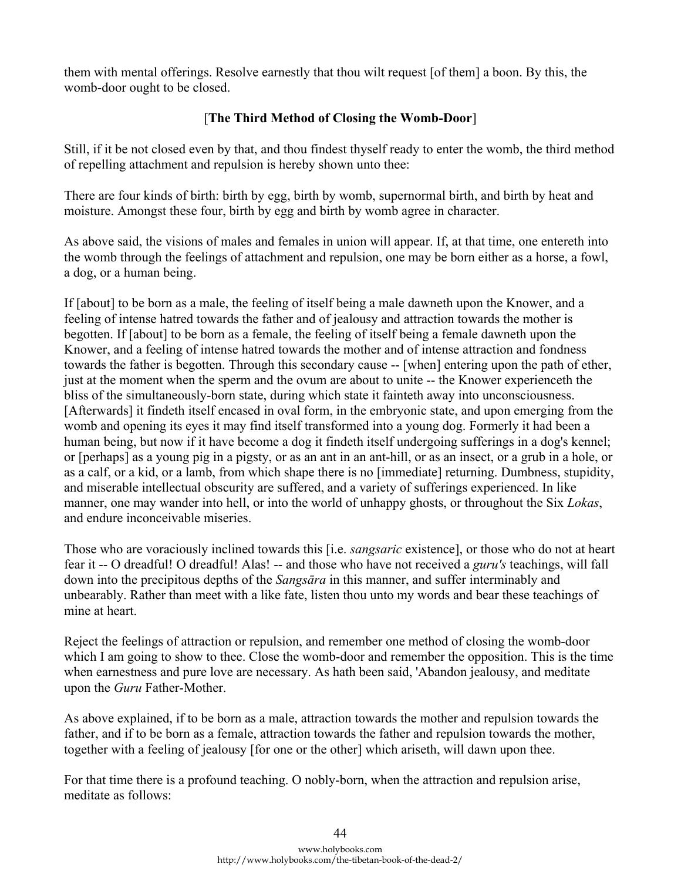them with mental offerings. Resolve earnestly that thou wilt request [of them] a boon. By this, the womb-door ought to be closed.

### [**The Third Method of Closing the Womb-Door**]

Still, if it be not closed even by that, and thou findest thyself ready to enter the womb, the third method of repelling attachment and repulsion is hereby shown unto thee:

There are four kinds of birth: birth by egg, birth by womb, supernormal birth, and birth by heat and moisture. Amongst these four, birth by egg and birth by womb agree in character.

As above said, the visions of males and females in union will appear. If, at that time, one entereth into the womb through the feelings of attachment and repulsion, one may be born either as a horse, a fowl, a dog, or a human being.

If [about] to be born as a male, the feeling of itself being a male dawneth upon the Knower, and a feeling of intense hatred towards the father and of jealousy and attraction towards the mother is begotten. If [about] to be born as a female, the feeling of itself being a female dawneth upon the Knower, and a feeling of intense hatred towards the mother and of intense attraction and fondness towards the father is begotten. Through this secondary cause -- [when] entering upon the path of ether, just at the moment when the sperm and the ovum are about to unite -- the Knower experienceth the bliss of the simultaneously-born state, during which state it fainteth away into unconsciousness. [Afterwards] it findeth itself encased in oval form, in the embryonic state, and upon emerging from the womb and opening its eyes it may find itself transformed into a young dog. Formerly it had been a human being, but now if it have become a dog it findeth itself undergoing sufferings in a dog's kennel; or [perhaps] as a young pig in a pigsty, or as an ant in an ant-hill, or as an insect, or a grub in a hole, or as a calf, or a kid, or a lamb, from which shape there is no [immediate] returning. Dumbness, stupidity, and miserable intellectual obscurity are suffered, and a variety of sufferings experienced. In like manner, one may wander into hell, or into the world of unhappy ghosts, or throughout the Six *Lokas*, and endure inconceivable miseries.

Those who are voraciously inclined towards this [i.e. *sangsaric* existence], or those who do not at heart fear it -- O dreadful! O dreadful! Alas! -- and those who have not received a *guru's* teachings, will fall down into the precipitous depths of the *Sangsāra* in this manner, and suffer interminably and unbearably. Rather than meet with a like fate, listen thou unto my words and bear these teachings of mine at heart.

Reject the feelings of attraction or repulsion, and remember one method of closing the womb-door which I am going to show to thee. Close the womb-door and remember the opposition. This is the time when earnestness and pure love are necessary. As hath been said, 'Abandon jealousy, and meditate upon the *Guru* Father-Mother.

As above explained, if to be born as a male, attraction towards the mother and repulsion towards the father, and if to be born as a female, attraction towards the father and repulsion towards the mother, together with a feeling of jealousy [for one or the other] which ariseth, will dawn upon thee.

For that time there is a profound teaching. O nobly-born, when the attraction and repulsion arise, meditate as follows: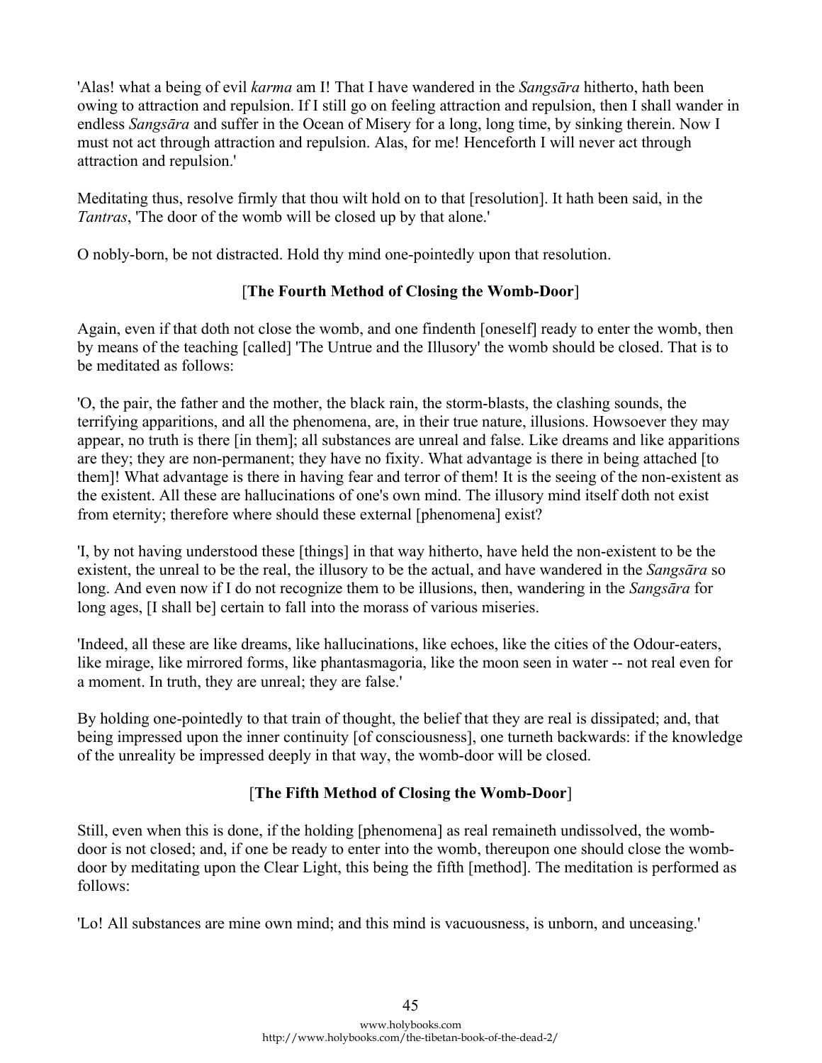'Alas! what a being of evil *karma* am I! That I have wandered in the *Sangsāra* hitherto, hath been owing to attraction and repulsion. If I still go on feeling attraction and repulsion, then I shall wander in endless *Sangsāra* and suffer in the Ocean of Misery for a long, long time, by sinking therein. Now I must not act through attraction and repulsion. Alas, for me! Henceforth I will never act through attraction and repulsion.'

Meditating thus, resolve firmly that thou wilt hold on to that [resolution]. It hath been said, in the *Tantras*, 'The door of the womb will be closed up by that alone.'

O nobly-born, be not distracted. Hold thy mind one-pointedly upon that resolution.

### [**The Fourth Method of Closing the Womb-Door**]

Again, even if that doth not close the womb, and one findenth [oneself] ready to enter the womb, then by means of the teaching [called] 'The Untrue and the Illusory' the womb should be closed. That is to be meditated as follows:

'O, the pair, the father and the mother, the black rain, the storm-blasts, the clashing sounds, the terrifying apparitions, and all the phenomena, are, in their true nature, illusions. Howsoever they may appear, no truth is there [in them]; all substances are unreal and false. Like dreams and like apparitions are they; they are non-permanent; they have no fixity. What advantage is there in being attached [to them]! What advantage is there in having fear and terror of them! It is the seeing of the non-existent as the existent. All these are hallucinations of one's own mind. The illusory mind itself doth not exist from eternity; therefore where should these external [phenomena] exist?

'I, by not having understood these [things] in that way hitherto, have held the non-existent to be the existent, the unreal to be the real, the illusory to be the actual, and have wandered in the *Sangsāra* so long. And even now if I do not recognize them to be illusions, then, wandering in the *Sangsāra* for long ages, [I shall be] certain to fall into the morass of various miseries.

'Indeed, all these are like dreams, like hallucinations, like echoes, like the cities of the Odour-eaters, like mirage, like mirrored forms, like phantasmagoria, like the moon seen in water -- not real even for a moment. In truth, they are unreal; they are false.'

By holding one-pointedly to that train of thought, the belief that they are real is dissipated; and, that being impressed upon the inner continuity [of consciousness], one turneth backwards: if the knowledge of the unreality be impressed deeply in that way, the womb-door will be closed.

### [**The Fifth Method of Closing the Womb-Door**]

Still, even when this is done, if the holding [phenomena] as real remaineth undissolved, the womb-door is not closed; and, if one be ready to enter into the womb, thereupon one should close the womb-door by meditating upon the Clear Light, this being the fifth [method]. The meditation is performed as follows:

'Lo! All substances are mine own mind; and this mind is vacuousness, is unborn, and unceasing.'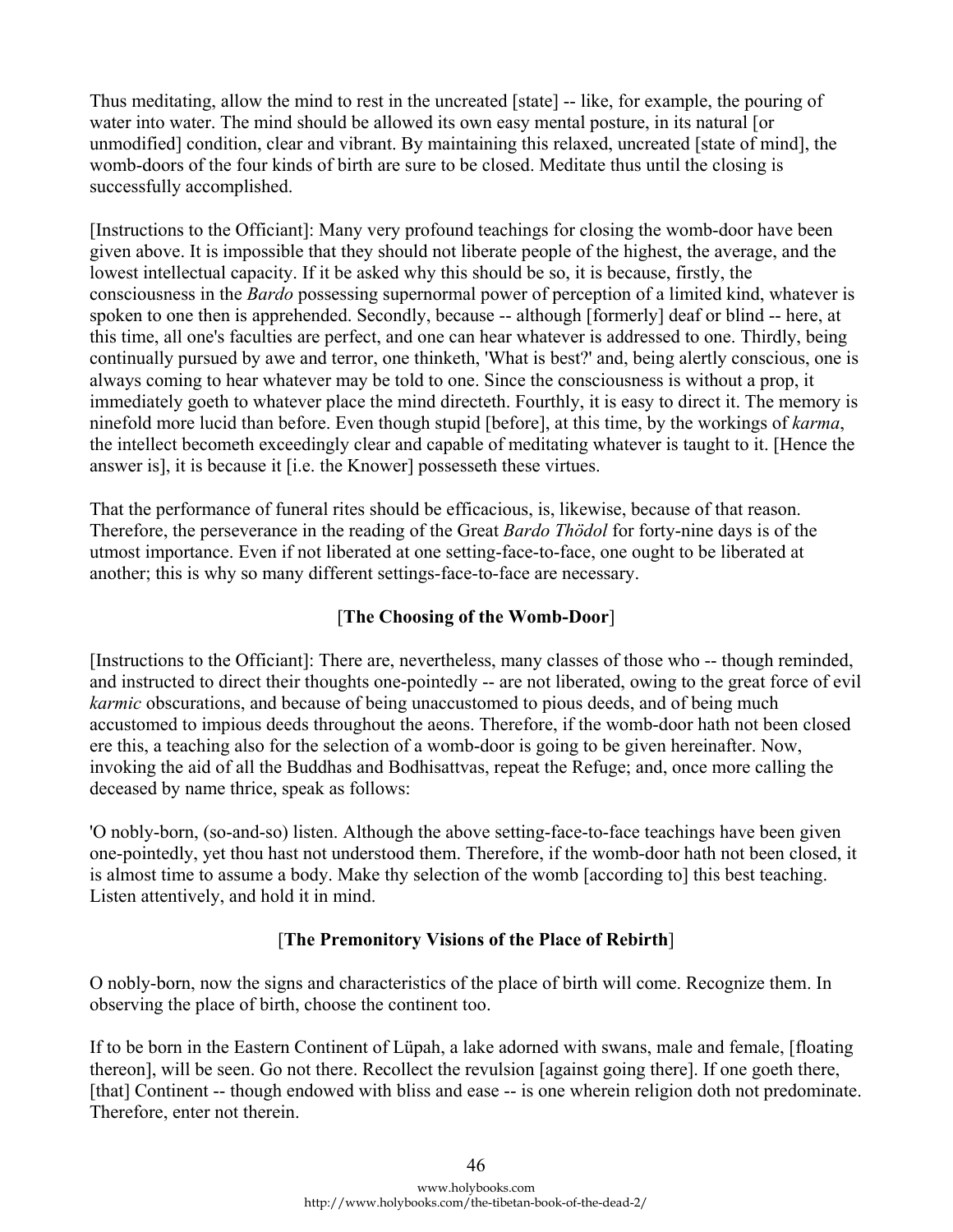Thus meditating, allow the mind to rest in the uncreated [state] -- like, for example, the pouring of water into water. The mind should be allowed its own easy mental posture, in its natural [or unmodified] condition, clear and vibrant. By maintaining this relaxed, uncreated [state of mind], the womb-doors of the four kinds of birth are sure to be closed. Meditate thus until the closing is successfully accomplished.

[Instructions to the Officiant]: Many very profound teachings for closing the womb-door have been given above. It is impossible that they should not liberate people of the highest, the average, and the lowest intellectual capacity. If it be asked why this should be so, it is because, firstly, the consciousness in the *Bardo* possessing supernormal power of perception of a limited kind, whatever is spoken to one then is apprehended. Secondly, because -- although [formerly] deaf or blind -- here, at this time, all one's faculties are perfect, and one can hear whatever is addressed to one. Thirdly, being continually pursued by awe and terror, one thinketh, 'What is best?' and, being alertly conscious, one is always coming to hear whatever may be told to one. Since the consciousness is without a prop, it immediately goeth to whatever place the mind directeth. Fourthly, it is easy to direct it. The memory is ninefold more lucid than before. Even though stupid [before], at this time, by the workings of *karma*, the intellect becometh exceedingly clear and capable of meditating whatever is taught to it. [Hence the answer is], it is because it [i.e. the Knower] possesseth these virtues.

That the performance of funeral rites should be efficacious, is, likewise, because of that reason. Therefore, the perseverance in the reading of the Great *Bardo Thödol* for forty-nine days is of the utmost importance. Even if not liberated at one setting-face-to-face, one ought to be liberated at another; this is why so many different settings-face-to-face are necessary.

### [**The Choosing of the Womb-Door**]

[Instructions to the Officiant]: There are, nevertheless, many classes of those who -- though reminded, and instructed to direct their thoughts one-pointedly -- are not liberated, owing to the great force of evil *karmic* obscurations, and because of being unaccustomed to pious deeds, and of being much accustomed to impious deeds throughout the aeons. Therefore, if the womb-door hath not been closed ere this, a teaching also for the selection of a womb-door is going to be given hereinafter. Now, invoking the aid of all the Buddhas and Bodhisattvas, repeat the Refuge; and, once more calling the deceased by name thrice, speak as follows:

'O nobly-born, (so-and-so) listen. Although the above setting-face-to-face teachings have been given one-pointedly, yet thou hast not understood them. Therefore, if the womb-door hath not been closed, it is almost time to assume a body. Make thy selection of the womb [according to] this best teaching. Listen attentively, and hold it in mind.

### [**The Premonitory Visions of the Place of Rebirth**]

O nobly-born, now the signs and characteristics of the place of birth will come. Recognize them. In observing the place of birth, choose the continent too.

If to be born in the Eastern Continent of Lüpah, a lake adorned with swans, male and female, [floating thereon], will be seen. Go not there. Recollect the revulsion [against going there]. If one goeth there, [that] Continent -- though endowed with bliss and ease -- is one wherein religion doth not predominate. Therefore, enter not therein.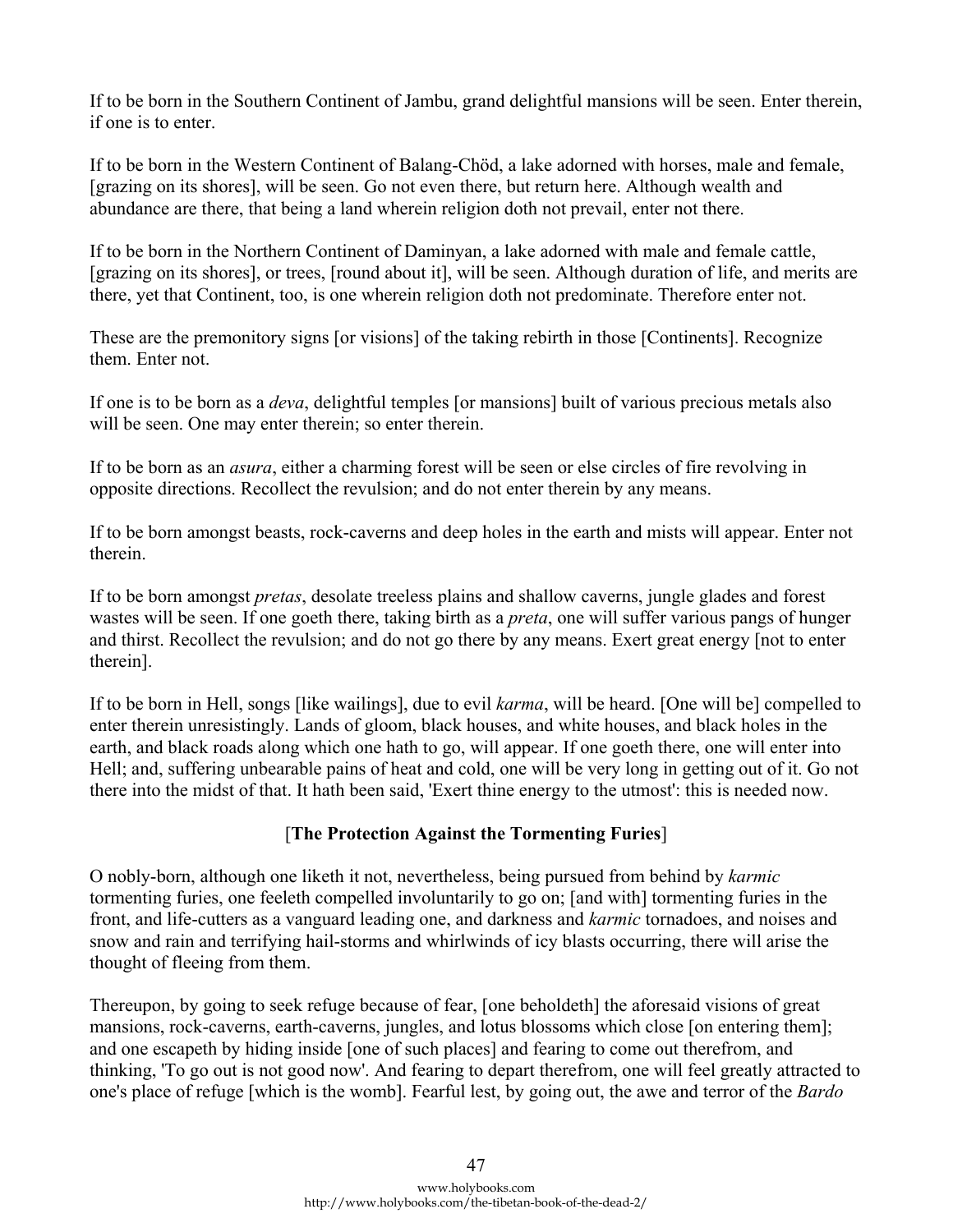If to be born in the Southern Continent of Jambu, grand delightful mansions will be seen. Enter therein, if one is to enter.

If to be born in the Western Continent of Balang-Chöd, a lake adorned with horses, male and female, [grazing on its shores], will be seen. Go not even there, but return here. Although wealth and abundance are there, that being a land wherein religion doth not prevail, enter not there.

If to be born in the Northern Continent of Daminyan, a lake adorned with male and female cattle, [grazing on its shores], or trees, [round about it], will be seen. Although duration of life, and merits are there, yet that Continent, too, is one wherein religion doth not predominate. Therefore enter not.

These are the premonitory signs [or visions] of the taking rebirth in those [Continents]. Recognize them. Enter not.

If one is to be born as a *deva*, delightful temples [or mansions] built of various precious metals also will be seen. One may enter therein; so enter therein.

If to be born as an *asura*, either a charming forest will be seen or else circles of fire revolving in opposite directions. Recollect the revulsion; and do not enter therein by any means.

If to be born amongst beasts, rock-caverns and deep holes in the earth and mists will appear. Enter not therein.

If to be born amongst *pretas*, desolate treeless plains and shallow caverns, jungle glades and forest wastes will be seen. If one goeth there, taking birth as a *preta*, one will suffer various pangs of hunger and thirst. Recollect the revulsion; and do not go there by any means. Exert great energy [not to enter therein].

If to be born in Hell, songs [like wailings], due to evil *karma*, will be heard. [One will be] compelled to enter therein unresistingly. Lands of gloom, black houses, and white houses, and black holes in the earth, and black roads along which one hath to go, will appear. If one goeth there, one will enter into Hell; and, suffering unbearable pains of heat and cold, one will be very long in getting out of it. Go not there into the midst of that. It hath been said, 'Exert thine energy to the utmost': this is needed now.

### [**The Protection Against the Tormenting Furies**]

O nobly-born, although one liketh it not, nevertheless, being pursued from behind by *karmic* tormenting furies, one feeleth compelled involuntarily to go on; [and with] tormenting furies in the front, and life-cutters as a vanguard leading one, and darkness and *karmic* tornadoes, and noises and snow and rain and terrifying hail-storms and whirlwinds of icy blasts occurring, there will arise the thought of fleeing from them.

Thereupon, by going to seek refuge because of fear, [one beholdeth] the aforesaid visions of great mansions, rock-caverns, earth-caverns, jungles, and lotus blossoms which close [on entering them]; and one escapeth by hiding inside [one of such places] and fearing to come out therefrom, and thinking, 'To go out is not good now'. And fearing to depart therefrom, one will feel greatly attracted to one's place of refuge [which is the womb]. Fearful lest, by going out, the awe and terror of the *Bardo*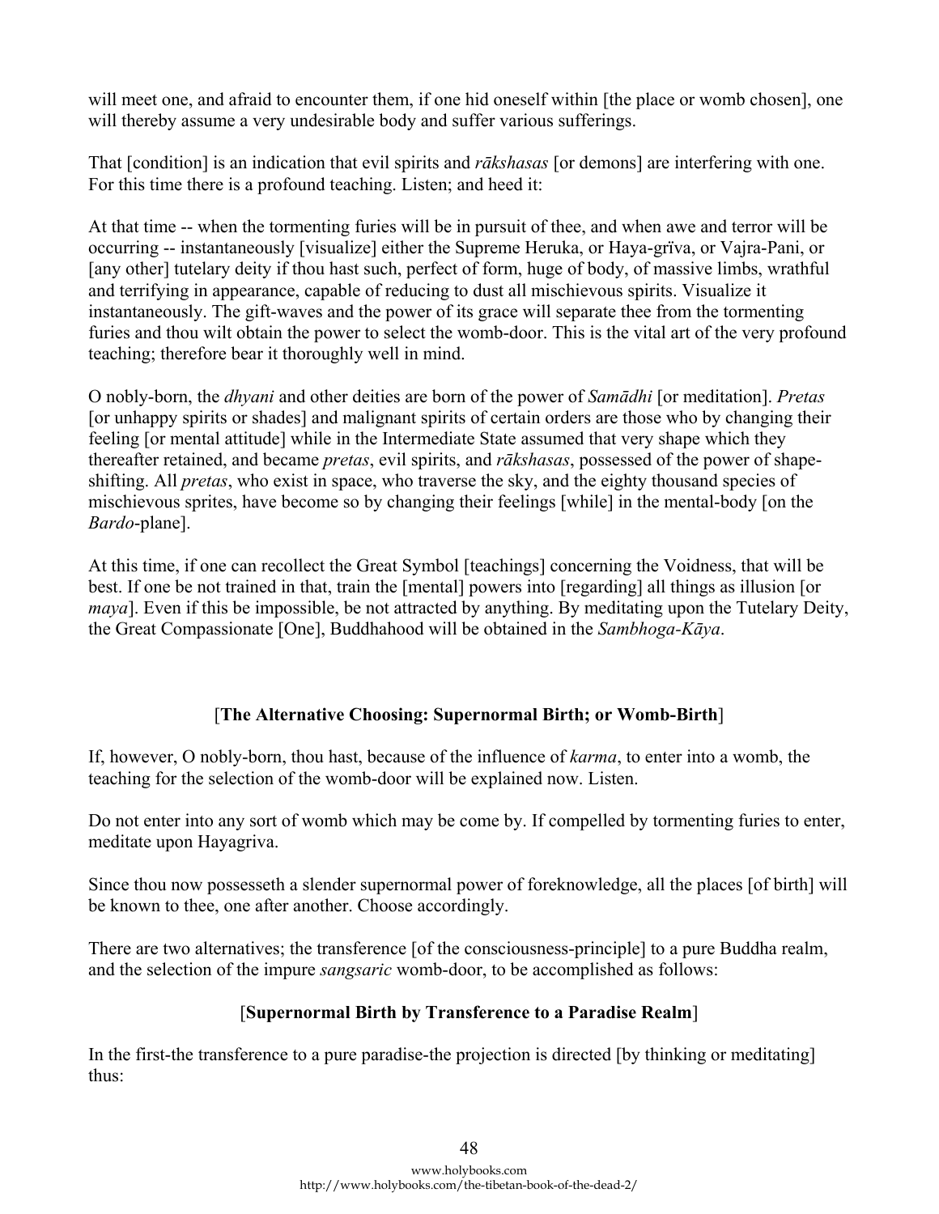will meet one, and afraid to encounter them, if one hid oneself within [the place or womb chosen], one will thereby assume a very undesirable body and suffer various sufferings.

That [condition] is an indication that evil spirits and *rākshasas* [or demons] are interfering with one. For this time there is a profound teaching. Listen; and heed it:

At that time -- when the tormenting furies will be in pursuit of thee, and when awe and terror will be occurring -- instantaneously [visualize] either the Supreme Heruka, or Haya-grïva, or Vajra-Pani, or [any other] tutelary deity if thou hast such, perfect of form, huge of body, of massive limbs, wrathful and terrifying in appearance, capable of reducing to dust all mischievous spirits. Visualize it instantaneously. The gift-waves and the power of its grace will separate thee from the tormenting furies and thou wilt obtain the power to select the womb-door. This is the vital art of the very profound teaching; therefore bear it thoroughly well in mind.

O nobly-born, the *dhyani* and other deities are born of the power of *Samādhi* [or meditation]. *Pretas* [or unhappy spirits or shades] and malignant spirits of certain orders are those who by changing their feeling [or mental attitude] while in the Intermediate State assumed that very shape which they thereafter retained, and became *pretas*, evil spirits, and *rākshasas*, possessed of the power of shape-shifting. All *pretas*, who exist in space, who traverse the sky, and the eighty thousand species of mischievous sprites, have become so by changing their feelings [while] in the mental-body [on the *Bardo*-plane].

At this time, if one can recollect the Great Symbol [teachings] concerning the Voidness, that will be best. If one be not trained in that, train the [mental] powers into [regarding] all things as illusion [or *maya*]. Even if this be impossible, be not attracted by anything. By meditating upon the Tutelary Deity, the Great Compassionate [One], Buddhahood will be obtained in the *Sambhoga-Kāya*.

### [**The Alternative Choosing: Supernormal Birth; or Womb-Birth**]

If, however, O nobly-born, thou hast, because of the influence of *karma*, to enter into a womb, the teaching for the selection of the womb-door will be explained now. Listen.

Do not enter into any sort of womb which may be come by. If compelled by tormenting furies to enter, meditate upon Hayagriva.

Since thou now possesseth a slender supernormal power of foreknowledge, all the places [of birth] will be known to thee, one after another. Choose accordingly.

There are two alternatives; the transference [of the consciousness-principle] to a pure Buddha realm, and the selection of the impure *sangsaric* womb-door, to be accomplished as follows:

### [**Supernormal Birth by Transference to a Paradise Realm**]

In the first-the transference to a pure paradise-the projection is directed [by thinking or meditating] thus: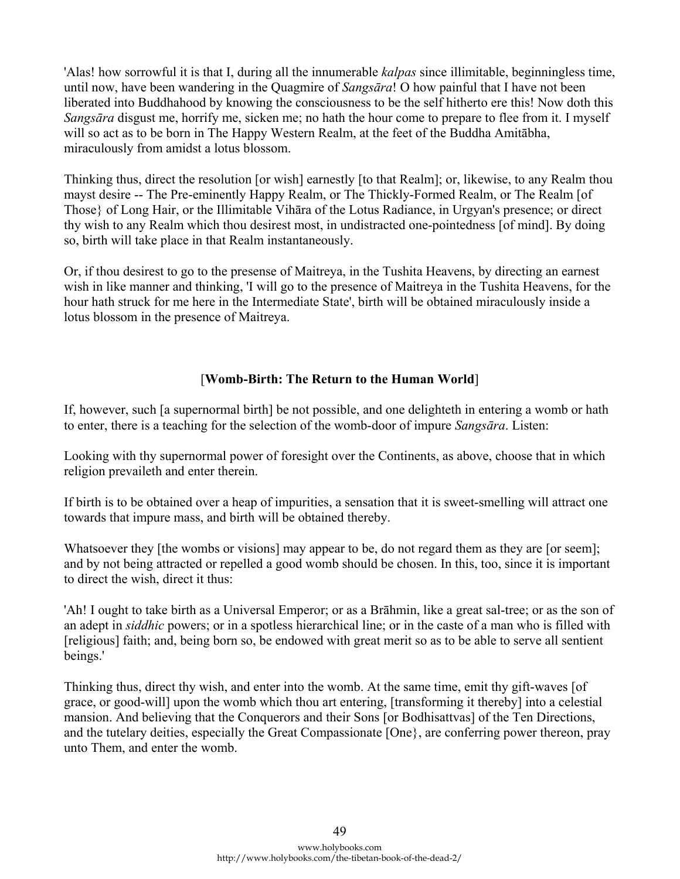'Alas! how sorrowful it is that I, during all the innumerable *kalpas* since illimitable, beginningless time, until now, have been wandering in the Quagmire of *Sangsāra*! O how painful that I have not been liberated into Buddhahood by knowing the consciousness to be the self hitherto ere this! Now doth this *Sangsāra* disgust me, horrify me, sicken me; no hath the hour come to prepare to flee from it. I myself will so act as to be born in The Happy Western Realm, at the feet of the Buddha Amitābha, miraculously from amidst a lotus blossom.

Thinking thus, direct the resolution [or wish] earnestly [to that Realm]; or, likewise, to any Realm thou mayst desire -- The Pre-eminently Happy Realm, or The Thickly-Formed Realm, or The Realm [of Those} of Long Hair, or the Illimitable Vihāra of the Lotus Radiance, in Urgyan's presence; or direct thy wish to any Realm which thou desirest most, in undistracted one-pointedness [of mind]. By doing so, birth will take place in that Realm instantaneously.

Or, if thou desirest to go to the presense of Maitreya, in the Tushita Heavens, by directing an earnest wish in like manner and thinking, 'I will go to the presence of Maitreya in the Tushita Heavens, for the hour hath struck for me here in the Intermediate State', birth will be obtained miraculously inside a lotus blossom in the presence of Maitreya.

## [**Womb-Birth: The Return to the Human World**]

If, however, such [a supernormal birth] be not possible, and one delighteth in entering a womb or hath to enter, there is a teaching for the selection of the womb-door of impure *Sangsāra*. Listen:

Looking with thy supernormal power of foresight over the Continents, as above, choose that in which religion prevaileth and enter therein.

If birth is to be obtained over a heap of impurities, a sensation that it is sweet-smelling will attract one towards that impure mass, and birth will be obtained thereby.

Whatsoever they [the wombs or visions] may appear to be, do not regard them as they are [or seem]; and by not being attracted or repelled a good womb should be chosen. In this, too, since it is important to direct the wish, direct it thus:

'Ah! I ought to take birth as a Universal Emperor; or as a Brāhmin, like a great sal-tree; or as the son of an adept in *siddhic* powers; or in a spotless hierarchical line; or in the caste of a man who is filled with [religious] faith; and, being born so, be endowed with great merit so as to be able to serve all sentient beings.'

Thinking thus, direct thy wish, and enter into the womb. At the same time, emit thy gift-waves [of grace, or good-will] upon the womb which thou art entering, [transforming it thereby] into a celestial mansion. And believing that the Conquerors and their Sons [or Bodhisattvas] of the Ten Directions, and the tutelary deities, especially the Great Compassionate [One}, are conferring power thereon, pray unto Them, and enter the womb.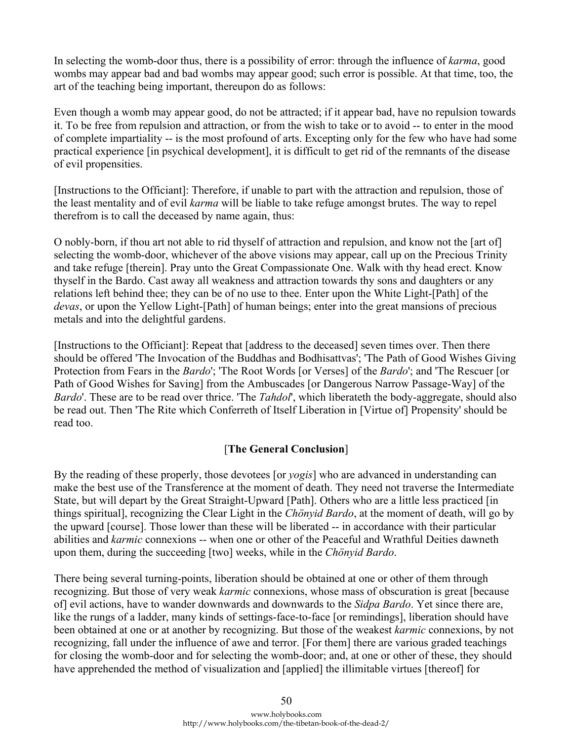In selecting the womb-door thus, there is a possibility of error: through the influence of *karma*, good wombs may appear bad and bad wombs may appear good; such error is possible. At that time, too, the art of the teaching being important, thereupon do as follows:

Even though a womb may appear good, do not be attracted; if it appear bad, have no repulsion towards it. To be free from repulsion and attraction, or from the wish to take or to avoid -- to enter in the mood of complete impartiality -- is the most profound of arts. Excepting only for the few who have had some practical experience [in psychical development], it is difficult to get rid of the remnants of the disease of evil propensities.

[Instructions to the Officiant]: Therefore, if unable to part with the attraction and repulsion, those of the least mentality and of evil *karma* will be liable to take refuge amongst brutes. The way to repel therefrom is to call the deceased by name again, thus:

O nobly-born, if thou art not able to rid thyself of attraction and repulsion, and know not the [art of] selecting the womb-door, whichever of the above visions may appear, call up on the Precious Trinity and take refuge [therein]. Pray unto the Great Compassionate One. Walk with thy head erect. Know thyself in the Bardo. Cast away all weakness and attraction towards thy sons and daughters or any relations left behind thee; they can be of no use to thee. Enter upon the White Light-[Path] of the *devas*, or upon the Yellow Light-[Path] of human beings; enter into the great mansions of precious metals and into the delightful gardens.

[Instructions to the Officiant]: Repeat that [address to the deceased] seven times over. Then there should be offered 'The Invocation of the Buddhas and Bodhisattvas'; 'The Path of Good Wishes Giving Protection from Fears in the *Bardo*'; 'The Root Words [or Verses] of the *Bardo*'; and 'The Rescuer [or Path of Good Wishes for Saving] from the Ambuscades [or Dangerous Narrow Passage-Way] of the *Bardo*'. These are to be read over thrice. 'The *Tahdol*', which liberateth the body-aggregate, should also be read out. Then 'The Rite which Conferreth of Itself Liberation in [Virtue of] Propensity' should be read too.

## [**The General Conclusion**]

By the reading of these properly, those devotees [or *yogis*] who are advanced in understanding can make the best use of the Transference at the moment of death. They need not traverse the Intermediate State, but will depart by the Great Straight-Upward [Path]. Others who are a little less practiced [in things spiritual], recognizing the Clear Light in the *Chönyid Bardo*, at the moment of death, will go by the upward [course]. Those lower than these will be liberated -- in accordance with their particular abilities and *karmic* connexions -- when one or other of the Peaceful and Wrathful Deities dawneth upon them, during the succeeding [two] weeks, while in the *Chönyid Bardo*.

There being several turning-points, liberation should be obtained at one or other of them through recognizing. But those of very weak *karmic* connexions, whose mass of obscuration is great [because of] evil actions, have to wander downwards and downwards to the *Sidpa Bardo*. Yet since there are, like the rungs of a ladder, many kinds of settings-face-to-face [or remindings], liberation should have been obtained at one or at another by recognizing. But those of the weakest *karmic* connexions, by not recognizing, fall under the influence of awe and terror. [For them] there are various graded teachings for closing the womb-door and for selecting the womb-door; and, at one or other of these, they should have apprehended the method of visualization and [applied] the illimitable virtues [thereof] for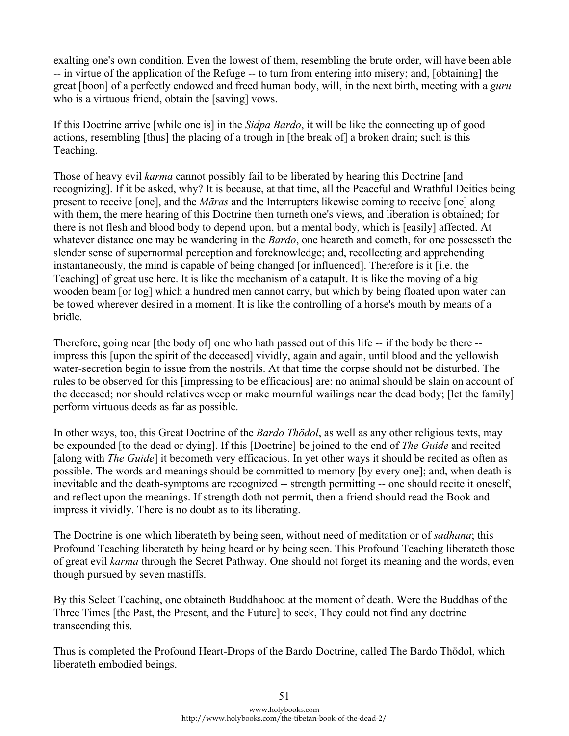exalting one's own condition. Even the lowest of them, resembling the brute order, will have been able -- in virtue of the application of the Refuge -- to turn from entering into misery; and, [obtaining] the great [boon] of a perfectly endowed and freed human body, will, in the next birth, meeting with a *guru* who is a virtuous friend, obtain the [saving] vows.

If this Doctrine arrive [while one is] in the *Sidpa Bardo*, it will be like the connecting up of good actions, resembling [thus] the placing of a trough in [the break of] a broken drain; such is this Teaching.

Those of heavy evil *karma* cannot possibly fail to be liberated by hearing this Doctrine [and recognizing]. If it be asked, why? It is because, at that time, all the Peaceful and Wrathful Deities being present to receive [one], and the *Māras* and the Interrupters likewise coming to receive [one] along with them, the mere hearing of this Doctrine then turneth one's views, and liberation is obtained; for there is not flesh and blood body to depend upon, but a mental body, which is [easily] affected. At whatever distance one may be wandering in the *Bardo*, one heareth and cometh, for one possesseth the slender sense of supernormal perception and foreknowledge; and, recollecting and apprehending instantaneously, the mind is capable of being changed [or influenced]. Therefore is it [i.e. the Teaching] of great use here. It is like the mechanism of a catapult. It is like the moving of a big wooden beam [or log] which a hundred men cannot carry, but which by being floated upon water can be towed wherever desired in a moment. It is like the controlling of a horse's mouth by means of a bridle.

Therefore, going near [the body of] one who hath passed out of this life -- if the body be there -- impress this [upon the spirit of the deceased] vividly, again and again, until blood and the yellowish water-secretion begin to issue from the nostrils. At that time the corpse should not be disturbed. The rules to be observed for this [impressing to be efficacious] are: no animal should be slain on account of the deceased; nor should relatives weep or make mournful wailings near the dead body; [let the family] perform virtuous deeds as far as possible.

In other ways, too, this Great Doctrine of the *Bardo Thödol*, as well as any other religious texts, may be expounded [to the dead or dying]. If this [Doctrine] be joined to the end of *The Guide* and recited [along with *The Guide*] it becometh very efficacious. In yet other ways it should be recited as often as possible. The words and meanings should be committed to memory [by every one]; and, when death is inevitable and the death-symptoms are recognized -- strength permitting -- one should recite it oneself, and reflect upon the meanings. If strength doth not permit, then a friend should read the Book and impress it vividly. There is no doubt as to its liberating.

The Doctrine is one which liberateth by being seen, without need of meditation or of *sadhana*; this Profound Teaching liberateth by being heard or by being seen. This Profound Teaching liberateth those of great evil *karma* through the Secret Pathway. One should not forget its meaning and the words, even though pursued by seven mastiffs.

By this Select Teaching, one obtaineth Buddhahood at the moment of death. Were the Buddhas of the Three Times [the Past, the Present, and the Future] to seek, They could not find any doctrine transcending this.

Thus is completed the Profound Heart-Drops of the Bardo Doctrine, called The Bardo Thödol, which liberateth embodied beings.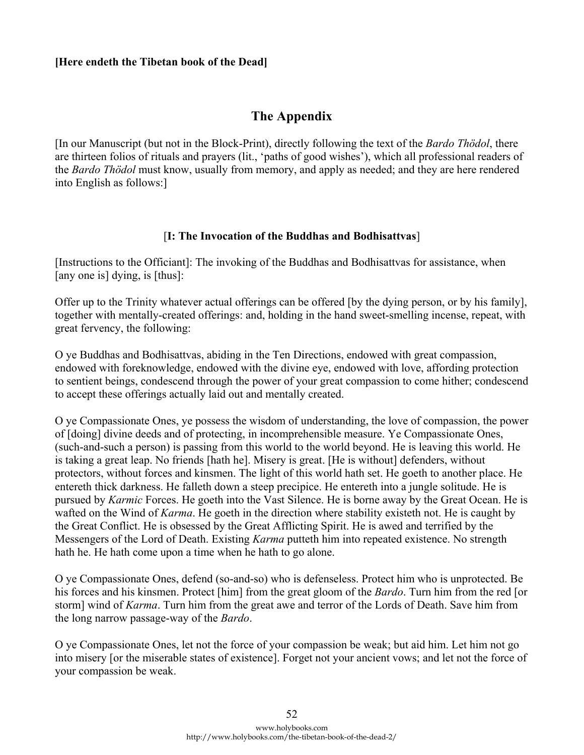**[Here endeth the Tibetan book of the Dead]**

## The Appendix

[In our Manuscript (but not in the Block-Print), directly following the text of the *Bardo Thödol*, there are thirteen folios of rituals and prayers (lit., 'paths of good wishes'), which all professional readers of the *Bardo Thödol* must know, usually from memory, and apply as needed; and they are here rendered into English as follows:]

### [**I: The Invocation of the Buddhas and Bodhisattvas**]

[Instructions to the Officiant]: The invoking of the Buddhas and Bodhisattvas for assistance, when [any one is] dying, is [thus]:

Offer up to the Trinity whatever actual offerings can be offered [by the dying person, or by his family], together with mentally-created offerings: and, holding in the hand sweet-smelling incense, repeat, with great fervency, the following:

O ye Buddhas and Bodhisattvas, abiding in the Ten Directions, endowed with great compassion, endowed with foreknowledge, endowed with the divine eye, endowed with love, affording protection to sentient beings, condescend through the power of your great compassion to come hither; condescend to accept these offerings actually laid out and mentally created.

O ye Compassionate Ones, ye possess the wisdom of understanding, the love of compassion, the power of [doing] divine deeds and of protecting, in incomprehensible measure. Ye Compassionate Ones, (such-and-such a person) is passing from this world to the world beyond. He is leaving this world. He is taking a great leap. No friends [hath he]. Misery is great. [He is without] defenders, without protectors, without forces and kinsmen. The light of this world hath set. He goeth to another place. He entereth thick darkness. He falleth down a steep precipice. He entereth into a jungle solitude. He is pursued by *Karmic* Forces. He goeth into the Vast Silence. He is borne away by the Great Ocean. He is wafted on the Wind of *Karma*. He goeth in the direction where stability existeth not. He is caught by the Great Conflict. He is obsessed by the Great Afflicting Spirit. He is awed and terrified by the Messengers of the Lord of Death. Existing *Karma* putteth him into repeated existence. No strength hath he. He hath come upon a time when he hath to go alone.

O ye Compassionate Ones, defend (so-and-so) who is defenseless. Protect him who is unprotected. Be his forces and his kinsmen. Protect [him] from the great gloom of the *Bardo*. Turn him from the red [or storm] wind of *Karma*. Turn him from the great awe and terror of the Lords of Death. Save him from the long narrow passage-way of the *Bardo*.

O ye Compassionate Ones, let not the force of your compassion be weak; but aid him. Let him not go into misery [or the miserable states of existence]. Forget not your ancient vows; and let not the force of your compassion be weak.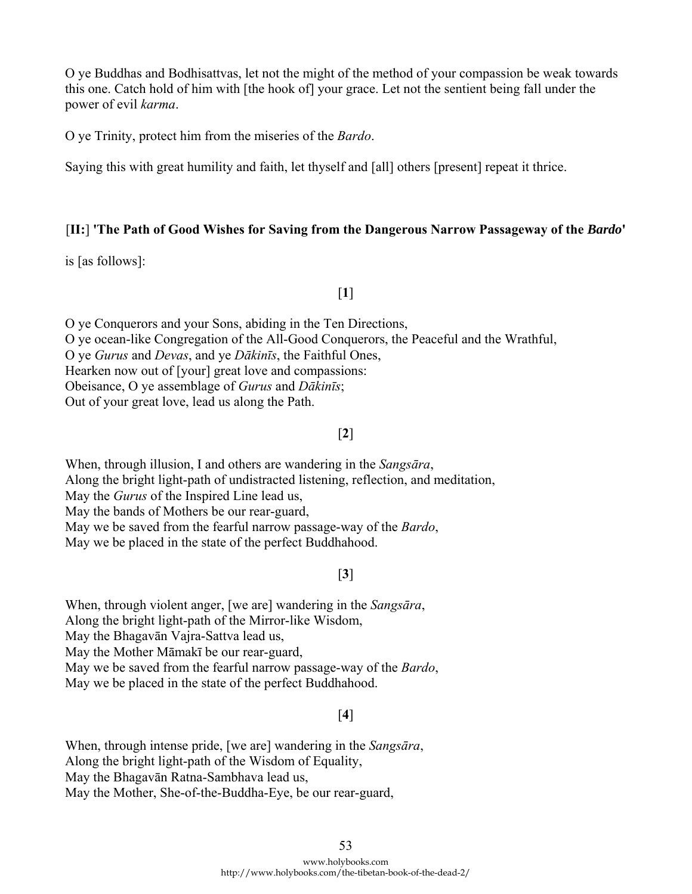O ye Buddhas and Bodhisattvas, let not the might of the method of your compassion be weak towards this one. Catch hold of him with [the hook of] your grace. Let not the sentient being fall under the power of evil *karma*.

O ye Trinity, protect him from the miseries of the *Bardo*.

Saying this with great humility and faith, let thyself and [all] others [present] repeat it thrice.

### [**II:**] **'The Path of Good Wishes for Saving from the Dangerous Narrow Passageway of the *Bardo*'**

is [as follows]:

[**1**]

O ye Conquerors and your Sons, abiding in the Ten Directions,
O ye ocean-like Congregation of the All-Good Conquerors, the Peaceful and the Wrathful,
O ye *Gurus* and *Devas*, and ye *Dākinīs*, the Faithful Ones,
Hearken now out of [your] great love and compassions:
Obeisance, O ye assemblage of *Gurus* and *Dākinīs*;
Out of your great love, lead us along the Path.

[**2**]

When, through illusion, I and others are wandering in the *Sangsāra*,
Along the bright light-path of undistracted listening, reflection, and meditation,
May the *Gurus* of the Inspired Line lead us,
May the bands of Mothers be our rear-guard,
May we be saved from the fearful narrow passage-way of the *Bardo*,
May we be placed in the state of the perfect Buddhahood.

[**3**]

When, through violent anger, [we are] wandering in the *Sangsāra*,
Along the bright light-path of the Mirror-like Wisdom,
May the Bhagavān Vajra-Sattva lead us,
May the Mother Māmakī be our rear-guard,
May we be saved from the fearful narrow passage-way of the *Bardo*,
May we be placed in the state of the perfect Buddhahood.

[**4**]

When, through intense pride, [we are] wandering in the *Sangsāra*,
Along the bright light-path of the Wisdom of Equality,
May the Bhagavān Ratna-Sambhava lead us,
May the Mother, She-of-the-Buddha-Eye, be our rear-guard,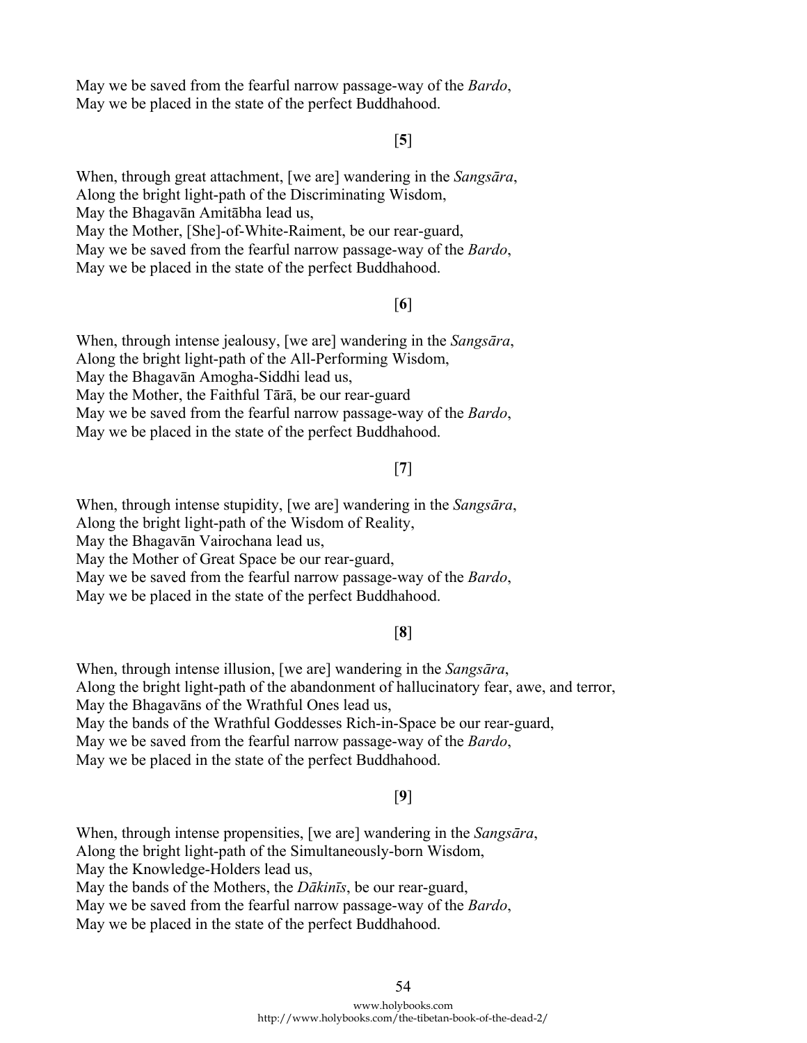May we be saved from the fearful narrow passage-way of the *Bardo*,
May we be placed in the state of the perfect Buddhahood.

[**5**]

When, through great attachment, [we are] wandering in the *Sangsāra*,
Along the bright light-path of the Discriminating Wisdom,
May the Bhagavān Amitābha lead us,
May the Mother, [She]-of-White-Raiment, be our rear-guard,
May we be saved from the fearful narrow passage-way of the *Bardo*,
May we be placed in the state of the perfect Buddhahood.

[**6**]

When, through intense jealousy, [we are] wandering in the *Sangsāra*,
Along the bright light-path of the All-Performing Wisdom,
May the Bhagavān Amogha-Siddhi lead us,
May the Mother, the Faithful Tārā, be our rear-guard
May we be saved from the fearful narrow passage-way of the *Bardo*,
May we be placed in the state of the perfect Buddhahood.

[**7**]

When, through intense stupidity, [we are] wandering in the *Sangsāra*,
Along the bright light-path of the Wisdom of Reality,
May the Bhagavān Vairochana lead us,
May the Mother of Great Space be our rear-guard,
May we be saved from the fearful narrow passage-way of the *Bardo*,
May we be placed in the state of the perfect Buddhahood.

[**8**]

When, through intense illusion, [we are] wandering in the *Sangsāra*,
Along the bright light-path of the abandonment of hallucinatory fear, awe, and terror,
May the Bhagavāns of the Wrathful Ones lead us,
May the bands of the Wrathful Goddesses Rich-in-Space be our rear-guard,
May we be saved from the fearful narrow passage-way of the *Bardo*,
May we be placed in the state of the perfect Buddhahood.

[**9**]

When, through intense propensities, [we are] wandering in the *Sangsāra*,
Along the bright light-path of the Simultaneously-born Wisdom,
May the Knowledge-Holders lead us,
May the bands of the Mothers, the *Dākinīs*, be our rear-guard,
May we be saved from the fearful narrow passage-way of the *Bardo*,
May we be placed in the state of the perfect Buddhahood.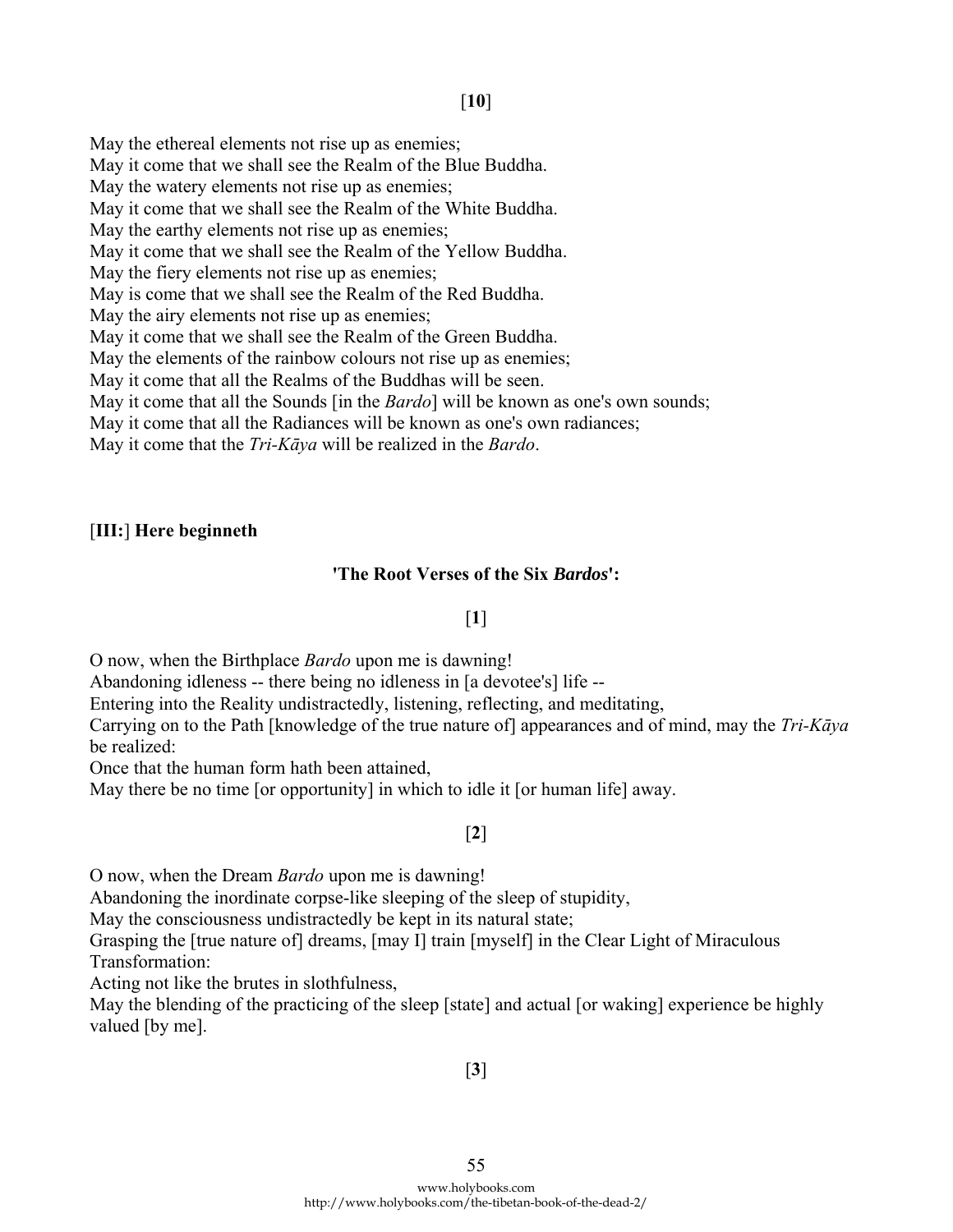[**10**]

May the ethereal elements not rise up as enemies;
May it come that we shall see the Realm of the Blue Buddha.
May the watery elements not rise up as enemies;
May it come that we shall see the Realm of the White Buddha.
May the earthy elements not rise up as enemies;
May it come that we shall see the Realm of the Yellow Buddha.
May the fiery elements not rise up as enemies;
May is come that we shall see the Realm of the Red Buddha.
May the airy elements not rise up as enemies;
May it come that we shall see the Realm of the Green Buddha.
May the elements of the rainbow colours not rise up as enemies;
May it come that all the Realms of the Buddhas will be seen.
May it come that all the Sounds [in the *Bardo*] will be known as one's own sounds;
May it come that all the Radiances will be known as one's own radiances;
May it come that the *Tri-Kāya* will be realized in the *Bardo*.

[**III:**] **Here beginneth**

### 'The Root Verses of the Six *Bardos*':

[**1**]

O now, when the Birthplace *Bardo* upon me is dawning!
Abandoning idleness -- there being no idleness in [a devotee's] life --
Entering into the Reality undistractedly, listening, reflecting, and meditating,
Carrying on to the Path [knowledge of the true nature of] appearances and of mind, may the *Tri-Kāya* be realized:
Once that the human form hath been attained,
May there be no time [or opportunity] in which to idle it [or human life] away.

[**2**]

O now, when the Dream *Bardo* upon me is dawning!
Abandoning the inordinate corpse-like sleeping of the sleep of stupidity,
May the consciousness undistractedly be kept in its natural state;
Grasping the [true nature of] dreams, [may I] train [myself] in the Clear Light of Miraculous Transformation:
Acting not like the brutes in slothfulness,
May the blending of the practicing of the sleep [state] and actual [or waking] experience be highly valued [by me].

[**3**]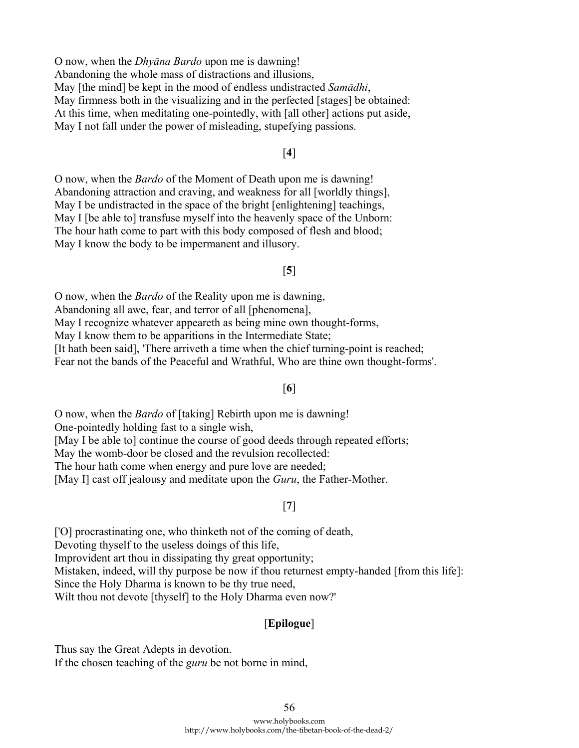O now, when the *Dhyāna Bardo* upon me is dawning!
Abandoning the whole mass of distractions and illusions,
May [the mind] be kept in the mood of endless undistracted *Samādhi*,
May firmness both in the visualizing and in the perfected [stages] be obtained:
At this time, when meditating one-pointedly, with [all other] actions put aside,
May I not fall under the power of misleading, stupefying passions.

[**4**]

O now, when the *Bardo* of the Moment of Death upon me is dawning!
Abandoning attraction and craving, and weakness for all [worldly things],
May I be undistracted in the space of the bright [enlightening] teachings,
May I [be able to] transfuse myself into the heavenly space of the Unborn:
The hour hath come to part with this body composed of flesh and blood;
May I know the body to be impermanent and illusory.

[**5**]

O now, when the *Bardo* of the Reality upon me is dawning,
Abandoning all awe, fear, and terror of all [phenomena],
May I recognize whatever appeareth as being mine own thought-forms,
May I know them to be apparitions in the Intermediate State;
[It hath been said], 'There arriveth a time when the chief turning-point is reached;
Fear not the bands of the Peaceful and Wrathful, Who are thine own thought-forms'.

[**6**]

O now, when the *Bardo* of [taking] Rebirth upon me is dawning!
One-pointedly holding fast to a single wish,
[May I be able to] continue the course of good deeds through repeated efforts;
May the womb-door be closed and the revulsion recollected:
The hour hath come when energy and pure love are needed;
[May I] cast off jealousy and meditate upon the *Guru*, the Father-Mother.

[**7**]

['O] procrastinating one, who thinketh not of the coming of death,
Devoting thyself to the useless doings of this life,
Improvident art thou in dissipating thy great opportunity;
Mistaken, indeed, will thy purpose be now if thou returnest empty-handed [from this life]:
Since the Holy Dharma is known to be thy true need,
Wilt thou not devote [thyself] to the Holy Dharma even now?'

[**Epilogue**]

Thus say the Great Adepts in devotion.
If the chosen teaching of the *guru* be not borne in mind,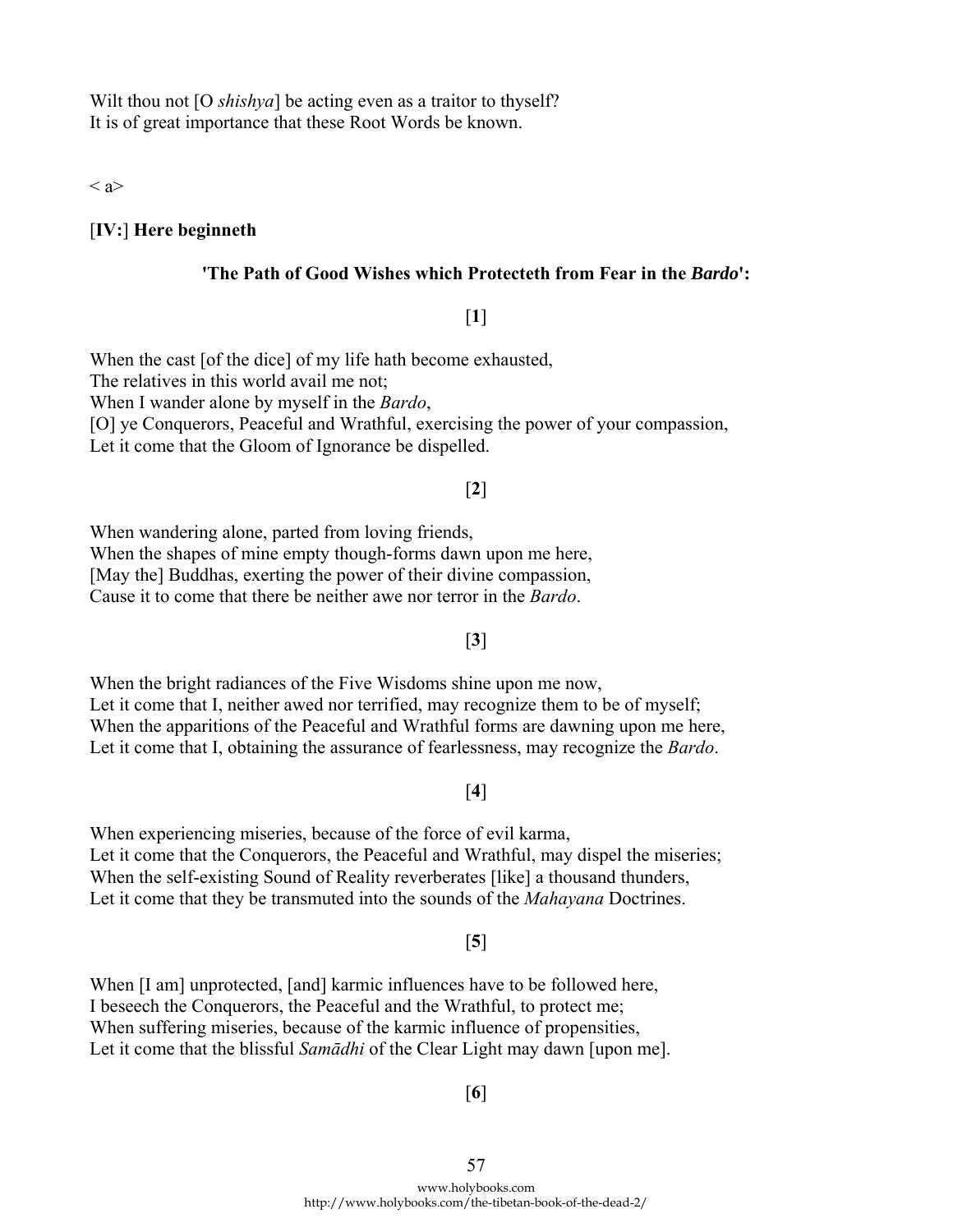Wilt thou not [O *shishya*] be acting even as a traitor to thyself?
It is of great importance that these Root Words be known.

< a>

**[IV:] Here beginneth**

### 'The Path of Good Wishes which Protecteth from Fear in the *Bardo*':

[**1**]

When the cast [of the dice] of my life hath become exhausted,
The relatives in this world avail me not;
When I wander alone by myself in the *Bardo*,
[O] ye Conquerors, Peaceful and Wrathful, exercising the power of your compassion,
Let it come that the Gloom of Ignorance be dispelled.

[**2**]

When wandering alone, parted from loving friends,
When the shapes of mine empty though-forms dawn upon me here,
[May the] Buddhas, exerting the power of their divine compassion,
Cause it to come that there be neither awe nor terror in the *Bardo*.

[**3**]

When the bright radiances of the Five Wisdoms shine upon me now,
Let it come that I, neither awed nor terrified, may recognize them to be of myself;
When the apparitions of the Peaceful and Wrathful forms are dawning upon me here,
Let it come that I, obtaining the assurance of fearlessness, may recognize the *Bardo*.

[**4**]

When experiencing miseries, because of the force of evil karma,
Let it come that the Conquerors, the Peaceful and Wrathful, may dispel the miseries;
When the self-existing Sound of Reality reverberates [like] a thousand thunders,
Let it come that they be transmuted into the sounds of the *Mahayana* Doctrines.

[**5**]

When [I am] unprotected, [and] karmic influences have to be followed here,
I beseech the Conquerors, the Peaceful and the Wrathful, to protect me;
When suffering miseries, because of the karmic influence of propensities,
Let it come that the blissful *Samādhi* of the Clear Light may dawn [upon me].

[**6**]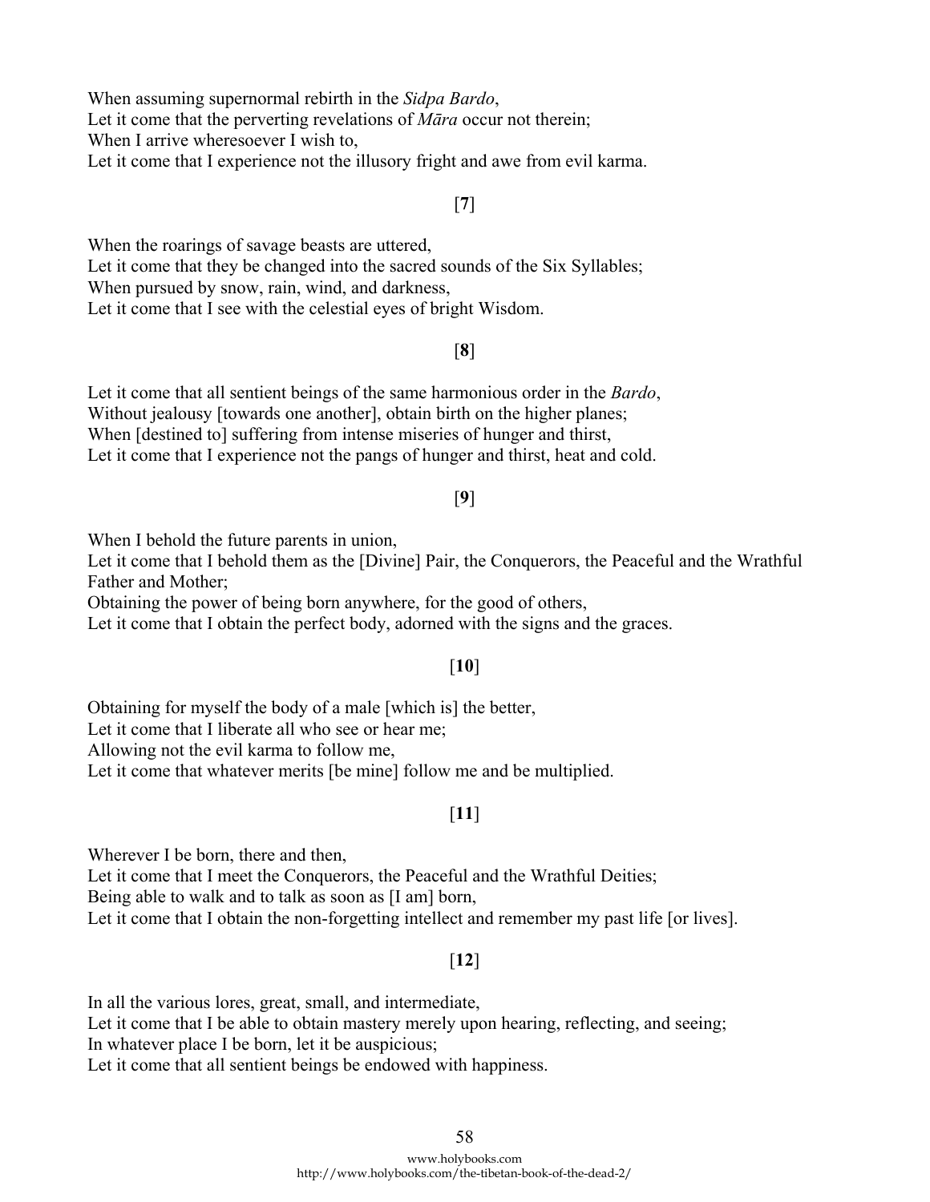When assuming supernormal rebirth in the *Sidpa Bardo*,
Let it come that the perverting revelations of *Māra* occur not therein;
When I arrive wheresoever I wish to,
Let it come that I experience not the illusory fright and awe from evil karma.

[**7**]

When the roarings of savage beasts are uttered,
Let it come that they be changed into the sacred sounds of the Six Syllables;
When pursued by snow, rain, wind, and darkness,
Let it come that I see with the celestial eyes of bright Wisdom.

[**8**]

Let it come that all sentient beings of the same harmonious order in the *Bardo*,
Without jealousy [towards one another], obtain birth on the higher planes;
When [destined to] suffering from intense miseries of hunger and thirst,
Let it come that I experience not the pangs of hunger and thirst, heat and cold.

[**9**]

When I behold the future parents in union,
Let it come that I behold them as the [Divine] Pair, the Conquerors, the Peaceful and the Wrathful Father and Mother;
Obtaining the power of being born anywhere, for the good of others,
Let it come that I obtain the perfect body, adorned with the signs and the graces.

[**10**]

Obtaining for myself the body of a male [which is] the better,
Let it come that I liberate all who see or hear me;
Allowing not the evil karma to follow me,
Let it come that whatever merits [be mine] follow me and be multiplied.

[**11**]

Wherever I be born, there and then,
Let it come that I meet the Conquerors, the Peaceful and the Wrathful Deities;
Being able to walk and to talk as soon as [I am] born,
Let it come that I obtain the non-forgetting intellect and remember my past life [or lives].

[**12**]

In all the various lores, great, small, and intermediate,
Let it come that I be able to obtain mastery merely upon hearing, reflecting, and seeing;
In whatever place I be born, let it be auspicious;
Let it come that all sentient beings be endowed with happiness.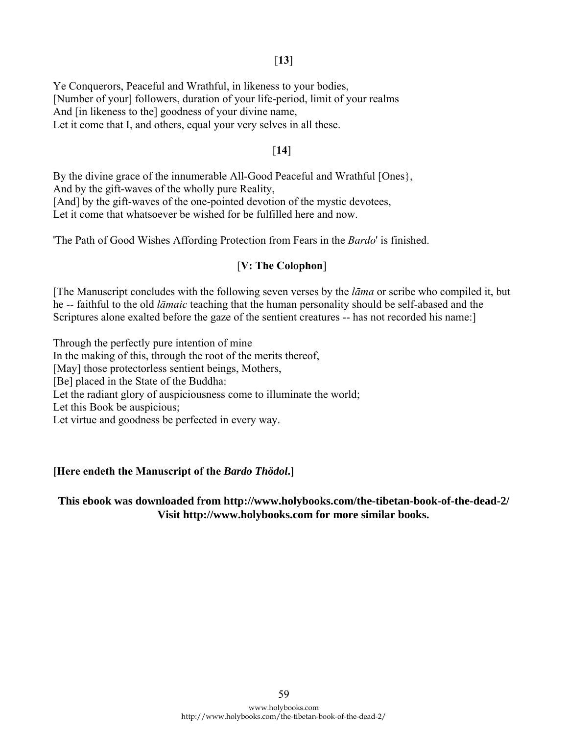[**13**]

Ye Conquerors, Peaceful and Wrathful, in likeness to your bodies,
[Number of your] followers, duration of your life-period, limit of your realms
And [in likeness to the] goodness of your divine name,
Let it come that I, and others, equal your very selves in all these.

[**14**]

By the divine grace of the innumerable All-Good Peaceful and Wrathful [Ones},
And by the gift-waves of the wholly pure Reality,
[And] by the gift-waves of the one-pointed devotion of the mystic devotees,
Let it come that whatsoever be wished for be fulfilled here and now.

'The Path of Good Wishes Affording Protection from Fears in the *Bardo*' is finished.

## [**V: The Colophon**]

[The Manuscript concludes with the following seven verses by the *lāma* or scribe who compiled it, but he -- faithful to the old *lāmaic* teaching that the human personality should be self-abased and the Scriptures alone exalted before the gaze of the sentient creatures -- has not recorded his name:]

Through the perfectly pure intention of mine
In the making of this, through the root of the merits thereof,
[May] those protectorless sentient beings, Mothers,
[Be] placed in the State of the Buddha:
Let the radiant glory of auspiciousness come to illuminate the world;
Let this Book be auspicious;
Let virtue and goodness be perfected in every way.

**[Here endeth the Manuscript of the *Bardo Thödol*.]**

**This ebook was downloaded from http://www.holybooks.com/the-tibetan-book-of-the-dead-2/**
**Visit http://www.holybooks.com for more similar books.**